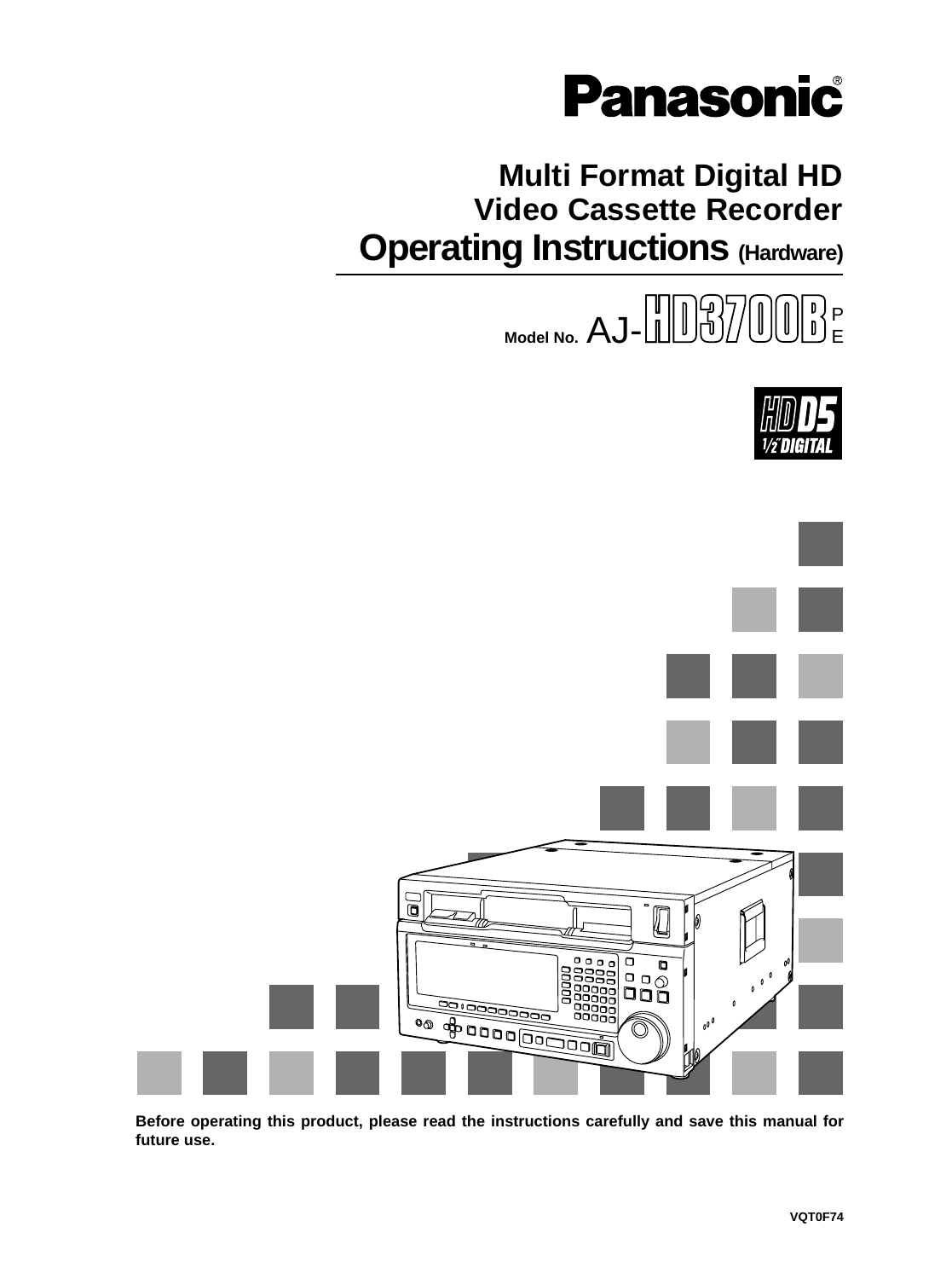Panasonic®

# Multi Format Digital HD Video Cassette Recorder

# Operating Instructions (Hardware)

Model No. AJ-HD3700B P E

HD D5 1/2" DIGITAL

**Before operating this product, please read the instructions carefully and save this manual for future use.**

VQT0F74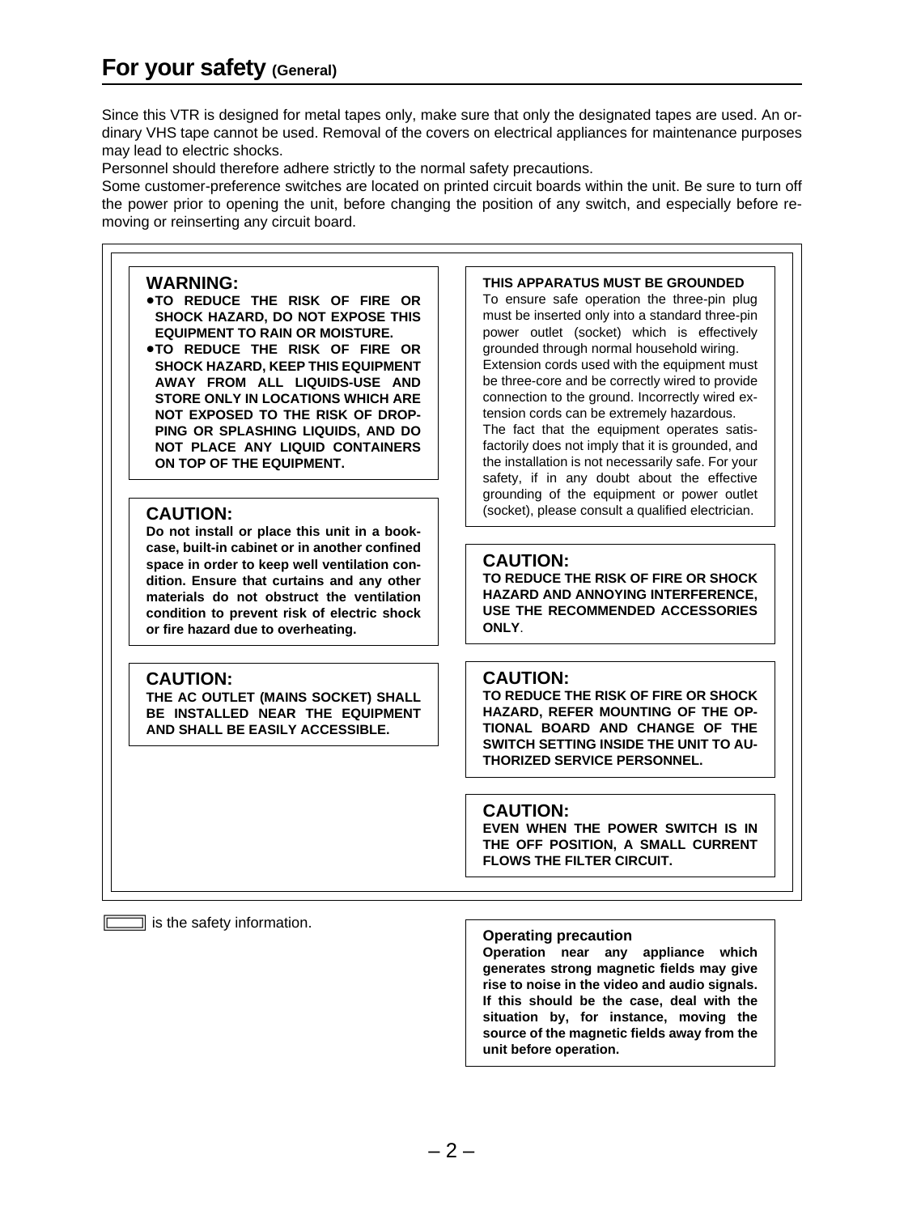# For your safety (General)

Since this VTR is designed for metal tapes only, make sure that only the designated tapes are used. An ordinary VHS tape cannot be used. Removal of the covers on electrical appliances for maintenance purposes may lead to electric shocks.

Personnel should therefore adhere strictly to the normal safety precautions.

Some customer-preference switches are located on printed circuit boards within the unit. Be sure to turn off the power prior to opening the unit, before changing the position of any switch, and especially before removing or reinserting any circuit board.

**WARNING:**

- **TO REDUCE THE RISK OF FIRE OR SHOCK HAZARD, DO NOT EXPOSE THIS EQUIPMENT TO RAIN OR MOISTURE.**
- **TO REDUCE THE RISK OF FIRE OR SHOCK HAZARD, KEEP THIS EQUIPMENT AWAY FROM ALL LIQUIDS-USE AND STORE ONLY IN LOCATIONS WHICH ARE NOT EXPOSED TO THE RISK OF DROPPING OR SPLASHING LIQUIDS, AND DO NOT PLACE ANY LIQUID CONTAINERS ON TOP OF THE EQUIPMENT.**

**CAUTION:**

**Do not install or place this unit in a bookcase, built-in cabinet or in another confined space in order to keep well ventilation condition. Ensure that curtains and any other materials do not obstruct the ventilation condition to prevent risk of electric shock or fire hazard due to overheating.**

**CAUTION:**

**THE AC OUTLET (MAINS SOCKET) SHALL BE INSTALLED NEAR THE EQUIPMENT AND SHALL BE EASILY ACCESSIBLE.**

**THIS APPARATUS MUST BE GROUNDED**

To ensure safe operation the three-pin plug must be inserted only into a standard three-pin power outlet (socket) which is effectively grounded through normal household wiring.

Extension cords used with the equipment must be three-core and be correctly wired to provide connection to the ground. Incorrectly wired extension cords can be extremely hazardous.

The fact that the equipment operates satisfactorily does not imply that it is grounded, and the installation is not necessarily safe. For your safety, if in any doubt about the effective grounding of the equipment or power outlet (socket), please consult a qualified electrician.

**CAUTION:**

**TO REDUCE THE RISK OF FIRE OR SHOCK HAZARD AND ANNOYING INTERFERENCE, USE THE RECOMMENDED ACCESSORIES ONLY.**

**CAUTION:**

**TO REDUCE THE RISK OF FIRE OR SHOCK HAZARD, REFER MOUNTING OF THE OPTIONAL BOARD AND CHANGE OF THE SWITCH SETTING INSIDE THE UNIT TO AUTHORIZED SERVICE PERSONNEL.**

**CAUTION:**

**EVEN WHEN THE POWER SWITCH IS IN THE OFF POSITION, A SMALL CURRENT FLOWS THE FILTER CIRCUIT.**

[ ] is the safety information.

**Operating precaution**

**Operation near any appliance which generates strong magnetic fields may give rise to noise in the video and audio signals. If this should be the case, deal with the situation by, for instance, moving the source of the magnetic fields away from the unit before operation.**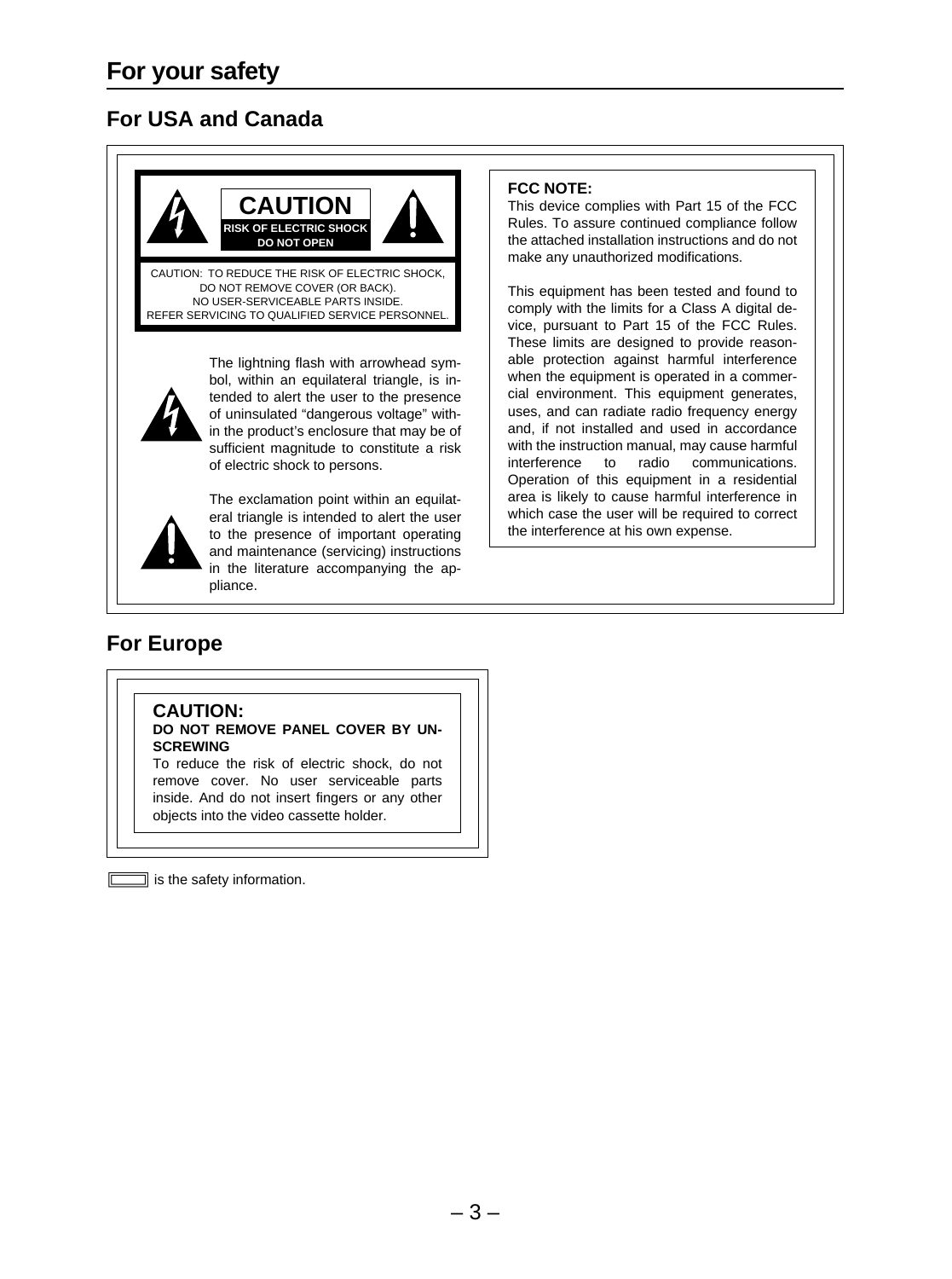# For your safety

## For USA and Canada

**CAUTION**

**RISK OF ELECTRIC SHOCK DO NOT OPEN**

CAUTION: TO REDUCE THE RISK OF ELECTRIC SHOCK, DO NOT REMOVE COVER (OR BACK). NO USER-SERVICEABLE PARTS INSIDE. REFER SERVICING TO QUALIFIED SERVICE PERSONNEL.

The lightning flash with arrowhead symbol, within an equilateral triangle, is intended to alert the user to the presence of uninsulated "dangerous voltage" within the product's enclosure that may be of sufficient magnitude to constitute a risk of electric shock to persons.

The exclamation point within an equilateral triangle is intended to alert the user to the presence of important operating and maintenance (servicing) instructions in the literature accompanying the appliance.

**FCC NOTE:**
This device complies with Part 15 of the FCC Rules. To assure continued compliance follow the attached installation instructions and do not make any unauthorized modifications.

This equipment has been tested and found to comply with the limits for a Class A digital device, pursuant to Part 15 of the FCC Rules. These limits are designed to provide reasonable protection against harmful interference when the equipment is operated in a commercial environment. This equipment generates, uses, and can radiate radio frequency energy and, if not installed and used in accordance with the instruction manual, may cause harmful interference to radio communications. Operation of this equipment in a residential area is likely to cause harmful interference in which case the user will be required to correct the interference at his own expense.

## For Europe

**CAUTION:**
**DO NOT REMOVE PANEL COVER BY UNSCREWING**
To reduce the risk of electric shock, do not remove cover. No user serviceable parts inside. And do not insert fingers or any other objects into the video cassette holder.

▭ is the safety information.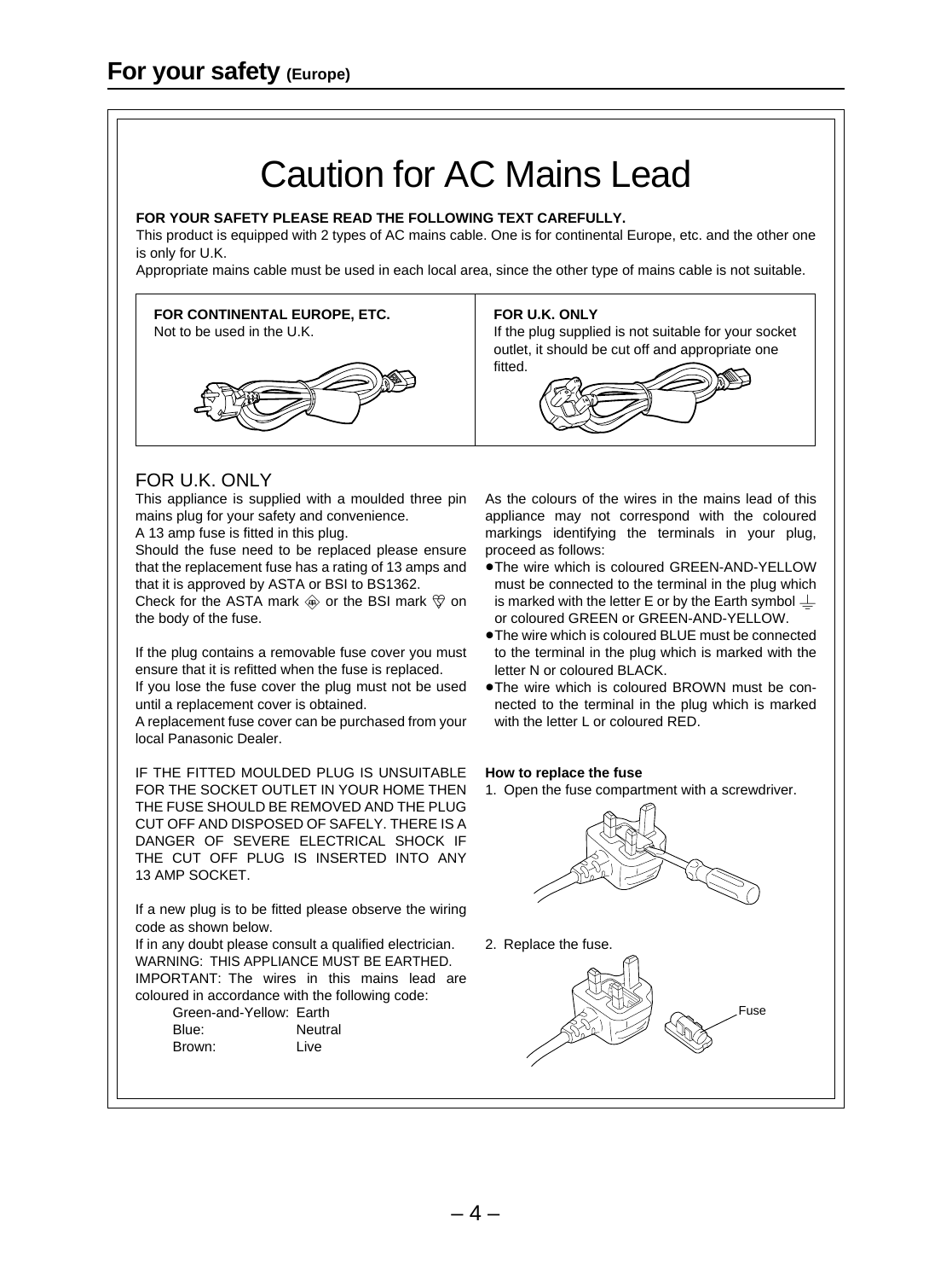## For your safety (Europe)

# Caution for AC Mains Lead

**FOR YOUR SAFETY PLEASE READ THE FOLLOWING TEXT CAREFULLY.**

This product is equipped with 2 types of AC mains cable. One is for continental Europe, etc. and the other one is only for U.K.

Appropriate mains cable must be used in each local area, since the other type of mains cable is not suitable.

**FOR CONTINENTAL EUROPE, ETC.**

Not to be used in the U.K.

**FOR U.K. ONLY**

If the plug supplied is not suitable for your socket outlet, it should be cut off and appropriate one fitted.

## FOR U.K. ONLY

This appliance is supplied with a moulded three pin mains plug for your safety and convenience.

A 13 amp fuse is fitted in this plug.

Should the fuse need to be replaced please ensure that the replacement fuse has a rating of 13 amps and that it is approved by ASTA or BSI to BS1362.

Check for the ASTA mark or the BSI mark on the body of the fuse.

If the plug contains a removable fuse cover you must ensure that it is refitted when the fuse is replaced.

If you lose the fuse cover the plug must not be used until a replacement cover is obtained.

A replacement fuse cover can be purchased from your local Panasonic Dealer.

IF THE FITTED MOULDED PLUG IS UNSUITABLE FOR THE SOCKET OUTLET IN YOUR HOME THEN THE FUSE SHOULD BE REMOVED AND THE PLUG CUT OFF AND DISPOSED OF SAFELY. THERE IS A DANGER OF SEVERE ELECTRICAL SHOCK IF THE CUT OFF PLUG IS INSERTED INTO ANY 13 AMP SOCKET.

If a new plug is to be fitted please observe the wiring code as shown below.

If in any doubt please consult a qualified electrician.

WARNING: THIS APPLIANCE MUST BE EARTHED.

IMPORTANT: The wires in this mains lead are coloured in accordance with the following code:

| | |
|---|---|
| Green-and-Yellow: | Earth |
| Blue: | Neutral |
| Brown: | Live |

As the colours of the wires in the mains lead of this appliance may not correspond with the coloured markings identifying the terminals in your plug, proceed as follows:

- The wire which is coloured GREEN-AND-YELLOW must be connected to the terminal in the plug which is marked with the letter E or by the Earth symbol ⏚ or coloured GREEN or GREEN-AND-YELLOW.
- The wire which is coloured BLUE must be connected to the terminal in the plug which is marked with the letter N or coloured BLACK.
- The wire which is coloured BROWN must be connected to the terminal in the plug which is marked with the letter L or coloured RED.

**How to replace the fuse**

1. Open the fuse compartment with a screwdriver.

2. Replace the fuse.

Fuse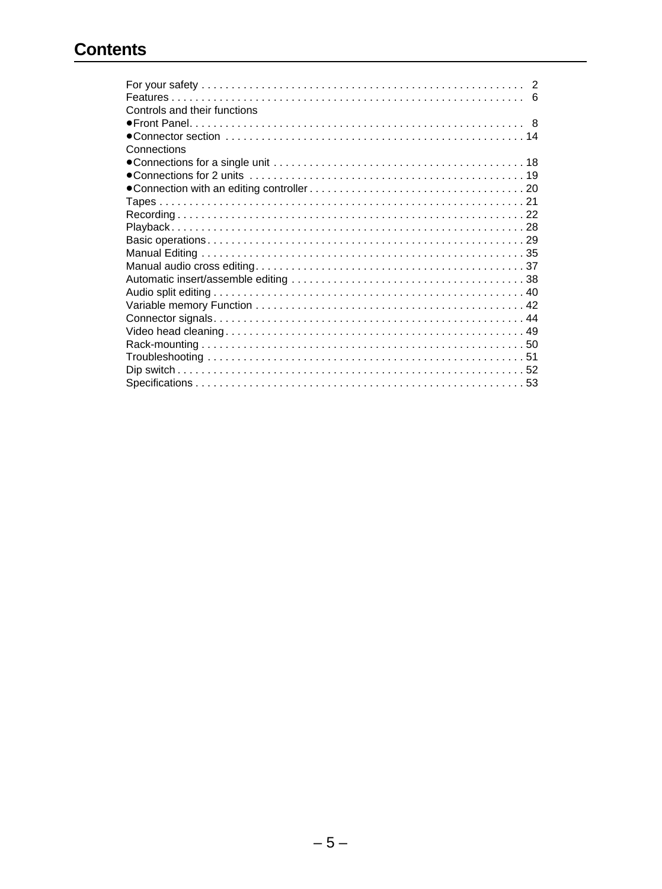# Contents

For your safety . . . . . . . . . . . . . . . . . . . . . . . . . . . . . . . . . . . . . . . . . . . . . . . . . . . . . 2
Features . . . . . . . . . . . . . . . . . . . . . . . . . . . . . . . . . . . . . . . . . . . . . . . . . . . . . . . . . . 6
Controls and their functions
●Front Panel. . . . . . . . . . . . . . . . . . . . . . . . . . . . . . . . . . . . . . . . . . . . . . . . . . . . . . . 8
●Connector section . . . . . . . . . . . . . . . . . . . . . . . . . . . . . . . . . . . . . . . . . . . . . . . . . 14
Connections
●Connections for a single unit . . . . . . . . . . . . . . . . . . . . . . . . . . . . . . . . . . . . . . . . . 18
●Connections for 2 units . . . . . . . . . . . . . . . . . . . . . . . . . . . . . . . . . . . . . . . . . . . . . 19
●Connection with an editing controller . . . . . . . . . . . . . . . . . . . . . . . . . . . . . . . . . . . 20
Tapes . . . . . . . . . . . . . . . . . . . . . . . . . . . . . . . . . . . . . . . . . . . . . . . . . . . . . . . . . . . . 21
Recording . . . . . . . . . . . . . . . . . . . . . . . . . . . . . . . . . . . . . . . . . . . . . . . . . . . . . . . . . 22
Playback . . . . . . . . . . . . . . . . . . . . . . . . . . . . . . . . . . . . . . . . . . . . . . . . . . . . . . . . . . 28
Basic operations . . . . . . . . . . . . . . . . . . . . . . . . . . . . . . . . . . . . . . . . . . . . . . . . . . . . 29
Manual Editing . . . . . . . . . . . . . . . . . . . . . . . . . . . . . . . . . . . . . . . . . . . . . . . . . . . . . 35
Manual audio cross editing . . . . . . . . . . . . . . . . . . . . . . . . . . . . . . . . . . . . . . . . . . . . 37
Automatic insert/assemble editing . . . . . . . . . . . . . . . . . . . . . . . . . . . . . . . . . . . . . . 38
Audio split editing . . . . . . . . . . . . . . . . . . . . . . . . . . . . . . . . . . . . . . . . . . . . . . . . . . . 40
Variable memory Function . . . . . . . . . . . . . . . . . . . . . . . . . . . . . . . . . . . . . . . . . . . . 42
Connector signals . . . . . . . . . . . . . . . . . . . . . . . . . . . . . . . . . . . . . . . . . . . . . . . . . . . 44
Video head cleaning . . . . . . . . . . . . . . . . . . . . . . . . . . . . . . . . . . . . . . . . . . . . . . . . . 49
Rack-mounting . . . . . . . . . . . . . . . . . . . . . . . . . . . . . . . . . . . . . . . . . . . . . . . . . . . . . 50
Troubleshooting . . . . . . . . . . . . . . . . . . . . . . . . . . . . . . . . . . . . . . . . . . . . . . . . . . . . 51
Dip switch . . . . . . . . . . . . . . . . . . . . . . . . . . . . . . . . . . . . . . . . . . . . . . . . . . . . . . . . . 52
Specifications . . . . . . . . . . . . . . . . . . . . . . . . . . . . . . . . . . . . . . . . . . . . . . . . . . . . . . 53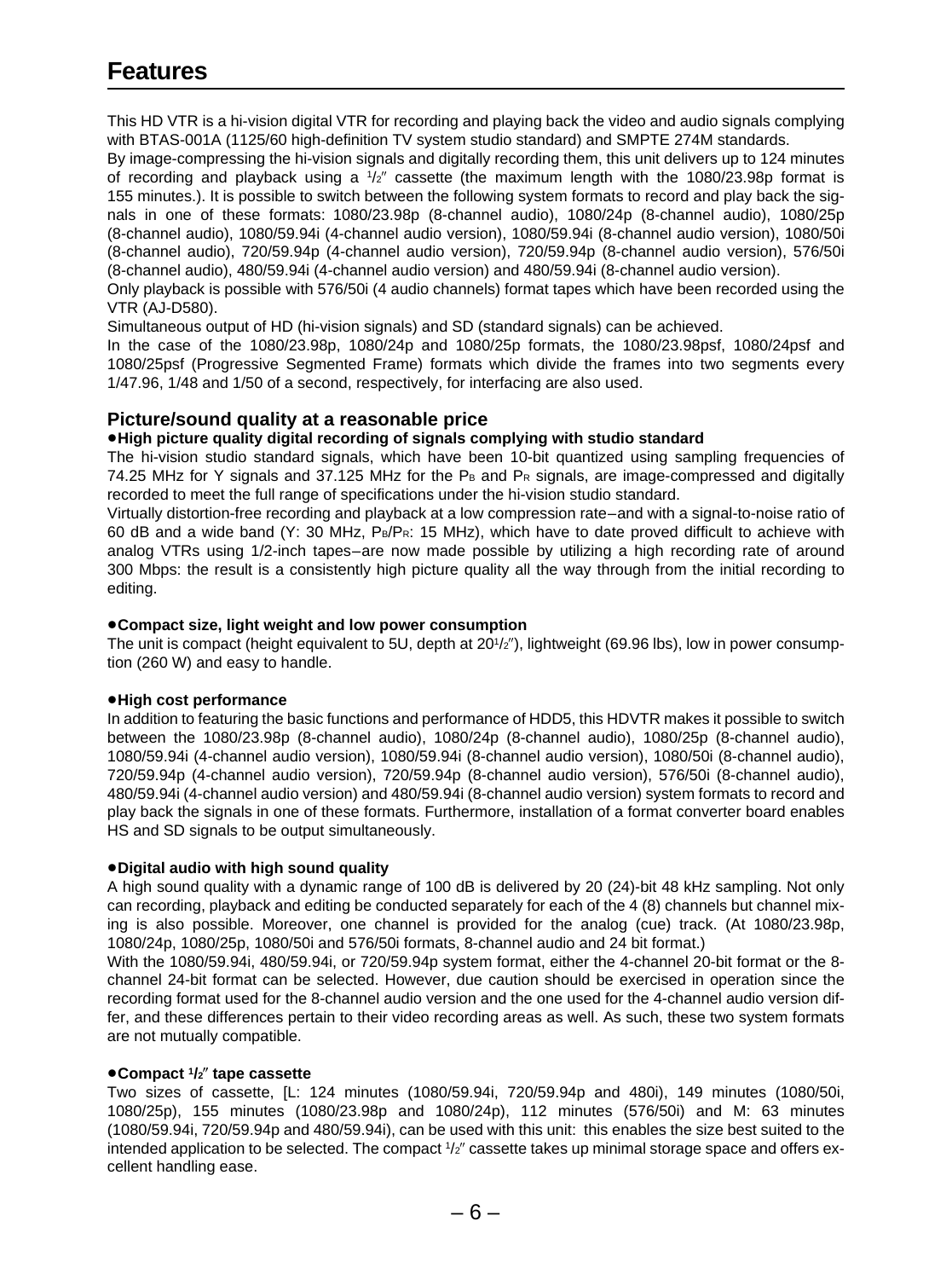# Features

This HD VTR is a hi-vision digital VTR for recording and playing back the video and audio signals complying with BTAS-001A (1125/60 high-definition TV system studio standard) and SMPTE 274M standards.

By image-compressing the hi-vision signals and digitally recording them, this unit delivers up to 124 minutes of recording and playback using a 1/2″ cassette (the maximum length with the 1080/23.98p format is 155 minutes.). It is possible to switch between the following system formats to record and play back the signals in one of these formats: 1080/23.98p (8-channel audio), 1080/24p (8-channel audio), 1080/25p (8-channel audio), 1080/59.94i (4-channel audio version), 1080/59.94i (8-channel audio version), 1080/50i (8-channel audio), 720/59.94p (4-channel audio version), 720/59.94p (8-channel audio version), 576/50i (8-channel audio), 480/59.94i (4-channel audio version) and 480/59.94i (8-channel audio version).

Only playback is possible with 576/50i (4 audio channels) format tapes which have been recorded using the VTR (AJ-D580).

Simultaneous output of HD (hi-vision signals) and SD (standard signals) can be achieved.

In the case of the 1080/23.98p, 1080/24p and 1080/25p formats, the 1080/23.98psf, 1080/24psf and 1080/25psf (Progressive Segmented Frame) formats which divide the frames into two segments every 1/47.96, 1/48 and 1/50 of a second, respectively, for interfacing are also used.

## Picture/sound quality at a reasonable price

**●High picture quality digital recording of signals complying with studio standard**

The hi-vision studio standard signals, which have been 10-bit quantized using sampling frequencies of 74.25 MHz for Y signals and 37.125 MHz for the $P_B$ and $P_R$ signals, are image-compressed and digitally recorded to meet the full range of specifications under the hi-vision studio standard.

Virtually distortion-free recording and playback at a low compression rate–and with a signal-to-noise ratio of 60 dB and a wide band (Y: 30 MHz, $P_B$/$P_R$: 15 MHz), which have to date proved difficult to achieve with analog VTRs using 1/2-inch tapes–are now made possible by utilizing a high recording rate of around 300 Mbps: the result is a consistently high picture quality all the way through from the initial recording to editing.

**●Compact size, light weight and low power consumption**

The unit is compact (height equivalent to 5U, depth at 20 1/2″), lightweight (69.96 lbs), low in power consumption (260 W) and easy to handle.

**●High cost performance**

In addition to featuring the basic functions and performance of HDD5, this HDVTR makes it possible to switch between the 1080/23.98p (8-channel audio), 1080/24p (8-channel audio), 1080/25p (8-channel audio), 1080/59.94i (4-channel audio version), 1080/59.94i (8-channel audio version), 1080/50i (8-channel audio), 720/59.94p (4-channel audio version), 720/59.94p (8-channel audio version), 576/50i (8-channel audio), 480/59.94i (4-channel audio version) and 480/59.94i (8-channel audio version) system formats to record and play back the signals in one of these formats. Furthermore, installation of a format converter board enables HS and SD signals to be output simultaneously.

**●Digital audio with high sound quality**

A high sound quality with a dynamic range of 100 dB is delivered by 20 (24)-bit 48 kHz sampling. Not only can recording, playback and editing be conducted separately for each of the 4 (8) channels but channel mixing is also possible. Moreover, one channel is provided for the analog (cue) track. (At 1080/23.98p, 1080/24p, 1080/25p, 1080/50i and 576/50i formats, 8-channel audio and 24 bit format.)

With the 1080/59.94i, 480/59.94i, or 720/59.94p system format, either the 4-channel 20-bit format or the 8-channel 24-bit format can be selected. However, due caution should be exercised in operation since the recording format used for the 8-channel audio version and the one used for the 4-channel audio version differ, and these differences pertain to their video recording areas as well. As such, these two system formats are not mutually compatible.

**●Compact 1/2″ tape cassette**

Two sizes of cassette, [L: 124 minutes (1080/59.94i, 720/59.94p and 480i), 149 minutes (1080/50i, 1080/25p), 155 minutes (1080/23.98p and 1080/24p), 112 minutes (576/50i) and M: 63 minutes (1080/59.94i, 720/59.94p and 480/59.94i), can be used with this unit: this enables the size best suited to the intended application to be selected. The compact 1/2″ cassette takes up minimal storage space and offers excellent handling ease.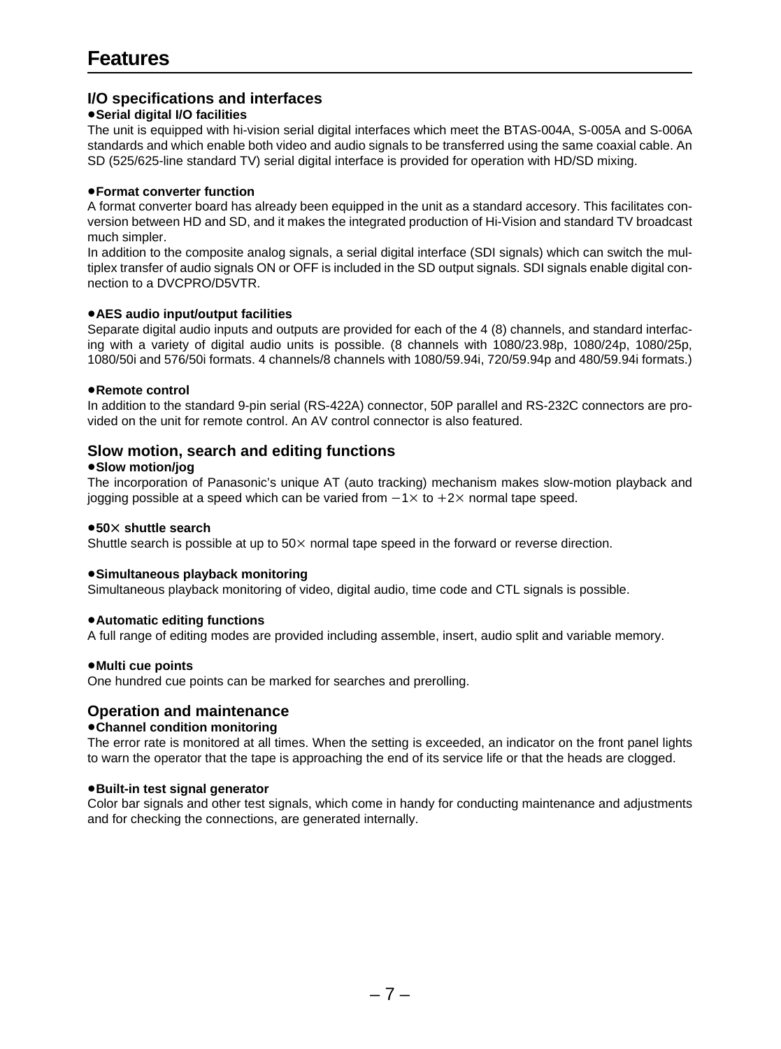# Features

## I/O specifications and interfaces

**●Serial digital I/O facilities**

The unit is equipped with hi-vision serial digital interfaces which meet the BTAS-004A, S-005A and S-006A standards and which enable both video and audio signals to be transferred using the same coaxial cable. An SD (525/625-line standard TV) serial digital interface is provided for operation with HD/SD mixing.

**●Format converter function**

A format converter board has already been equipped in the unit as a standard accesory. This facilitates conversion between HD and SD, and it makes the integrated production of Hi-Vision and standard TV broadcast much simpler.

In addition to the composite analog signals, a serial digital interface (SDI signals) which can switch the multiplex transfer of audio signals ON or OFF is included in the SD output signals. SDI signals enable digital connection to a DVCPRO/D5VTR.

**●AES audio input/output facilities**

Separate digital audio inputs and outputs are provided for each of the 4 (8) channels, and standard interfacing with a variety of digital audio units is possible. (8 channels with 1080/23.98p, 1080/24p, 1080/25p, 1080/50i and 576/50i formats. 4 channels/8 channels with 1080/59.94i, 720/59.94p and 480/59.94i formats.)

**●Remote control**

In addition to the standard 9-pin serial (RS-422A) connector, 50P parallel and RS-232C connectors are provided on the unit for remote control. An AV control connector is also featured.

## Slow motion, search and editing functions

**●Slow motion/jog**

The incorporation of Panasonic's unique AT (auto tracking) mechanism makes slow-motion playback and jogging possible at a speed which can be varied from −1× to +2× normal tape speed.

**●50× shuttle search**

Shuttle search is possible at up to 50× normal tape speed in the forward or reverse direction.

**●Simultaneous playback monitoring**

Simultaneous playback monitoring of video, digital audio, time code and CTL signals is possible.

**●Automatic editing functions**

A full range of editing modes are provided including assemble, insert, audio split and variable memory.

**●Multi cue points**

One hundred cue points can be marked for searches and prerolling.

## Operation and maintenance

**●Channel condition monitoring**

The error rate is monitored at all times. When the setting is exceeded, an indicator on the front panel lights to warn the operator that the tape is approaching the end of its service life or that the heads are clogged.

**●Built-in test signal generator**

Color bar signals and other test signals, which come in handy for conducting maintenance and adjustments and for checking the connections, are generated internally.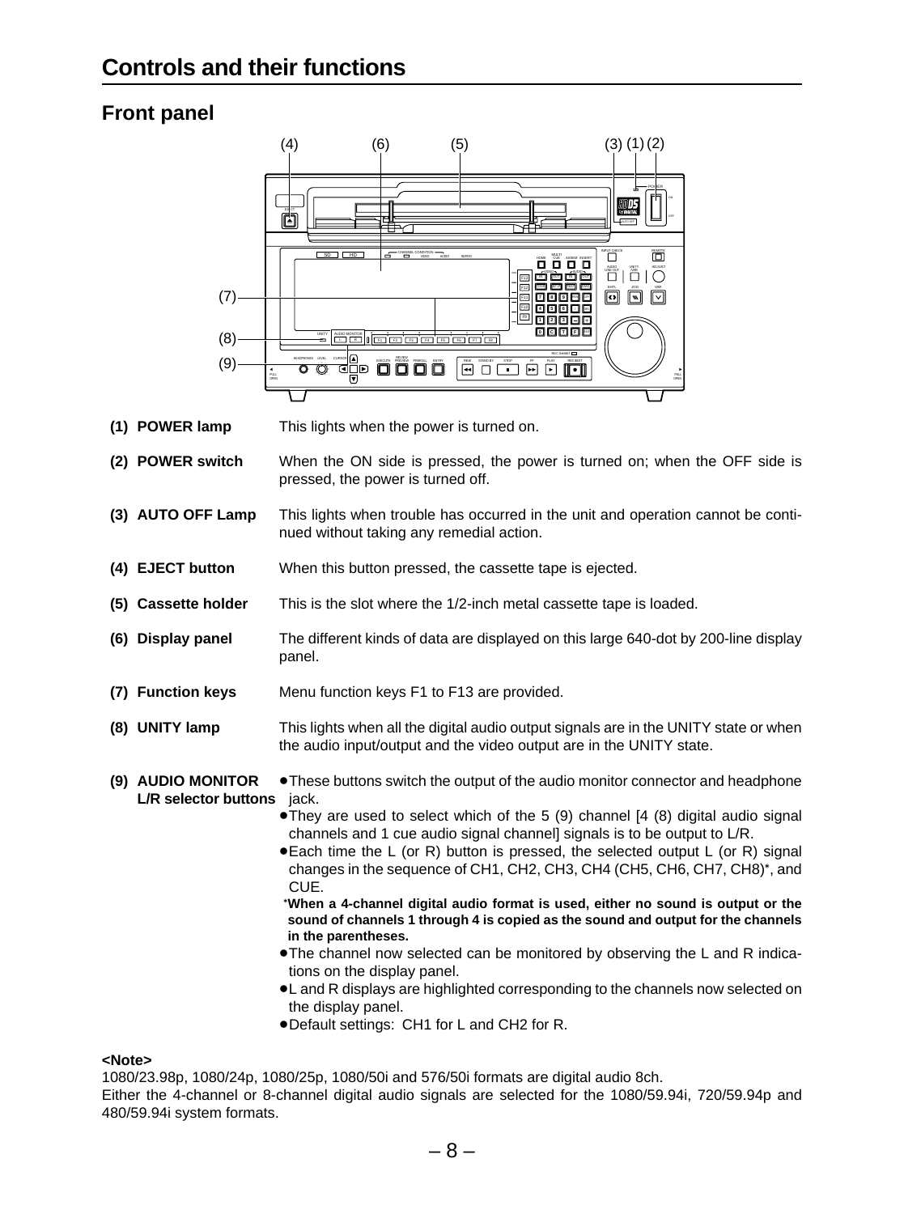# Controls and their functions

## Front panel

**(1) POWER lamp**
This lights when the power is turned on.

**(2) POWER switch**
When the ON side is pressed, the power is turned on; when the OFF side is pressed, the power is turned off.

**(3) AUTO OFF Lamp**
This lights when trouble has occurred in the unit and operation cannot be continued without taking any remedial action.

**(4) EJECT button**
When this button pressed, the cassette tape is ejected.

**(5) Cassette holder**
This is the slot where the 1/2-inch metal cassette tape is loaded.

**(6) Display panel**
The different kinds of data are displayed on this large 640-dot by 200-line display panel.

**(7) Function keys**
Menu function keys F1 to F13 are provided.

**(8) UNITY lamp**
This lights when all the digital audio output signals are in the UNITY state or when the audio input/output and the video output are in the UNITY state.

**(9) AUDIO MONITOR L/R selector buttons**
- These buttons switch the output of the audio monitor connector and headphone jack.
- They are used to select which of the 5 (9) channel [4 (8) digital audio signal channels and 1 cue audio signal channel] signals is to be output to L/R.
- Each time the L (or R) button is pressed, the selected output L (or R) signal changes in the sequence of CH1, CH2, CH3, CH4 (CH5, CH6, CH7, CH8)*, and CUE.

  ***When a 4-channel digital audio format is used, either no sound is output or the sound of channels 1 through 4 is copied as the sound and output for the channels in the parentheses.**
- The channel now selected can be monitored by observing the L and R indications on the display panel.
- L and R displays are highlighted corresponding to the channels now selected on the display panel.
- Default settings: CH1 for L and CH2 for R.

**<Note>**

1080/23.98p, 1080/24p, 1080/25p, 1080/50i and 576/50i formats are digital audio 8ch.
Either the 4-channel or 8-channel digital audio signals are selected for the 1080/59.94i, 720/59.94p and 480/59.94i system formats.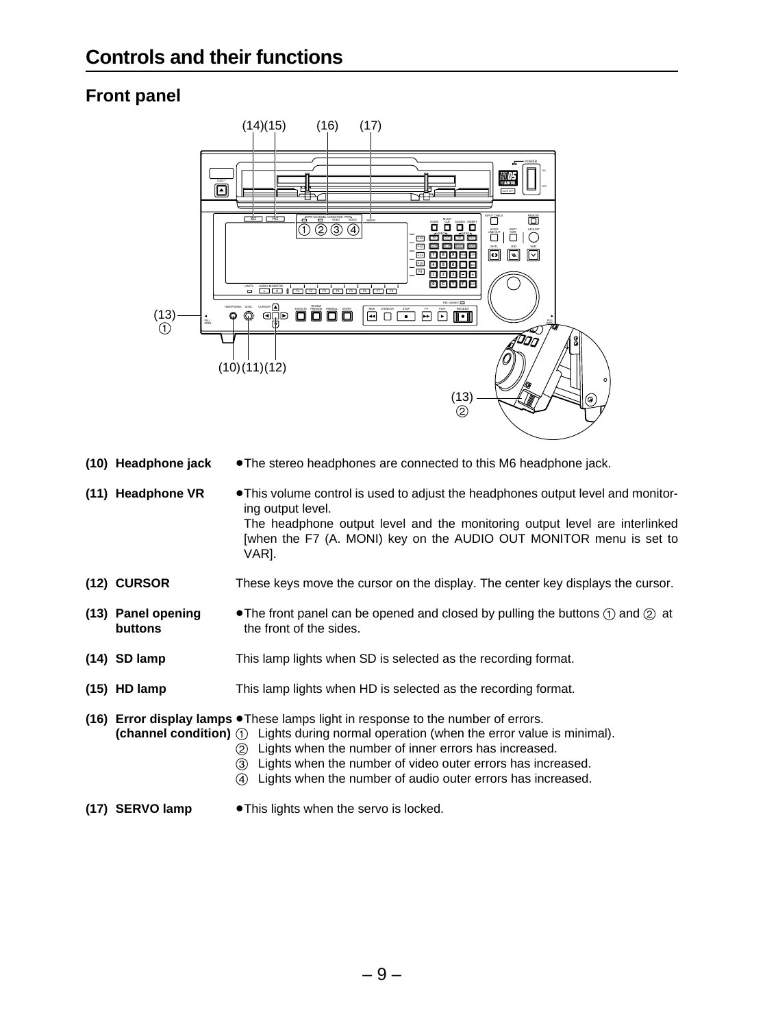# Controls and their functions

## Front panel

**(10) Headphone jack** ●The stereo headphones are connected to this M6 headphone jack.

**(11) Headphone VR** ●This volume control is used to adjust the headphones output level and monitoring output level.
The headphone output level and the monitoring output level are interlinked [when the F7 (A. MONI) key on the AUDIO OUT MONITOR menu is set to VAR].

**(12) CURSOR** These keys move the cursor on the display. The center key displays the cursor.

**(13) Panel opening buttons** ●The front panel can be opened and closed by pulling the buttons ① and ② at the front of the sides.

**(14) SD lamp** This lamp lights when SD is selected as the recording format.

**(15) HD lamp** This lamp lights when HD is selected as the recording format.

**(16) Error display lamps (channel condition)** ●These lamps light in response to the number of errors.
① Lights during normal operation (when the error value is minimal).
② Lights when the number of inner errors has increased.
③ Lights when the number of video outer errors has increased.
④ Lights when the number of audio outer errors has increased.

**(17) SERVO lamp** ●This lights when the servo is locked.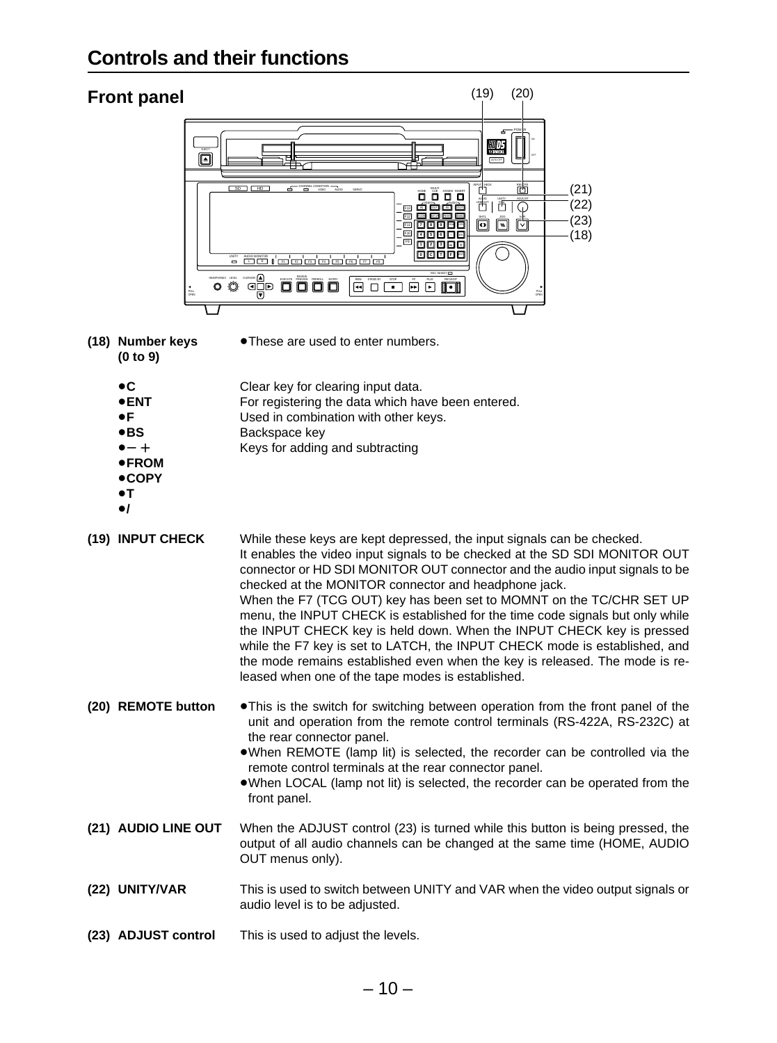# Controls and their functions

## Front panel

**(18) Number keys (0 to 9)**
- These are used to enter numbers.

- **C** — Clear key for clearing input data.
- **ENT** — For registering the data which have been entered.
- **F** — Used in combination with other keys.
- **BS** — Backspace key
- **− +** — Keys for adding and subtracting
- **FROM**
- **COPY**
- **T**
- **/**

**(19) INPUT CHECK**
While these keys are kept depressed, the input signals can be checked.
It enables the video input signals to be checked at the SD SDI MONITOR OUT connector or HD SDI MONITOR OUT connector and the audio input signals to be checked at the MONITOR connector and headphone jack.
When the F7 (TCG OUT) key has been set to MOMNT on the TC/CHR SET UP menu, the INPUT CHECK is established for the time code signals but only while the INPUT CHECK key is held down. When the INPUT CHECK key is pressed while the F7 key is set to LATCH, the INPUT CHECK mode is established, and the mode remains established even when the key is released. The mode is released when one of the tape modes is established.

**(20) REMOTE button**
- This is the switch for switching between operation from the front panel of the unit and operation from the remote control terminals (RS-422A, RS-232C) at the rear connector panel.
- When REMOTE (lamp lit) is selected, the recorder can be controlled via the remote control terminals at the rear connector panel.
- When LOCAL (lamp not lit) is selected, the recorder can be operated from the front panel.

**(21) AUDIO LINE OUT**
When the ADJUST control (23) is turned while this button is being pressed, the output of all audio channels can be changed at the same time (HOME, AUDIO OUT menus only).

**(22) UNITY/VAR**
This is used to switch between UNITY and VAR when the video output signals or audio level is to be adjusted.

**(23) ADJUST control**
This is used to adjust the levels.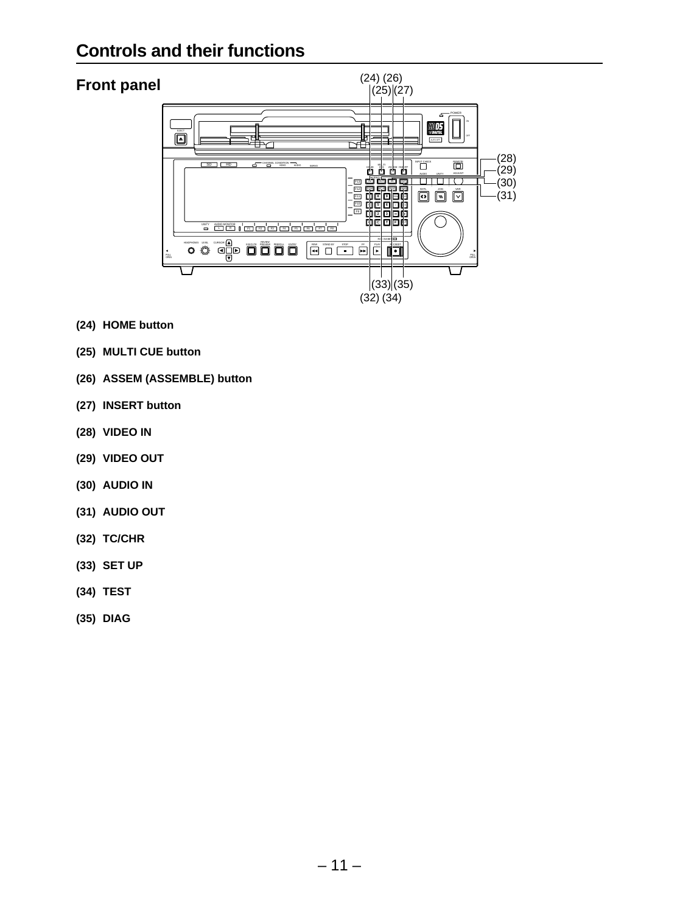# Controls and their functions

## Front panel

**(24) HOME button**

**(25) MULTI CUE button**

**(26) ASSEM (ASSEMBLE) button**

**(27) INSERT button**

**(28) VIDEO IN**

**(29) VIDEO OUT**

**(30) AUDIO IN**

**(31) AUDIO OUT**

**(32) TC/CHR**

**(33) SET UP**

**(34) TEST**

**(35) DIAG**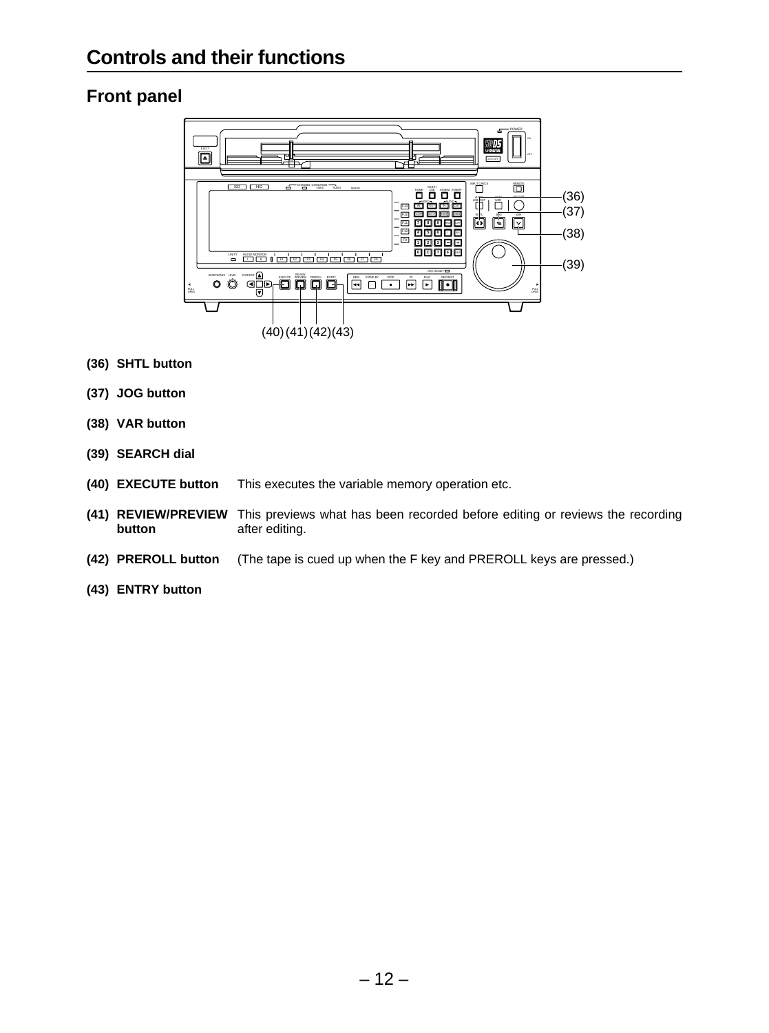# Controls and their functions

## Front panel

**(36) SHTL button**

**(37) JOG button**

**(38) VAR button**

**(39) SEARCH dial**

**(40) EXECUTE button** This executes the variable memory operation etc.

**(41) REVIEW/PREVIEW button** This previews what has been recorded before editing or reviews the recording after editing.

**(42) PREROLL button** (The tape is cued up when the F key and PREROLL keys are pressed.)

**(43) ENTRY button**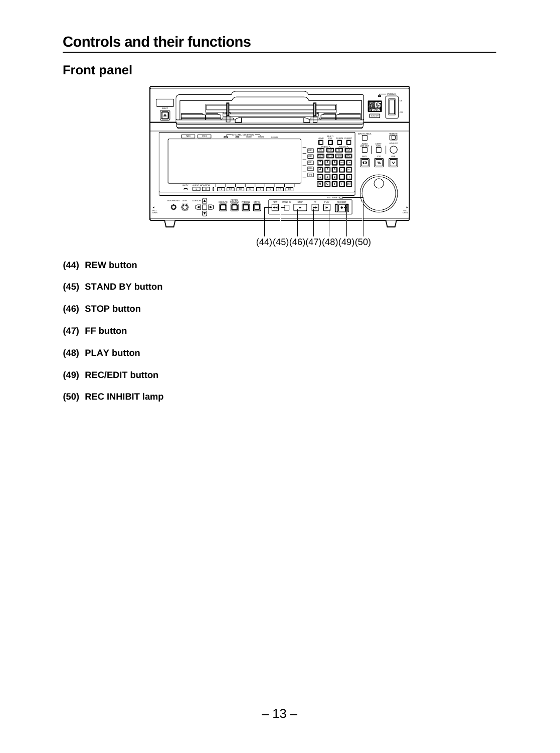# Controls and their functions

## Front panel

(44)(45)(46)(47)(48)(49)(50)

**(44) REW button**

**(45) STAND BY button**

**(46) STOP button**

**(47) FF button**

**(48) PLAY button**

**(49) REC/EDIT button**

**(50) REC INHIBIT lamp**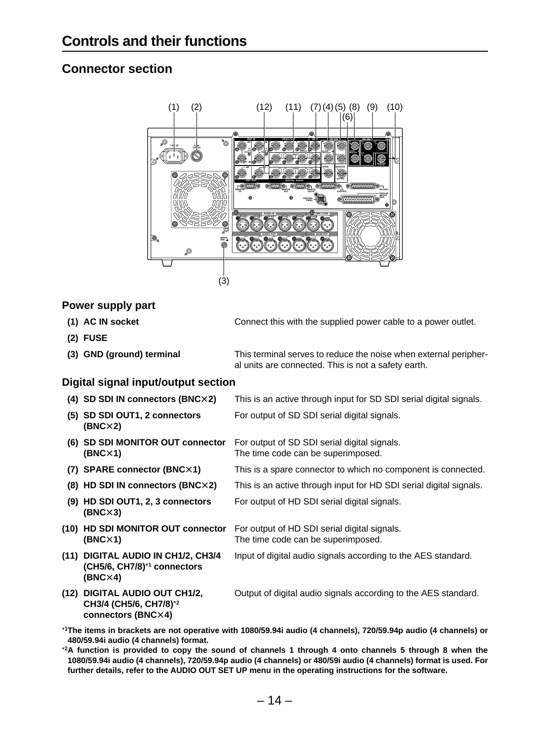# Controls and their functions

## Connector section

### Power supply part

**(1) AC IN socket** Connect this with the supplied power cable to a power outlet.

**(2) FUSE**

**(3) GND (ground) terminal** This terminal serves to reduce the noise when external peripheral units are connected. This is not a safety earth.

### Digital signal input/output section

**(4) SD SDI IN connectors (BNC×2)** This is an active through input for SD SDI serial digital signals.

**(5) SD SDI OUT1, 2 connectors (BNC×2)** For output of SD SDI serial digital signals.

**(6) SD SDI MONITOR OUT connector (BNC×1)** For output of SD SDI serial digital signals. The time code can be superimposed.

**(7) SPARE connector (BNC×1)** This is a spare connector to which no component is connected.

**(8) HD SDI IN connectors (BNC×2)** This is an active through input for HD SDI serial digital signals.

**(9) HD SDI OUT1, 2, 3 connectors (BNC×3)** For output of HD SDI serial digital signals.

**(10) HD SDI MONITOR OUT connector (BNC×1)** For output of HD SDI serial digital signals. The time code can be superimposed.

**(11) DIGITAL AUDIO IN CH1/2, CH3/4 (CH5/6, CH7/8)**[*1] **connectors (BNC×4)** Input of digital audio signals according to the AES standard.

**(12) DIGITAL AUDIO OUT CH1/2, CH3/4 (CH5/6, CH7/8)**[*2] **connectors (BNC×4)** Output of digital audio signals according to the AES standard.

[*1] **The items in brackets are not operative with 1080/59.94i audio (4 channels), 720/59.94p audio (4 channels) or 480/59.94i audio (4 channels) format.**

[*2] **A function is provided to copy the sound of channels 1 through 4 onto channels 5 through 8 when the 1080/59.94i audio (4 channels), 720/59.94p audio (4 channels) or 480/59i audio (4 channels) format is used. For further details, refer to the AUDIO OUT SET UP menu in the operating instructions for the software.**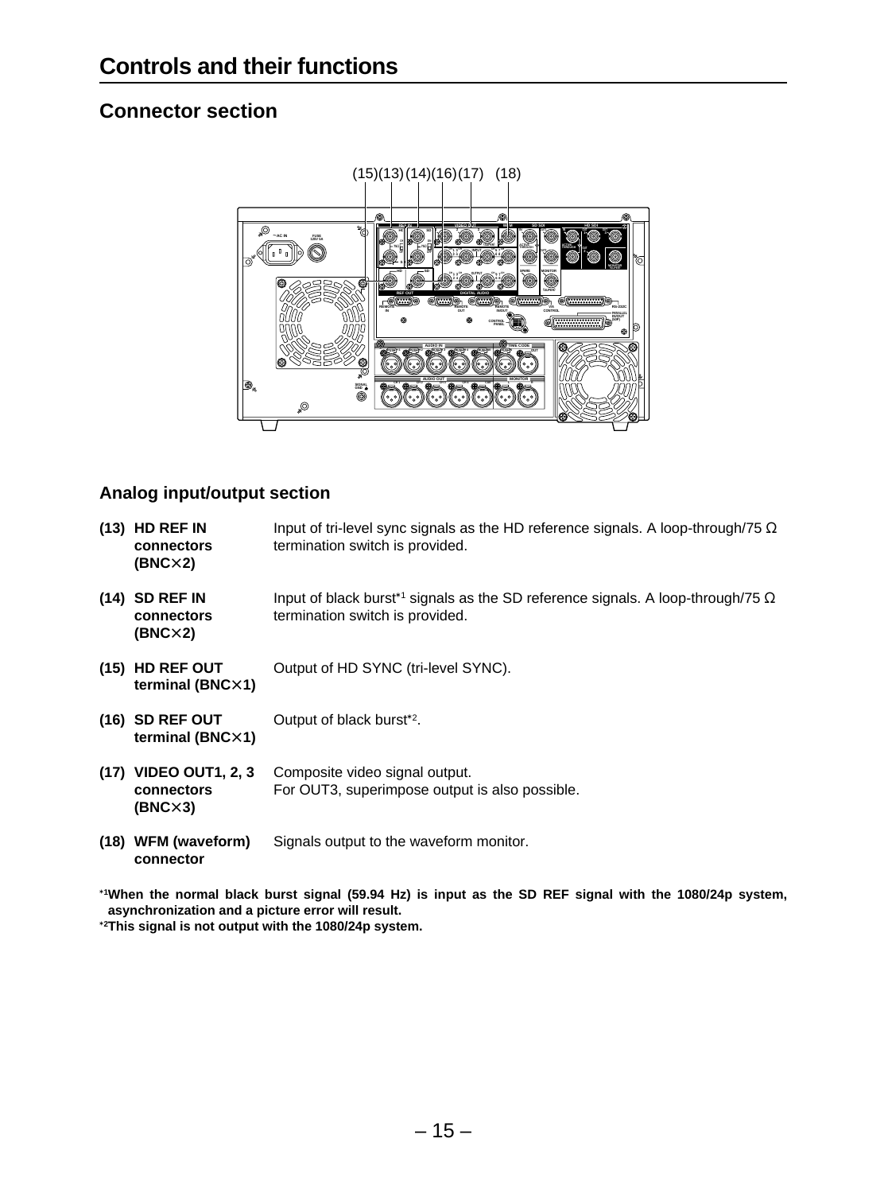# Controls and their functions

## Connector section

### Analog input/output section

**(13) HD REF IN connectors (BNC×2)**
Input of tri-level sync signals as the HD reference signals. A loop-through/75 Ω termination switch is provided.

**(14) SD REF IN connectors (BNC×2)**
Input of black burst*1 signals as the SD reference signals. A loop-through/75 Ω termination switch is provided.

**(15) HD REF OUT terminal (BNC×1)**
Output of HD SYNC (tri-level SYNC).

**(16) SD REF OUT terminal (BNC×1)**
Output of black burst*2.

**(17) VIDEO OUT1, 2, 3 connectors (BNC×3)**
Composite video signal output.
For OUT3, superimpose output is also possible.

**(18) WFM (waveform) connector**
Signals output to the waveform monitor.

**\*1When the normal black burst signal (59.94 Hz) is input as the SD REF signal with the 1080/24p system, asynchronization and a picture error will result.**

**\*2This signal is not output with the 1080/24p system.**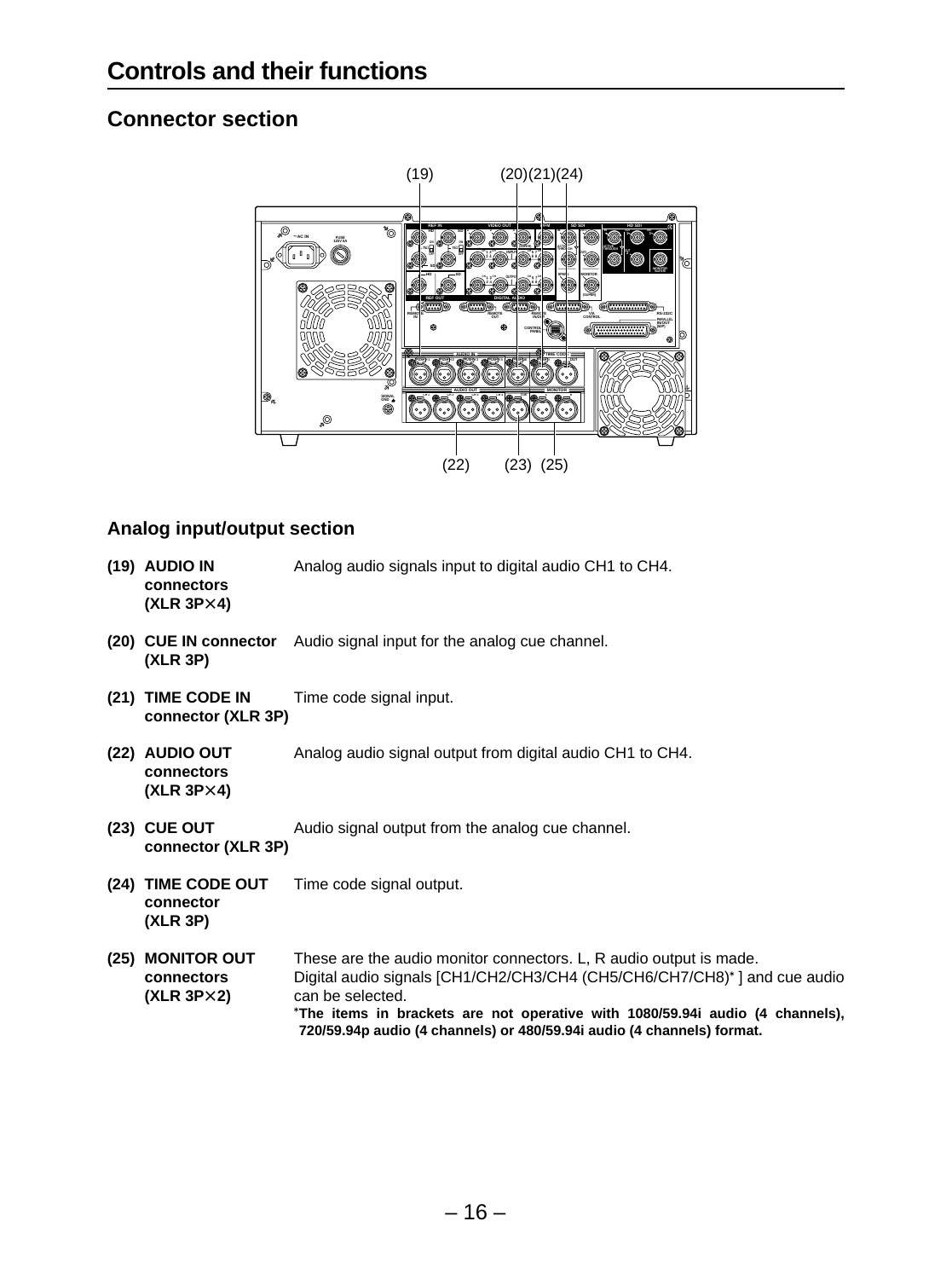# Controls and their functions

## Connector section

(19) (20)(21)(24)

(22) (23) (25)

### Analog input/output section

**(19) AUDIO IN connectors (XLR 3P×4)**
Analog audio signals input to digital audio CH1 to CH4.

**(20) CUE IN connector (XLR 3P)**
Audio signal input for the analog cue channel.

**(21) TIME CODE IN connector (XLR 3P)**
Time code signal input.

**(22) AUDIO OUT connectors (XLR 3P×4)**
Analog audio signal output from digital audio CH1 to CH4.

**(23) CUE OUT connector (XLR 3P)**
Audio signal output from the analog cue channel.

**(24) TIME CODE OUT connector (XLR 3P)**
Time code signal output.

**(25) MONITOR OUT connectors (XLR 3P×2)**
These are the audio monitor connectors. L, R audio output is made.
Digital audio signals [CH1/CH2/CH3/CH4 (CH5/CH6/CH7/CH8)* ] and cue audio can be selected.
***The items in brackets are not operative with 1080/59.94i audio (4 channels), 720/59.94p audio (4 channels) or 480/59.94i audio (4 channels) format.**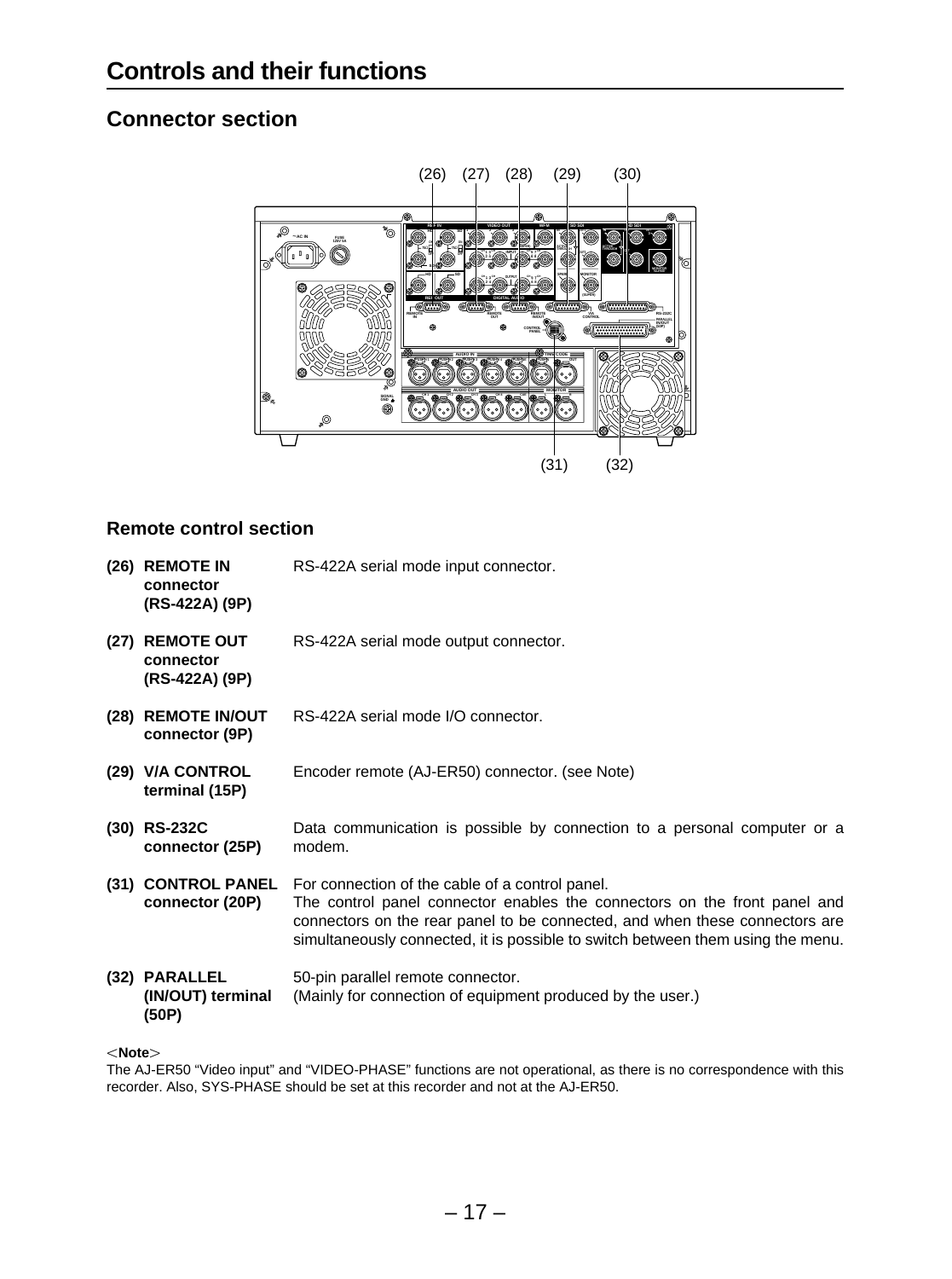# Controls and their functions

## Connector section

### Remote control section

**(26) REMOTE IN connector (RS-422A) (9P)**
RS-422A serial mode input connector.

**(27) REMOTE OUT connector (RS-422A) (9P)**
RS-422A serial mode output connector.

**(28) REMOTE IN/OUT connector (9P)**
RS-422A serial mode I/O connector.

**(29) V/A CONTROL terminal (15P)**
Encoder remote (AJ-ER50) connector. (see Note)

**(30) RS-232C connector (25P)**
Data communication is possible by connection to a personal computer or a modem.

**(31) CONTROL PANEL connector (20P)**
For connection of the cable of a control panel.
The control panel connector enables the connectors on the front panel and connectors on the rear panel to be connected, and when these connectors are simultaneously connected, it is possible to switch between them using the menu.

**(32) PARALLEL (IN/OUT) terminal (50P)**
50-pin parallel remote connector.
(Mainly for connection of equipment produced by the user.)

<**Note**>
The AJ-ER50 “Video input” and “VIDEO-PHASE” functions are not operational, as there is no correspondence with this recorder. Also, SYS-PHASE should be set at this recorder and not at the AJ-ER50.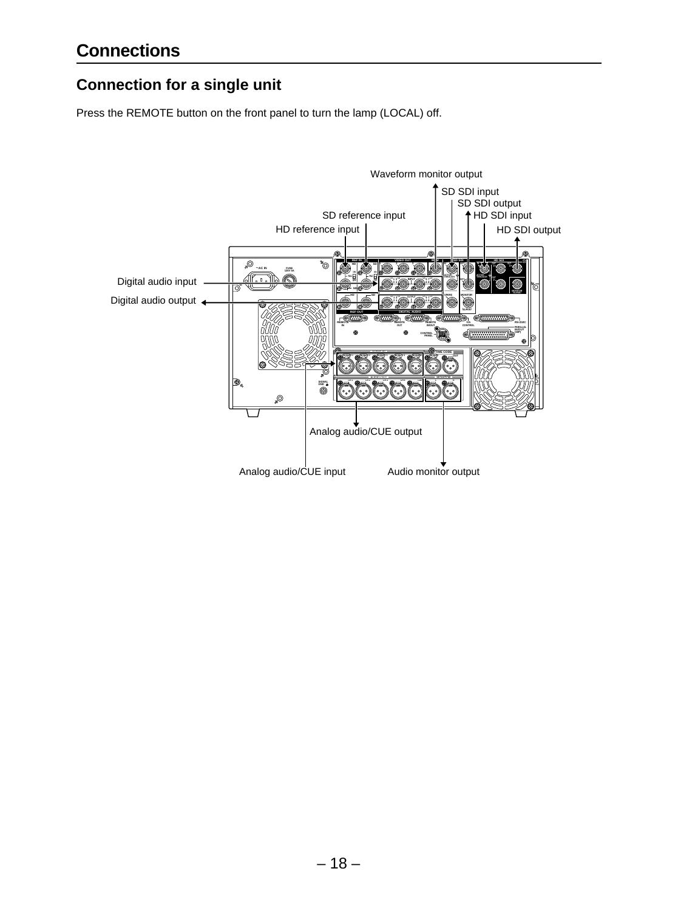# Connections

## Connection for a single unit

Press the REMOTE button on the front panel to turn the lamp (LOCAL) off.

Waveform monitor output

SD SDI input

SD SDI output

SD reference input

HD SDI input

HD reference input

HD SDI output

Digital audio input

Digital audio output

Analog audio/CUE output

Analog audio/CUE input

Audio monitor output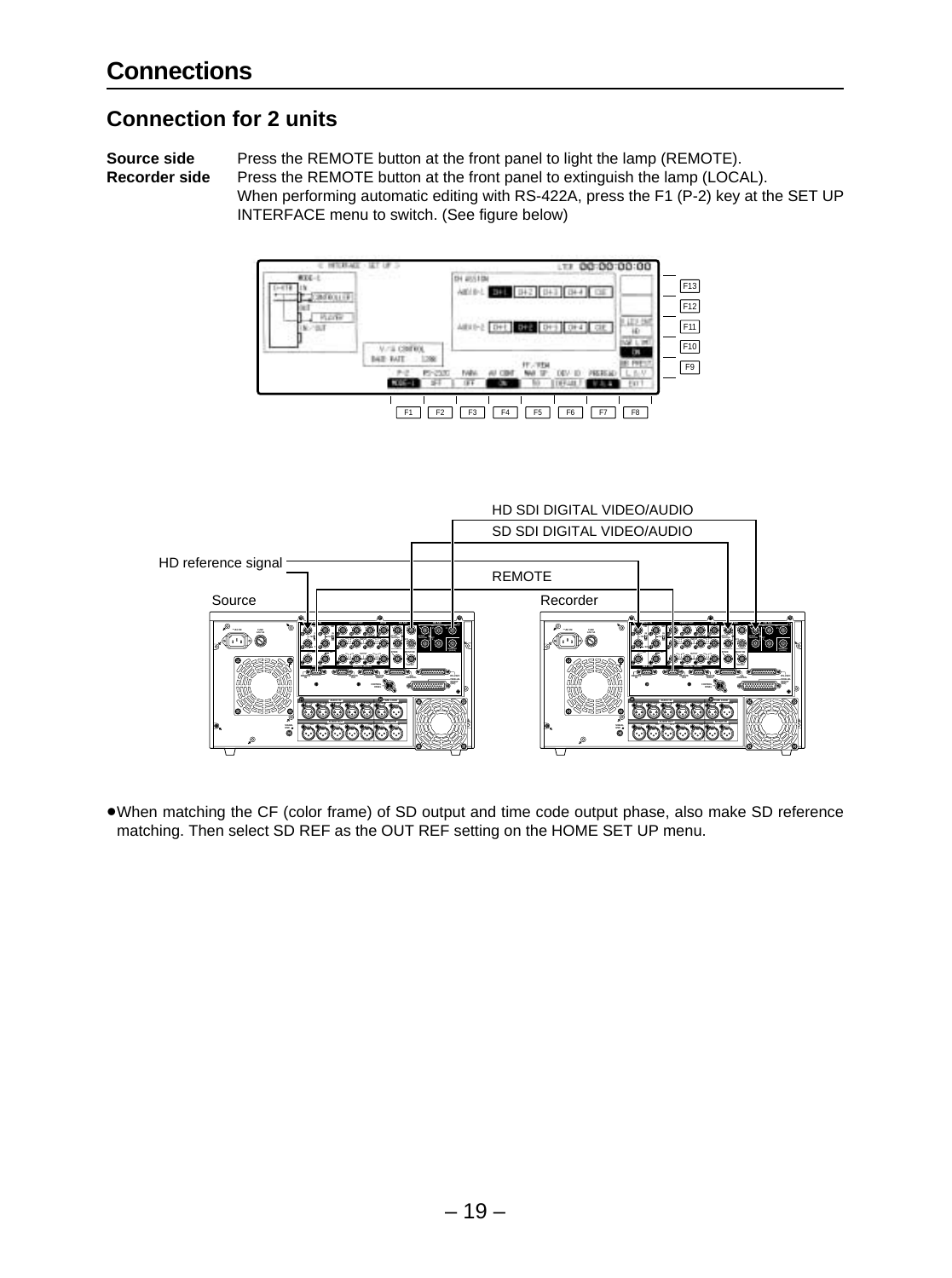# Connections

## Connection for 2 units

**Source side** Press the REMOTE button at the front panel to light the lamp (REMOTE).

**Recorder side** Press the REMOTE button at the front panel to extinguish the lamp (LOCAL).
When performing automatic editing with RS-422A, press the F1 (P-2) key at the SET UP INTERFACE menu to switch. (See figure below)

●When matching the CF (color frame) of SD output and time code output phase, also make SD reference matching. Then select SD REF as the OUT REF setting on the HOME SET UP menu.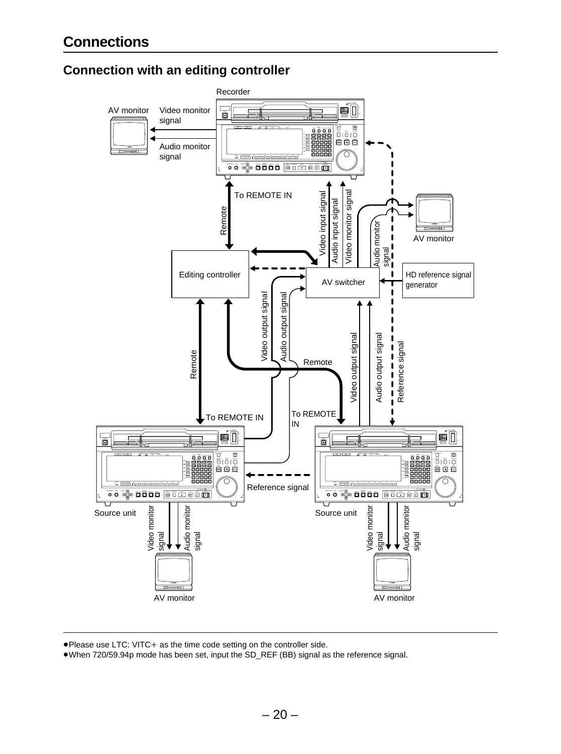# Connections

## Connection with an editing controller

Recorder

AV monitor Video monitor signal

Audio monitor signal

To REMOTE IN

Remote

Video input signal

Audio input signal

Video monitor signal

Audio monitor signal

AV monitor

Editing controller

AV switcher

HD reference signal generator

Video output signal

Audio output signal

Remote

Remote

Video output signal

Audio output signal

Reference signal

To REMOTE IN

To REMOTE IN

Reference signal

Source unit

Source unit

Video monitor signal

Audio monitor signal

Video monitor signal

Audio monitor signal

AV monitor

AV monitor

- Please use LTC: VITC+ as the time code setting on the controller side.
- When 720/59.94p mode has been set, input the SD_REF (BB) signal as the reference signal.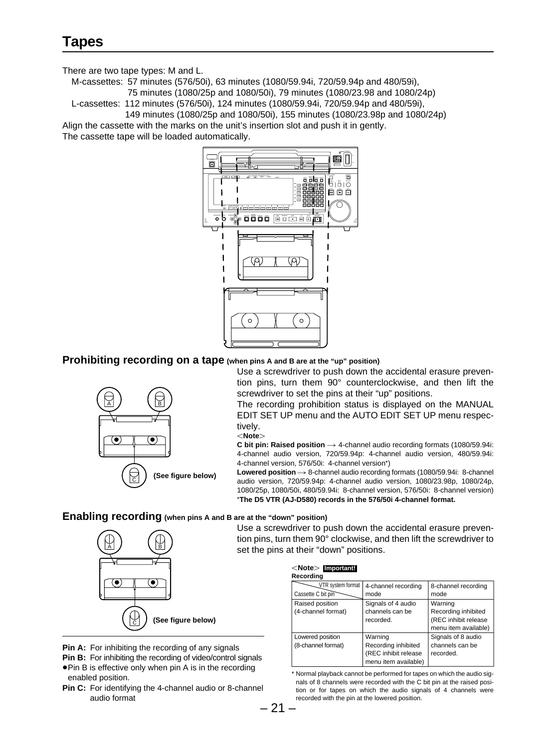# Tapes

There are two tape types: M and L.

M-cassettes: 57 minutes (576/50i), 63 minutes (1080/59.94i, 720/59.94p and 480/59i), 75 minutes (1080/25p and 1080/50i), 79 minutes (1080/23.98 and 1080/24p)

L-cassettes: 112 minutes (576/50i), 124 minutes (1080/59.94i, 720/59.94p and 480/59i), 149 minutes (1080/25p and 1080/50i), 155 minutes (1080/23.98p and 1080/24p)

Align the cassette with the marks on the unit's insertion slot and push it in gently.
The cassette tape will be loaded automatically.

## Prohibiting recording on a tape (when pins A and B are at the "up" position)

(See figure below)

Use a screwdriver to push down the accidental erasure prevention pins, turn them 90° counterclockwise, and then lift the screwdriver to set the pins at their "up" positions.

The recording prohibition status is displayed on the MANUAL EDIT SET UP menu and the AUTO EDIT SET UP menu respectively.

<Note>

**C bit pin: Raised position** → 4-channel audio recording formats (1080/59.94i: 4-channel audio version, 720/59.94p: 4-channel audio version, 480/59.94i: 4-channel version, 576/50i: 4-channel version*)

**Lowered position** → 8-channel audio recording formats (1080/59.94i: 8-channel audio version, 720/59.94p: 4-channel audio version, 1080/23.98p, 1080/24p, 1080/25p, 1080/50i, 480/59.94i: 8-channel version, 576/50i: 8-channel version)

***The D5 VTR (AJ-D580) records in the 576/50i 4-channel format.**

## Enabling recording (when pins A and B are at the "down" position)

(See figure below)

Use a screwdriver to push down the accidental erasure prevention pins, turn them 90° clockwise, and then lift the screwdriver to set the pins at their "down" positions.

**Pin A:** For inhibiting the recording of any signals

**Pin B:** For inhibiting the recording of video/control signals

- Pin B is effective only when pin A is in the recording enabled position.

**Pin C:** For identifying the 4-channel audio or 8-channel audio format

<Note> **Important!**

**Recording**

| VTR system format / Cassette C bit pin | 4-channel recording mode | 8-channel recording mode |
|---|---|---|
| Raised position (4-channel format) | Signals of 4 audio channels can be recorded. | Warning Recording inhibited (REC inhibit release menu item available) |
| Lowered position (8-channel format) | Warning Recording inhibited (REC inhibit release menu item available) | Signals of 8 audio channels can be recorded. |

\* Normal playback cannot be performed for tapes on which the audio signals of 8 channels were recorded with the C bit pin at the raised position or for tapes on which the audio signals of 4 channels were recorded with the pin at the lowered position.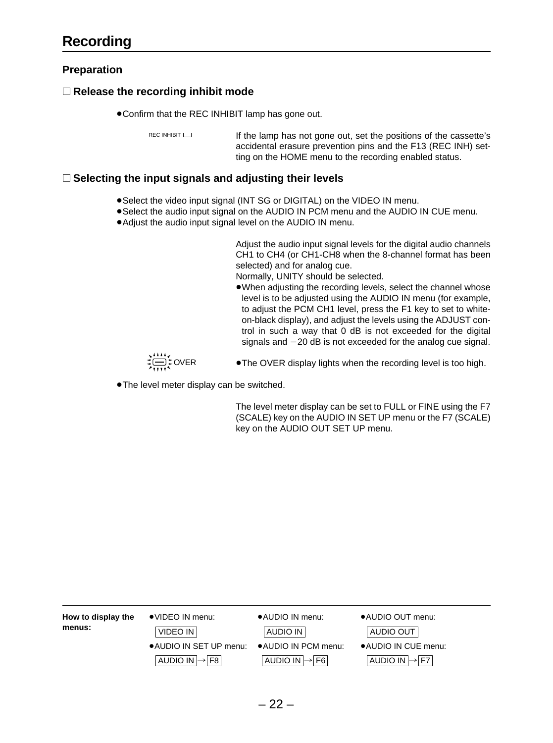# Recording

## Preparation

### □ Release the recording inhibit mode

- Confirm that the REC INHIBIT lamp has gone out.

REC INHIBIT

If the lamp has not gone out, set the positions of the cassette's accidental erasure prevention pins and the F13 (REC INH) setting on the HOME menu to the recording enabled status.

### □ Selecting the input signals and adjusting their levels

- Select the video input signal (INT SG or DIGITAL) on the VIDEO IN menu.
- Select the audio input signal on the AUDIO IN PCM menu and the AUDIO IN CUE menu.
- Adjust the audio input signal level on the AUDIO IN menu.

Adjust the audio input signal levels for the digital audio channels CH1 to CH4 (or CH1-CH8 when the 8-channel format has been selected) and for analog cue.
Normally, UNITY should be selected.

- When adjusting the recording levels, select the channel whose level is to be adjusted using the AUDIO IN menu (for example, to adjust the PCM CH1 level, press the F1 key to set to white-on-black display), and adjust the levels using the ADJUST control in such a way that 0 dB is not exceeded for the digital signals and −20 dB is not exceeded for the analog cue signal.

OVER

- The OVER display lights when the recording level is too high.

- The level meter display can be switched.

The level meter display can be set to FULL or FINE using the F7 (SCALE) key on the AUDIO IN SET UP menu or the F7 (SCALE) key on the AUDIO OUT SET UP menu.

---

**How to display the menus:**

- VIDEO IN menu: VIDEO IN
- AUDIO IN menu: AUDIO IN
- AUDIO OUT menu: AUDIO OUT
- AUDIO IN SET UP menu: AUDIO IN → F8
- AUDIO IN PCM menu: AUDIO IN → F6
- AUDIO IN CUE menu: AUDIO IN → F7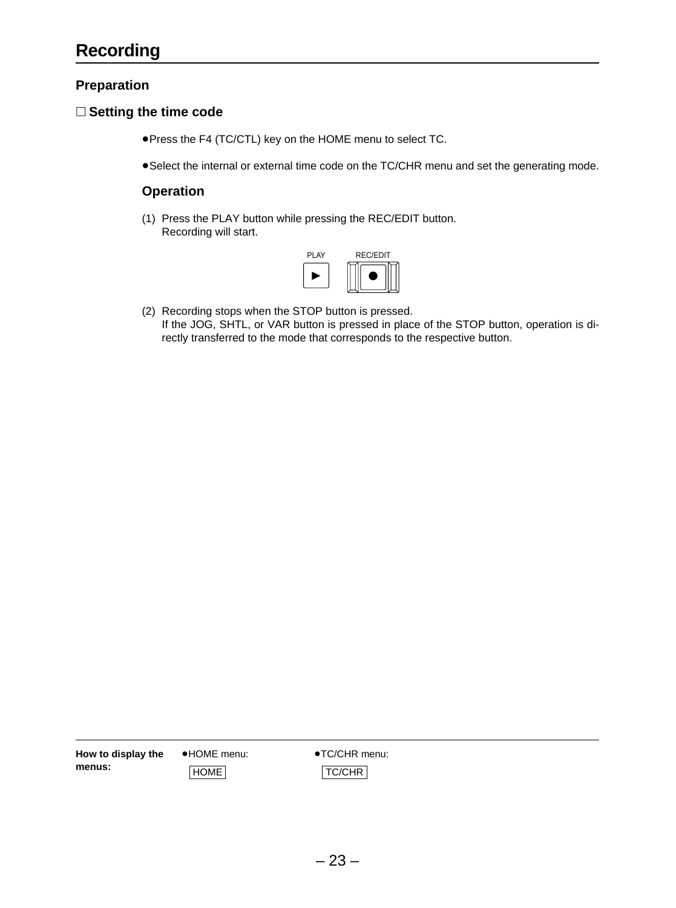# Recording

## Preparation

### □ Setting the time code

- Press the F4 (TC/CTL) key on the HOME menu to select TC.
- Select the internal or external time code on the TC/CHR menu and set the generating mode.

### Operation

(1) Press the PLAY button while pressing the REC/EDIT button.
Recording will start.

PLAY REC/EDIT

(2) Recording stops when the STOP button is pressed.
If the JOG, SHTL, or VAR button is pressed in place of the STOP button, operation is directly transferred to the mode that corresponds to the respective button.

---

**How to display the menus:**

- HOME menu: HOME
- TC/CHR menu: TC/CHR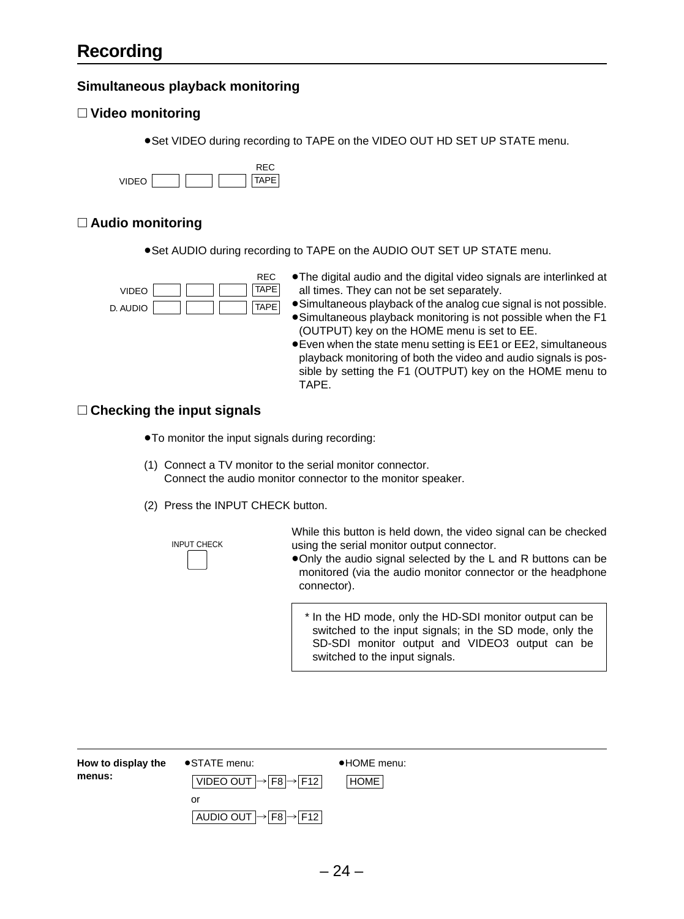# Recording

## Simultaneous playback monitoring

### □ Video monitoring

- Set VIDEO during recording to TAPE on the VIDEO OUT HD SET UP STATE menu.

| | | | | REC |
|---|---|---|---|---|
| VIDEO | | | | TAPE |

### □ Audio monitoring

- Set AUDIO during recording to TAPE on the AUDIO OUT SET UP STATE menu.

| | | | | REC |
|---|---|---|---|---|
| VIDEO | | | | TAPE |
| D. AUDIO | | | | TAPE |

- The digital audio and the digital video signals are interlinked at all times. They can not be set separately.
- Simultaneous playback of the analog cue signal is not possible.
- Simultaneous playback monitoring is not possible when the F1 (OUTPUT) key on the HOME menu is set to EE.
- Even when the state menu setting is EE1 or EE2, simultaneous playback monitoring of both the video and audio signals is possible by setting the F1 (OUTPUT) key on the HOME menu to TAPE.

### □ Checking the input signals

- To monitor the input signals during recording:

(1) Connect a TV monitor to the serial monitor connector.
Connect the audio monitor connector to the monitor speaker.

(2) Press the INPUT CHECK button.

INPUT CHECK

While this button is held down, the video signal can be checked using the serial monitor output connector.

- Only the audio signal selected by the L and R buttons can be monitored (via the audio monitor connector or the headphone connector).

> * In the HD mode, only the HD-SDI monitor output can be switched to the input signals; in the SD mode, only the SD-SDI monitor output and VIDEO3 output can be switched to the input signals.

---

**How to display the menus:**

- STATE menu:
  VIDEO OUT → F8 → F12
  or
  AUDIO OUT → F8 → F12
- HOME menu:
  HOME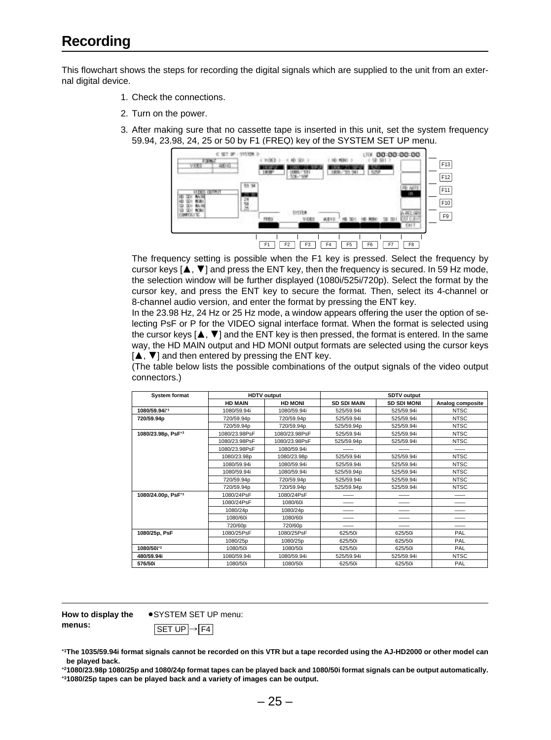# Recording

This flowchart shows the steps for recording the digital signals which are supplied to the unit from an external digital device.

1. Check the connections.
2. Turn on the power.
3. After making sure that no cassette tape is inserted in this unit, set the system frequency 59.94, 23.98, 24, 25 or 50 by F1 (FREQ) key of the SYSTEM SET UP menu.

   The frequency setting is possible when the F1 key is pressed. Select the frequency by cursor keys [▲, ▼] and press the ENT key, then the frequency is secured. In 59 Hz mode, the selection window will be further displayed (1080i/525i/720p). Select the format by the cursor key, and press the ENT key to secure the format. Then, select its 4-channel or 8-channel audio version, and enter the format by pressing the ENT key.

   In the 23.98 Hz, 24 Hz or 25 Hz mode, a window appears offering the user the option of selecting PsF or P for the VIDEO signal interface format. When the format is selected using the cursor keys [▲, ▼] and the ENT key is then pressed, the format is entered. In the same way, the HD MAIN output and HD MONI output formats are selected using the cursor keys [▲, ▼] and then entered by pressing the ENT key.

   (The table below lists the possible combinations of the output signals of the video output connectors.)

| System format | HDTV output | | SDTV output | | |
|---|---|---|---|---|---|
| | HD MAIN | HD MONI | SD SDI MAIN | SD SDI MONI | Analog composite |
| 1080/59.94i*1 | 1080/59.94i | 1080/59.94i | 525/59.94i | 525/59.94i | NTSC |
| 720/59.94p | 720/59.94p | 720/59.94p | 525/59.94i | 525/59.94i | NTSC |
| | 720/59.94p | 720/59.94p | 525/59.94p | 525/59.94i | NTSC |
| 1080/23.98p, PsF*3 | 1080/23.98PsF | 1080/23.98PsF | 525/59.94i | 525/59.94i | NTSC |
| | 1080/23.98PsF | 1080/23.98PsF | 525/59.94p | 525/59.94i | NTSC |
| | 1080/23.98PsF | 1080/59.94i | —— | —— | —— |
| | 1080/23.98p | 1080/23.98p | 525/59.94i | 525/59.94i | NTSC |
| | 1080/59.94i | 1080/59.94i | 525/59.94i | 525/59.94i | NTSC |
| | 1080/59.94i | 1080/59.94i | 525/59.94p | 525/59.94i | NTSC |
| | 720/59.94p | 720/59.94p | 525/59.94i | 525/59.94i | NTSC |
| | 720/59.94p | 720/59.94p | 525/59.94p | 525/59.94i | NTSC |
| 1080/24.00p, PsF*3 | 1080/24PsF | 1080/24PsF | —— | —— | —— |
| | 1080/24PsF | 1080/60i | —— | —— | —— |
| | 1080/24p | 1080/24p | —— | —— | —— |
| | 1080/60i | 1080/60i | —— | —— | —— |
| | 720/60p | 720/60p | —— | —— | —— |
| 1080/25p, PsF | 1080/25PsF | 1080/25PsF | 625/50i | 625/50i | PAL |
| | 1080/25p | 1080/25p | 625/50i | 625/50i | PAL |
| 1080/50i*2 | 1080/50i | 1080/50i | 625/50i | 625/50i | PAL |
| 480/59.94i | 1080/59.94i | 1080/59.94i | 525/59.94i | 525/59.94i | NTSC |
| 576/50i | 1080/50i | 1080/50i | 625/50i | 625/50i | PAL |

**How to display the menus:**
- SYSTEM SET UP menu: SET UP → F4

***1 The 1035/59.94i format signals cannot be recorded on this VTR but a tape recorded using the AJ-HD2000 or other model can be played back.**

***2 1080/23.98p 1080/25p and 1080/24p format tapes can be played back and 1080/50i format signals can be output automatically.**

***3 1080/25p tapes can be played back and a variety of images can be output.**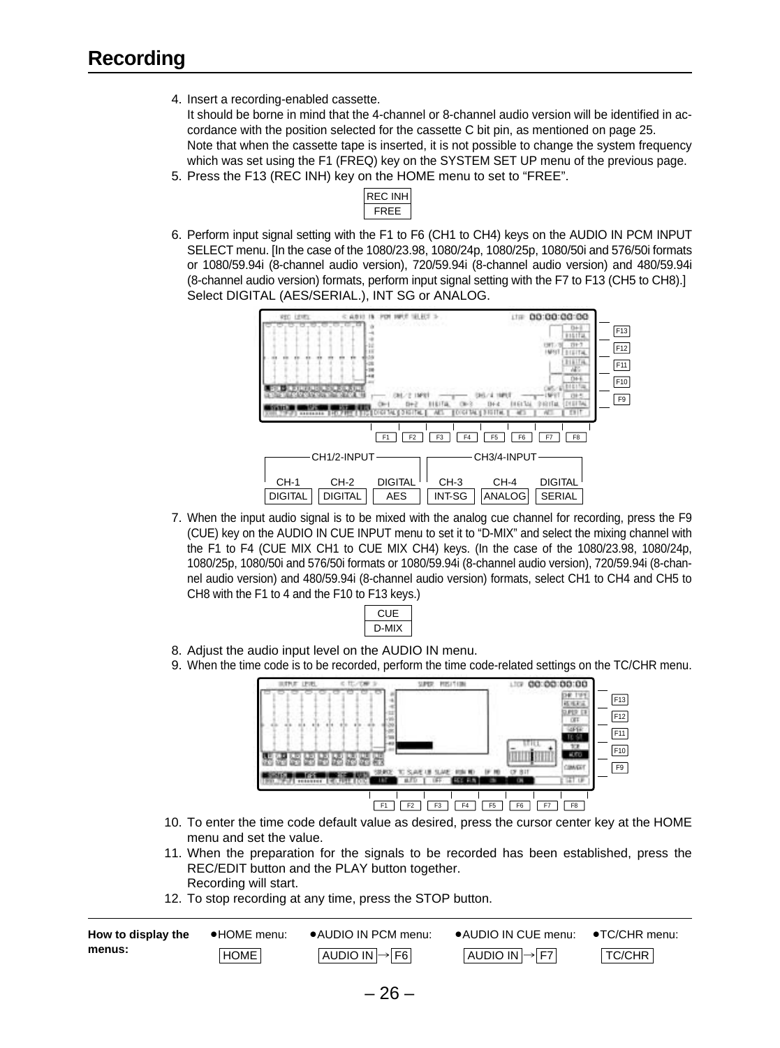# Recording

4. Insert a recording-enabled cassette.
   It should be borne in mind that the 4-channel or 8-channel audio version will be identified in accordance with the position selected for the cassette C bit pin, as mentioned on page 25.
   Note that when the cassette tape is inserted, it is not possible to change the system frequency which was set using the F1 (FREQ) key on the SYSTEM SET UP menu of the previous page.
5. Press the F13 (REC INH) key on the HOME menu to set to "FREE".

   | REC INH |
   |---|
   | FREE |

6. Perform input signal setting with the F1 to F6 (CH1 to CH4) keys on the AUDIO IN PCM INPUT SELECT menu. [In the case of the 1080/23.98, 1080/24p, 1080/25p, 1080/50i and 576/50i formats or 1080/59.94i (8-channel audio version), 720/59.94i (8-channel audio version) and 480/59.94i (8-channel audio version) formats, perform input signal setting with the F7 to F13 (CH5 to CH8).]
   Select DIGITAL (AES/SERIAL.), INT SG or ANALOG.

   | CH1/2-INPUT | | | CH3/4-INPUT | | |
   |---|---|---|---|---|---|
   | CH-1 | CH-2 | DIGITAL | CH-3 | CH-4 | DIGITAL |
   | DIGITAL | DIGITAL | AES | INT-SG | ANALOG | SERIAL |

7. When the input audio signal is to be mixed with the analog cue channel for recording, press the F9 (CUE) key on the AUDIO IN CUE INPUT menu to set it to "D-MIX" and select the mixing channel with the F1 to F4 (CUE MIX CH1 to CUE MIX CH4) keys. (In the case of the 1080/23.98, 1080/24p, 1080/25p, 1080/50i and 576/50i formats or 1080/59.94i (8-channel audio version), 720/59.94i (8-channel audio version) and 480/59.94i (8-channel audio version) formats, select CH1 to CH4 and CH5 to CH8 with the F1 to 4 and the F10 to F13 keys.)

   | CUE |
   |---|
   | D-MIX |

8. Adjust the audio input level on the AUDIO IN menu.
9. When the time code is to be recorded, perform the time code-related settings on the TC/CHR menu.
10. To enter the time code default value as desired, press the cursor center key at the HOME menu and set the value.
11. When the preparation for the signals to be recorded has been established, press the REC/EDIT button and the PLAY button together.
    Recording will start.
12. To stop recording at any time, press the STOP button.

**How to display the menus:**

| ●HOME menu: | ●AUDIO IN PCM menu: | ●AUDIO IN CUE menu: | ●TC/CHR menu: |
|---|---|---|---|
| HOME | AUDIO IN → F6 | AUDIO IN → F7 | TC/CHR |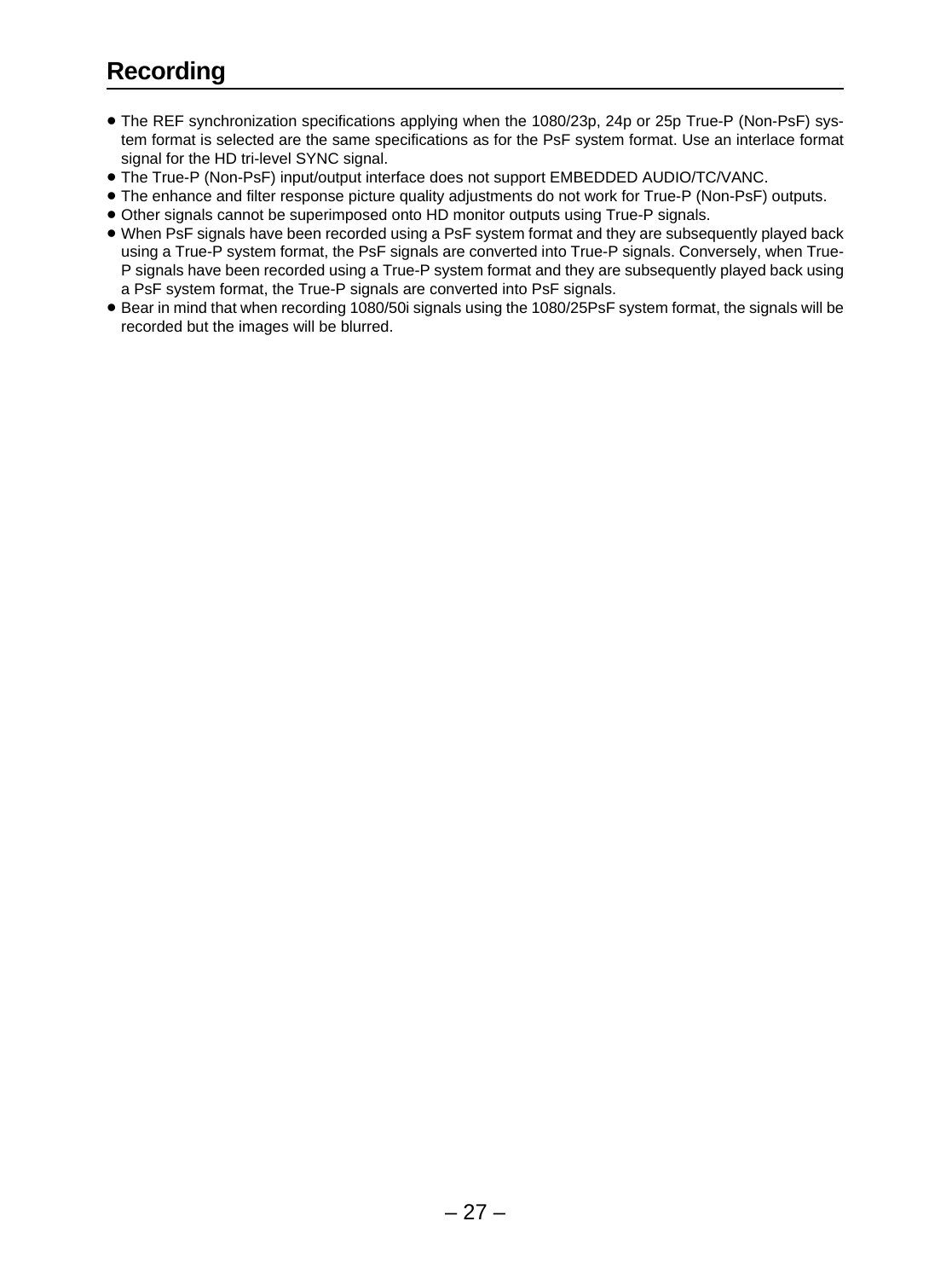## Recording

- The REF synchronization specifications applying when the 1080/23p, 24p or 25p True-P (Non-PsF) system format is selected are the same specifications as for the PsF system format. Use an interlace format signal for the HD tri-level SYNC signal.
- The True-P (Non-PsF) input/output interface does not support EMBEDDED AUDIO/TC/VANC.
- The enhance and filter response picture quality adjustments do not work for True-P (Non-PsF) outputs.
- Other signals cannot be superimposed onto HD monitor outputs using True-P signals.
- When PsF signals have been recorded using a PsF system format and they are subsequently played back using a True-P system format, the PsF signals are converted into True-P signals. Conversely, when True-P signals have been recorded using a True-P system format and they are subsequently played back using a PsF system format, the True-P signals are converted into PsF signals.
- Bear in mind that when recording 1080/50i signals using the 1080/25PsF system format, the signals will be recorded but the images will be blurred.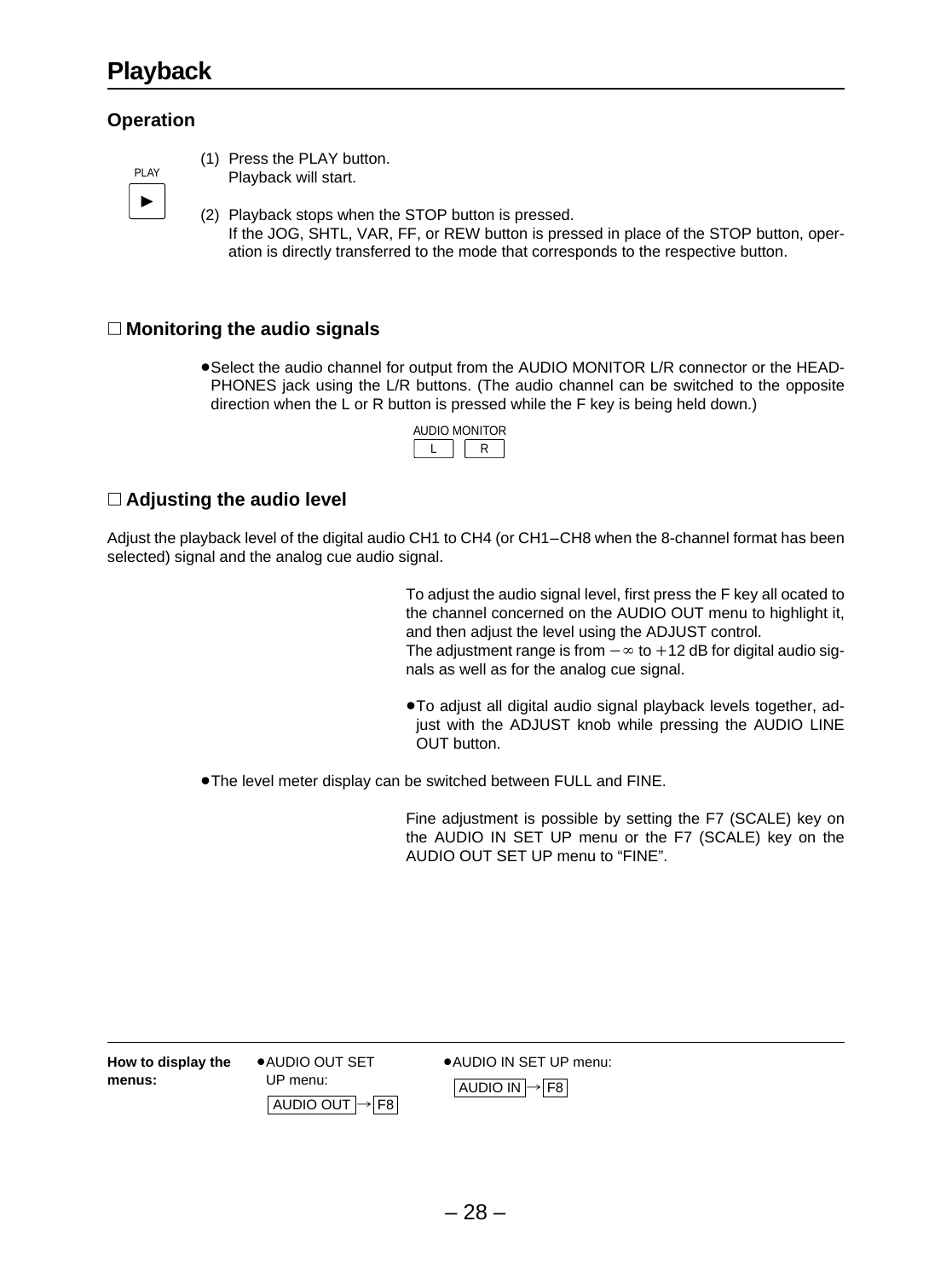# Playback

## Operation

PLAY

►

(1) Press the PLAY button.
Playback will start.

(2) Playback stops when the STOP button is pressed.
If the JOG, SHTL, VAR, FF, or REW button is pressed in place of the STOP button, operation is directly transferred to the mode that corresponds to the respective button.

## □ Monitoring the audio signals

- Select the audio channel for output from the AUDIO MONITOR L/R connector or the HEADPHONES jack using the L/R buttons. (The audio channel can be switched to the opposite direction when the L or R button is pressed while the F key is being held down.)

AUDIO MONITOR
L R

## □ Adjusting the audio level

Adjust the playback level of the digital audio CH1 to CH4 (or CH1–CH8 when the 8-channel format has been selected) signal and the analog cue audio signal.

To adjust the audio signal level, first press the F key all ocated to the channel concerned on the AUDIO OUT menu to highlight it, and then adjust the level using the ADJUST control.
The adjustment range is from $-\infty$ to $+12$ dB for digital audio signals as well as for the analog cue signal.

- To adjust all digital audio signal playback levels together, adjust with the ADJUST knob while pressing the AUDIO LINE OUT button.

- The level meter display can be switched between FULL and FINE.

Fine adjustment is possible by setting the F7 (SCALE) key on the AUDIO IN SET UP menu or the F7 (SCALE) key on the AUDIO OUT SET UP menu to “FINE”.

---

**How to display the menus:**

- AUDIO OUT SET UP menu:
AUDIO OUT → F8

- AUDIO IN SET UP menu:
AUDIO IN → F8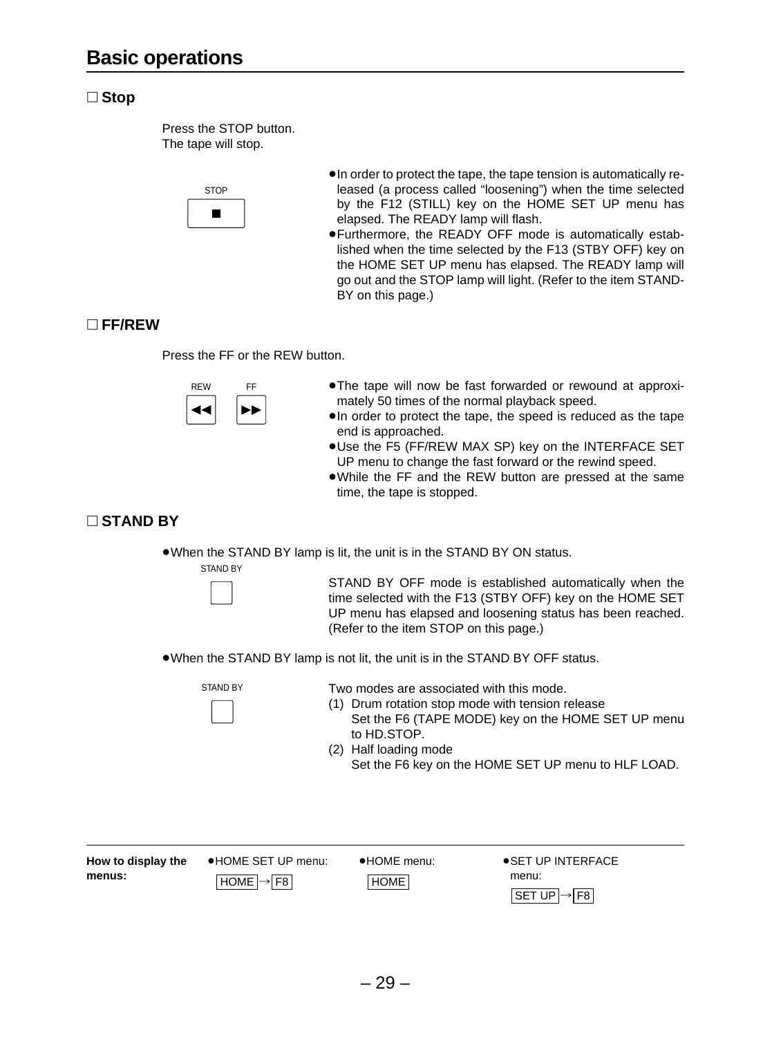# Basic operations

## ☐ Stop

Press the STOP button.
The tape will stop.

STOP

■

- In order to protect the tape, the tape tension is automatically released (a process called "loosening") when the time selected by the F12 (STILL) key on the HOME SET UP menu has elapsed. The READY lamp will flash.
- Furthermore, the READY OFF mode is automatically established when the time selected by the F13 (STBY OFF) key on the HOME SET UP menu has elapsed. The READY lamp will go out and the STOP lamp will light. (Refer to the item STAND-BY on this page.)

## ☐ FF/REW

Press the FF or the REW button.

REW ◀◀   FF ▶▶

- The tape will now be fast forwarded or rewound at approximately 50 times of the normal playback speed.
- In order to protect the tape, the speed is reduced as the tape end is approached.
- Use the F5 (FF/REW MAX SP) key on the INTERFACE SET UP menu to change the fast forward or the rewind speed.
- While the FF and the REW button are pressed at the same time, the tape is stopped.

## ☐ STAND BY

- When the STAND BY lamp is lit, the unit is in the STAND BY ON status.

STAND BY

STAND BY OFF mode is established automatically when the time selected with the F13 (STBY OFF) key on the HOME SET UP menu has elapsed and loosening status has been reached. (Refer to the item STOP on this page.)

- When the STAND BY lamp is not lit, the unit is in the STAND BY OFF status.

STAND BY

Two modes are associated with this mode.

(1) Drum rotation stop mode with tension release
    Set the F6 (TAPE MODE) key on the HOME SET UP menu to HD.STOP.
(2) Half loading mode
    Set the F6 key on the HOME SET UP menu to HLF LOAD.

---

**How to display the menus:**

- HOME SET UP menu: HOME → F8
- HOME menu: HOME
- SET UP INTERFACE menu: SET UP → F8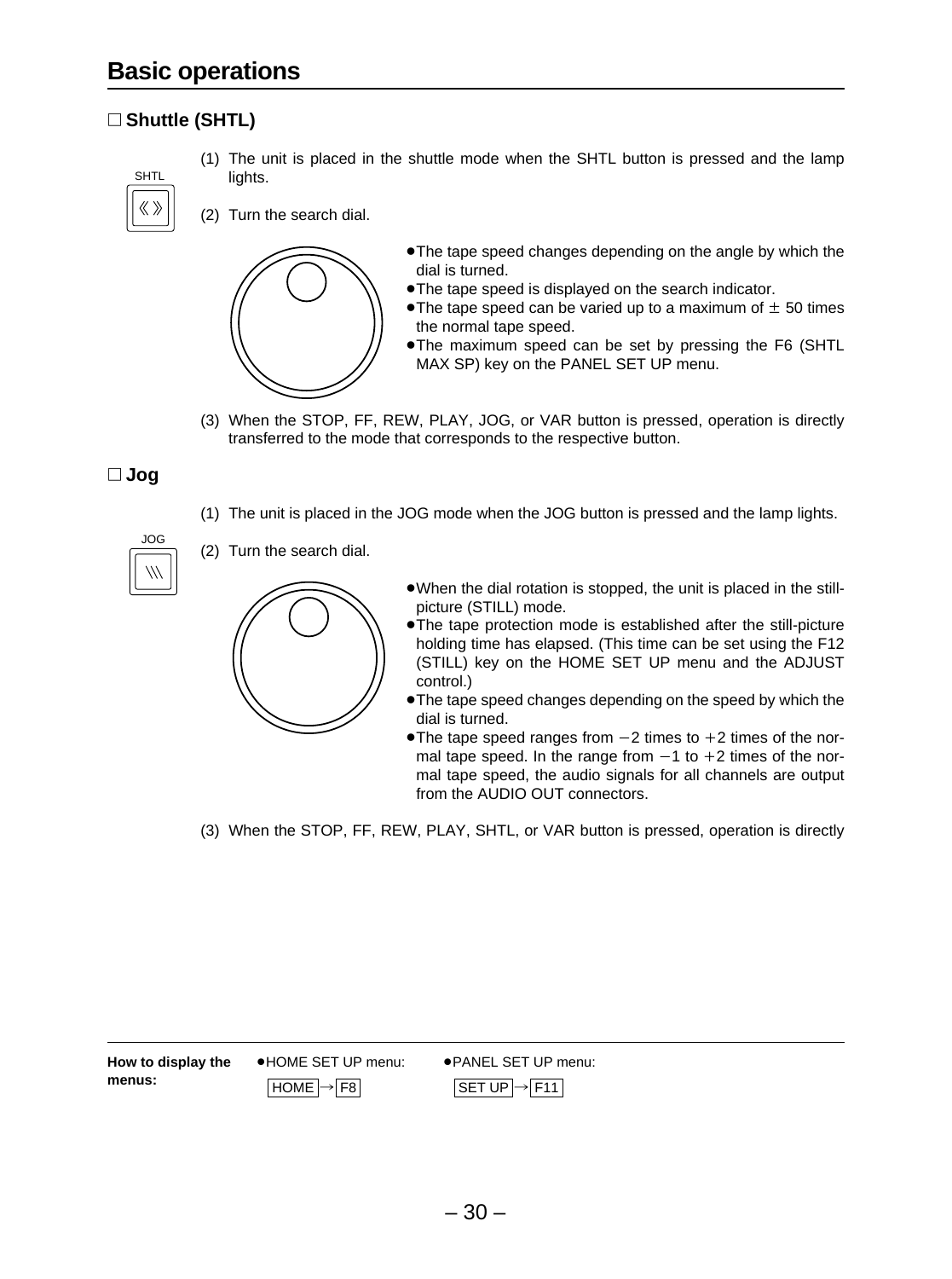# Basic operations

## □ Shuttle (SHTL)

SHTL

(1) The unit is placed in the shuttle mode when the SHTL button is pressed and the lamp lights.

(2) Turn the search dial.

- The tape speed changes depending on the angle by which the dial is turned.
- The tape speed is displayed on the search indicator.
- The tape speed can be varied up to a maximum of ± 50 times the normal tape speed.
- The maximum speed can be set by pressing the F6 (SHTL MAX SP) key on the PANEL SET UP menu.

(3) When the STOP, FF, REW, PLAY, JOG, or VAR button is pressed, operation is directly transferred to the mode that corresponds to the respective button.

## □ Jog

(1) The unit is placed in the JOG mode when the JOG button is pressed and the lamp lights.

JOG

(2) Turn the search dial.

- When the dial rotation is stopped, the unit is placed in the still-picture (STILL) mode.
- The tape protection mode is established after the still-picture holding time has elapsed. (This time can be set using the F12 (STILL) key on the HOME SET UP menu and the ADJUST control.)
- The tape speed changes depending on the speed by which the dial is turned.
- The tape speed ranges from −2 times to +2 times of the normal tape speed. In the range from −1 to +2 times of the normal tape speed, the audio signals for all channels are output from the AUDIO OUT connectors.

(3) When the STOP, FF, REW, PLAY, SHTL, or VAR button is pressed, operation is directly

---

**How to display the menus:**

- HOME SET UP menu: HOME → F8
- PANEL SET UP menu: SET UP → F11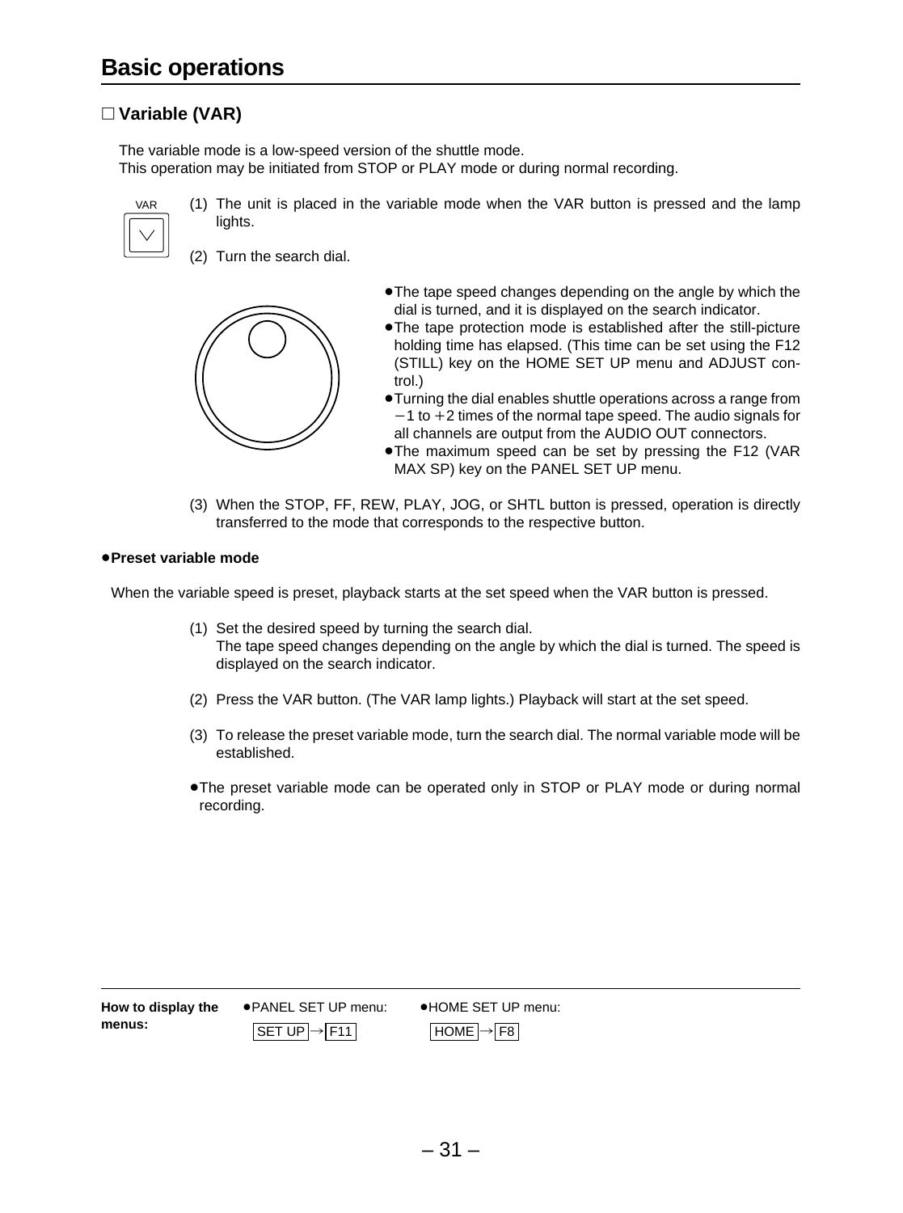# Basic operations

## □ Variable (VAR)

The variable mode is a low-speed version of the shuttle mode.
This operation may be initiated from STOP or PLAY mode or during normal recording.

VAR

(1) The unit is placed in the variable mode when the VAR button is pressed and the lamp lights.

(2) Turn the search dial.

- The tape speed changes depending on the angle by which the dial is turned, and it is displayed on the search indicator.
- The tape protection mode is established after the still-picture holding time has elapsed. (This time can be set using the F12 (STILL) key on the HOME SET UP menu and ADJUST control.)
- Turning the dial enables shuttle operations across a range from −1 to +2 times of the normal tape speed. The audio signals for all channels are output from the AUDIO OUT connectors.
- The maximum speed can be set by pressing the F12 (VAR MAX SP) key on the PANEL SET UP menu.

(3) When the STOP, FF, REW, PLAY, JOG, or SHTL button is pressed, operation is directly transferred to the mode that corresponds to the respective button.

**● Preset variable mode**

When the variable speed is preset, playback starts at the set speed when the VAR button is pressed.

(1) Set the desired speed by turning the search dial.
The tape speed changes depending on the angle by which the dial is turned. The speed is displayed on the search indicator.

(2) Press the VAR button. (The VAR lamp lights.) Playback will start at the set speed.

(3) To release the preset variable mode, turn the search dial. The normal variable mode will be established.

- The preset variable mode can be operated only in STOP or PLAY mode or during normal recording.

---

**How to display the menus:**

- PANEL SET UP menu: SET UP → F11
- HOME SET UP menu: HOME → F8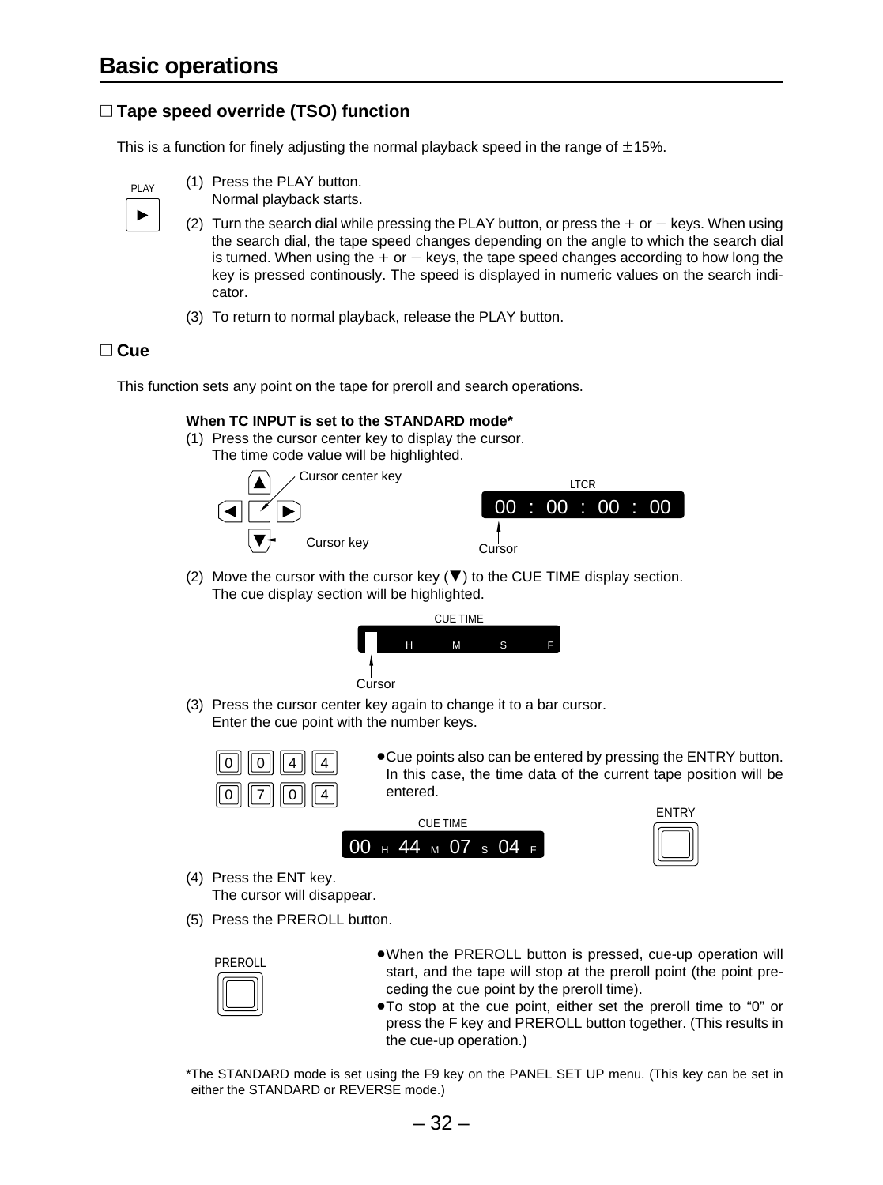# Basic operations

## □ Tape speed override (TSO) function

This is a function for finely adjusting the normal playback speed in the range of ±15%.

PLAY

(1) Press the PLAY button.
Normal playback starts.

(2) Turn the search dial while pressing the PLAY button, or press the + or − keys. When using the search dial, the tape speed changes depending on the angle to which the search dial is turned. When using the + or − keys, the tape speed changes according to how long the key is pressed continously. The speed is displayed in numeric values on the search indicator.

(3) To return to normal playback, release the PLAY button.

## □ Cue

This function sets any point on the tape for preroll and search operations.

**When TC INPUT is set to the STANDARD mode***

(1) Press the cursor center key to display the cursor.
The time code value will be highlighted.

Cursor center key

Cursor key

LTCR

00 : 00 : 00 : 00

Cursor

(2) Move the cursor with the cursor key (▼) to the CUE TIME display section.
The cue display section will be highlighted.

CUE TIME

H M S F

Cursor

(3) Press the cursor center key again to change it to a bar cursor.
Enter the cue point with the number keys.

0 0 4 4
0 7 0 4

- Cue points also can be entered by pressing the ENTRY button. In this case, the time data of the current tape position will be entered.

CUE TIME

00 H 44 M 07 S 04 F

ENTRY

(4) Press the ENT key.
The cursor will disappear.

(5) Press the PREROLL button.

PREROLL

- When the PREROLL button is pressed, cue-up operation will start, and the tape will stop at the preroll point (the point preceding the cue point by the preroll time).
- To stop at the cue point, either set the preroll time to "0" or press the F key and PREROLL button together. (This results in the cue-up operation.)

*The STANDARD mode is set using the F9 key on the PANEL SET UP menu. (This key can be set in either the STANDARD or REVERSE mode.)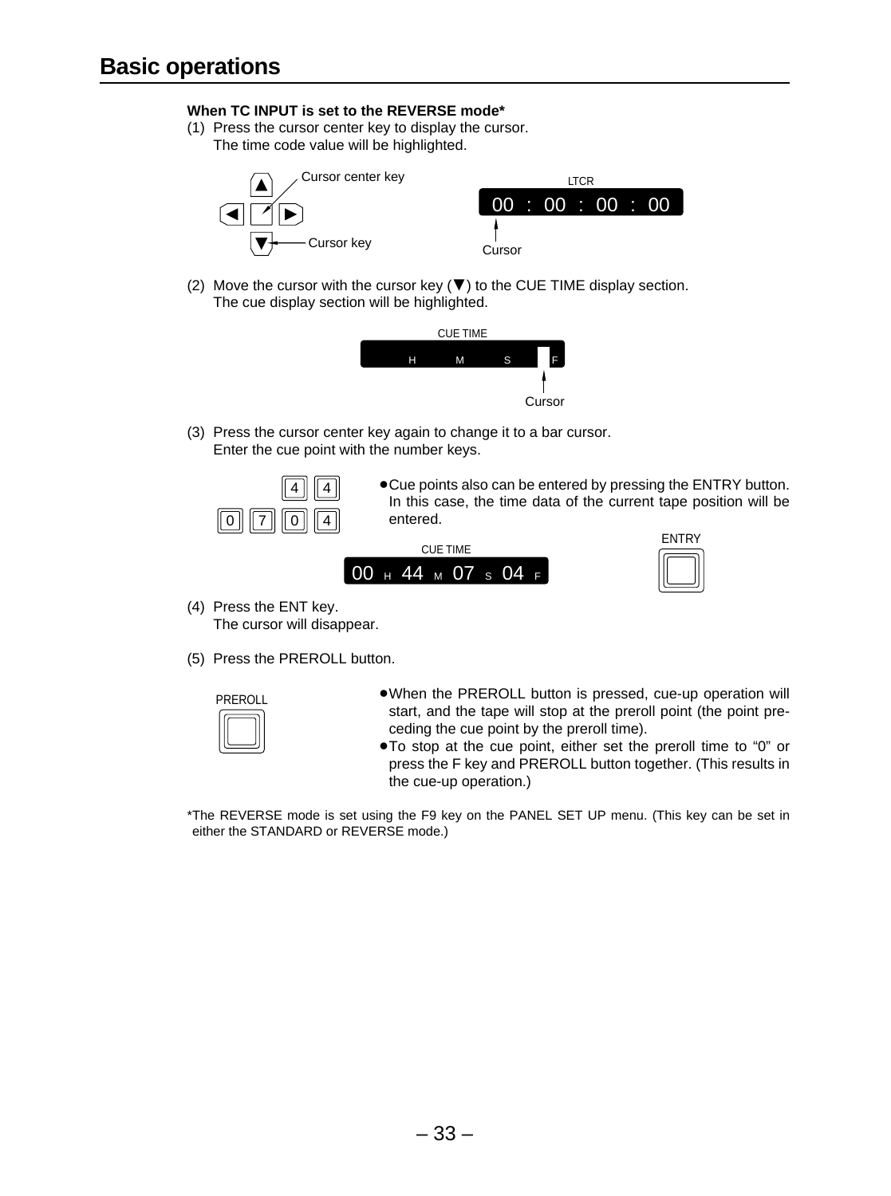## Basic operations

**When TC INPUT is set to the REVERSE mode***

(1) Press the cursor center key to display the cursor.
The time code value will be highlighted.

Cursor center key

Cursor key

LTCR

00 : 00 : 00 : 00

Cursor

(2) Move the cursor with the cursor key (▼) to the CUE TIME display section.
The cue display section will be highlighted.

CUE TIME

H M S F

Cursor

(3) Press the cursor center key again to change it to a bar cursor.
Enter the cue point with the number keys.

4 4

0 7 0 4

- Cue points also can be entered by pressing the ENTRY button. In this case, the time data of the current tape position will be entered.

CUE TIME

00 H 44 M 07 S 04 F

ENTRY

(4) Press the ENT key.
The cursor will disappear.

(5) Press the PREROLL button.

PREROLL

- When the PREROLL button is pressed, cue-up operation will start, and the tape will stop at the preroll point (the point preceding the cue point by the preroll time).
- To stop at the cue point, either set the preroll time to “0” or press the F key and PREROLL button together. (This results in the cue-up operation.)

*The REVERSE mode is set using the F9 key on the PANEL SET UP menu. (This key can be set in either the STANDARD or REVERSE mode.)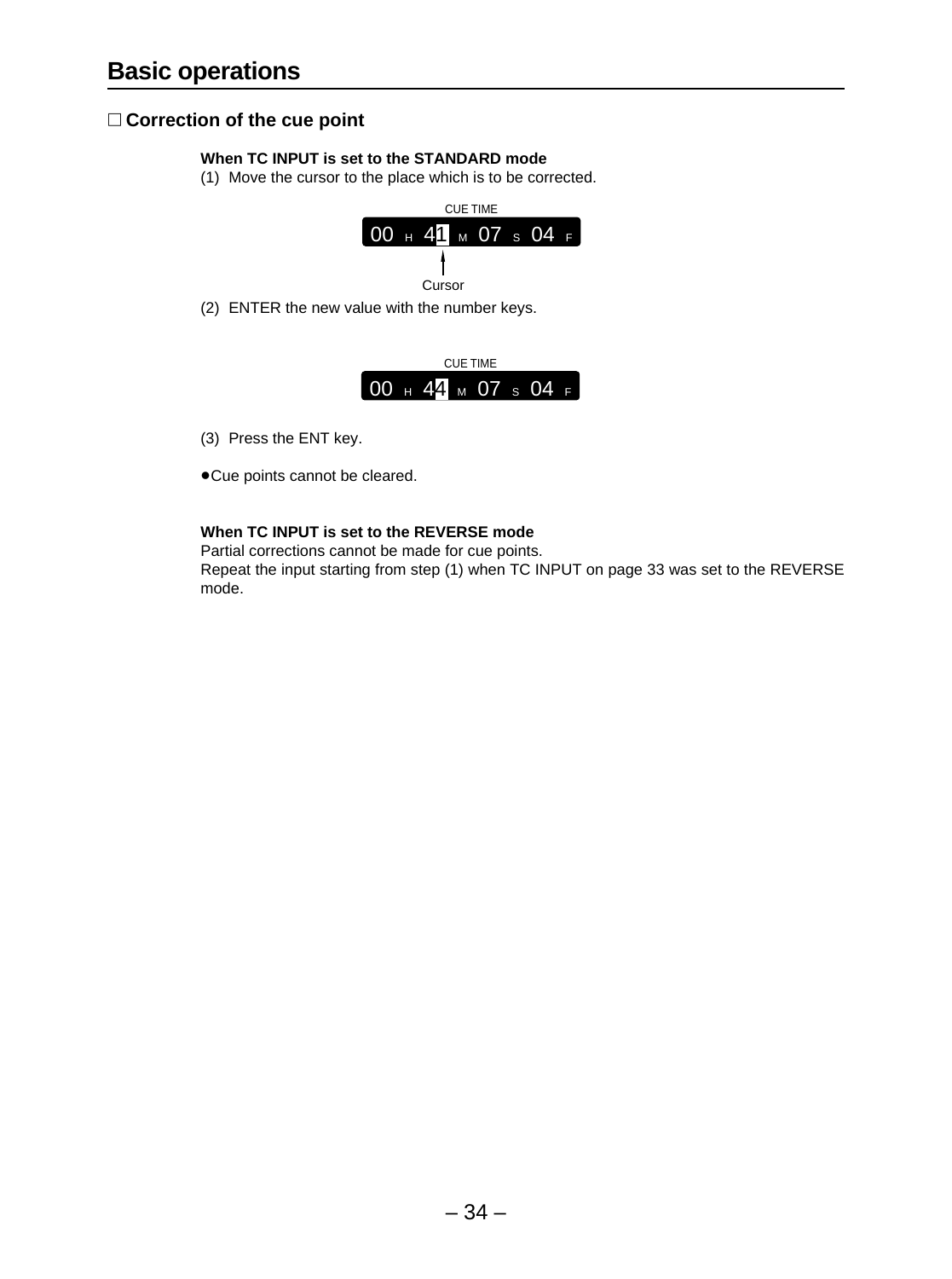# Basic operations

## □ Correction of the cue point

**When TC INPUT is set to the STANDARD mode**

(1) Move the cursor to the place which is to be corrected.

CUE TIME
00 H 41 M 07 S 04 F

Cursor

(2) ENTER the new value with the number keys.

CUE TIME
00 H 44 M 07 S 04 F

(3) Press the ENT key.

●Cue points cannot be cleared.

**When TC INPUT is set to the REVERSE mode**

Partial corrections cannot be made for cue points.
Repeat the input starting from step (1) when TC INPUT on page 33 was set to the REVERSE mode.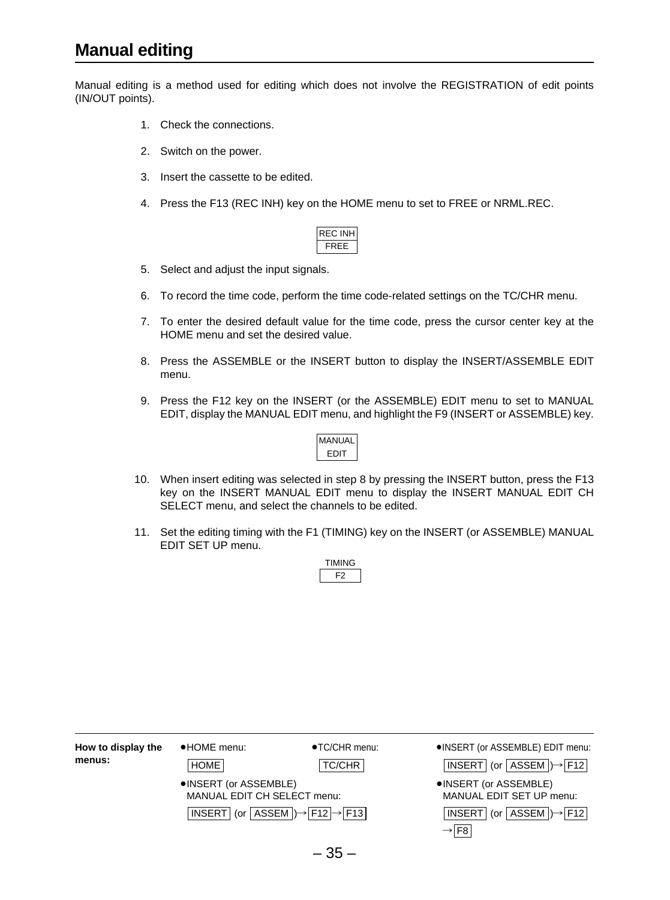# Manual editing

Manual editing is a method used for editing which does not involve the REGISTRATION of edit points (IN/OUT points).

1. Check the connections.
2. Switch on the power.
3. Insert the cassette to be edited.
4. Press the F13 (REC INH) key on the HOME menu to set to FREE or NRML.REC.

   | REC INH |
   |---|
   | FREE |

5. Select and adjust the input signals.
6. To record the time code, perform the time code-related settings on the TC/CHR menu.
7. To enter the desired default value for the time code, press the cursor center key at the HOME menu and set the desired value.
8. Press the ASSEMBLE or the INSERT button to display the INSERT/ASSEMBLE EDIT menu.
9. Press the F12 key on the INSERT (or the ASSEMBLE) EDIT menu to set to MANUAL EDIT, display the MANUAL EDIT menu, and highlight the F9 (INSERT or ASSEMBLE) key.

   | MANUAL EDIT |
   |---|

10. When insert editing was selected in step 8 by pressing the INSERT button, press the F13 key on the INSERT MANUAL EDIT menu to display the INSERT MANUAL EDIT CH SELECT menu, and select the channels to be edited.
11. Set the editing timing with the F1 (TIMING) key on the INSERT (or ASSEMBLE) MANUAL EDIT SET UP menu.

   | TIMING |
   |---|
   | F2 |

---

**How to display the menus:**

- HOME menu: HOME
- TC/CHR menu: TC/CHR
- INSERT (or ASSEMBLE) EDIT menu: INSERT (or ASSEM) → F12
- INSERT (or ASSEMBLE) MANUAL EDIT CH SELECT menu: INSERT (or ASSEM) → F12 → F13
- INSERT (or ASSEMBLE) MANUAL EDIT SET UP menu: INSERT (or ASSEM) → F12 → F8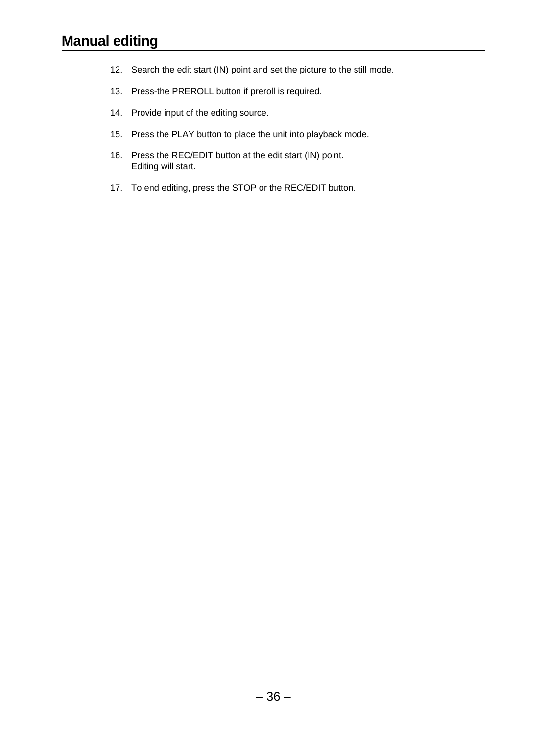# Manual editing

12. Search the edit start (IN) point and set the picture to the still mode.

13. Press-the PREROLL button if preroll is required.

14. Provide input of the editing source.

15. Press the PLAY button to place the unit into playback mode.

16. Press the REC/EDIT button at the edit start (IN) point.
    Editing will start.

17. To end editing, press the STOP or the REC/EDIT button.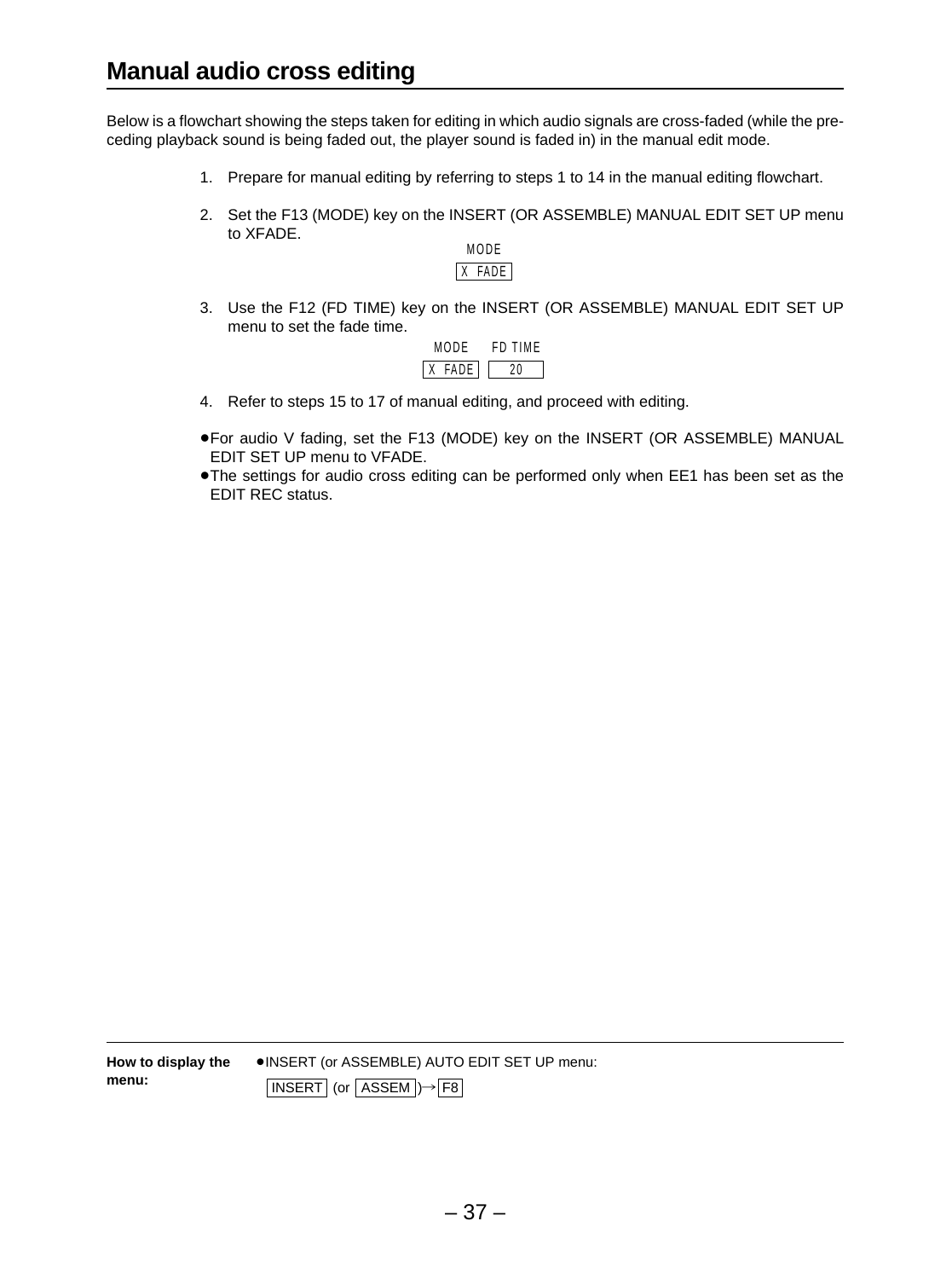## Manual audio cross editing

Below is a flowchart showing the steps taken for editing in which audio signals are cross-faded (while the preceding playback sound is being faded out, the player sound is faded in) in the manual edit mode.

1. Prepare for manual editing by referring to steps 1 to 14 in the manual editing flowchart.
2. Set the F13 (MODE) key on the INSERT (OR ASSEMBLE) MANUAL EDIT SET UP menu to XFADE.

   MODE
   X FADE

3. Use the F12 (FD TIME) key on the INSERT (OR ASSEMBLE) MANUAL EDIT SET UP menu to set the fade time.

   | MODE | FD TIME |
   | --- | --- |
   | X FADE | 20 |

4. Refer to steps 15 to 17 of manual editing, and proceed with editing.

- For audio V fading, set the F13 (MODE) key on the INSERT (OR ASSEMBLE) MANUAL EDIT SET UP menu to VFADE.
- The settings for audio cross editing can be performed only when EE1 has been set as the EDIT REC status.

**How to display the menu:**
- INSERT (or ASSEMBLE) AUTO EDIT SET UP menu:
  INSERT (or ASSEM ) → F8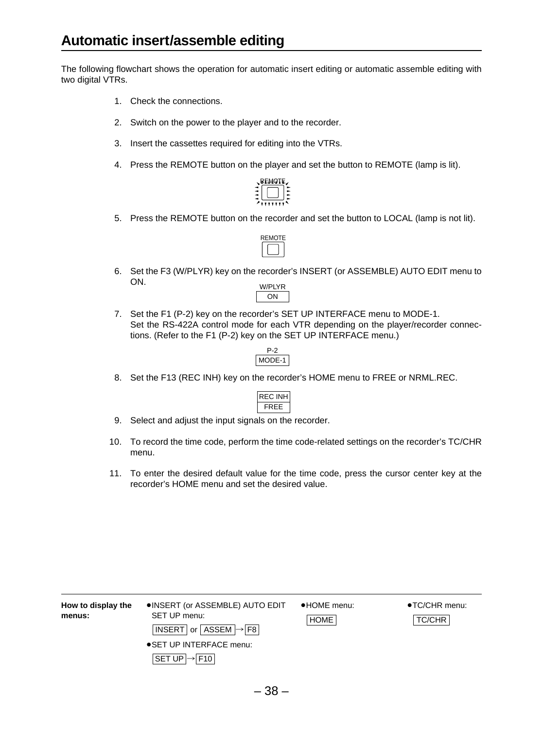# Automatic insert/assemble editing

The following flowchart shows the operation for automatic insert editing or automatic assemble editing with two digital VTRs.

1. Check the connections.

2. Switch on the power to the player and to the recorder.

3. Insert the cassettes required for editing into the VTRs.

4. Press the REMOTE button on the player and set the button to REMOTE (lamp is lit).

   REMOTE

5. Press the REMOTE button on the recorder and set the button to LOCAL (lamp is not lit).

   REMOTE

6. Set the F3 (W/PLYR) key on the recorder's INSERT (or ASSEMBLE) AUTO EDIT menu to ON.

   W/PLYR
   ON

7. Set the F1 (P-2) key on the recorder's SET UP INTERFACE menu to MODE-1.
   Set the RS-422A control mode for each VTR depending on the player/recorder connections. (Refer to the F1 (P-2) key on the SET UP INTERFACE menu.)

   P-2
   MODE-1

8. Set the F13 (REC INH) key on the recorder's HOME menu to FREE or NRML.REC.

   REC INH
   FREE

9. Select and adjust the input signals on the recorder.

10. To record the time code, perform the time code-related settings on the recorder's TC/CHR menu.

11. To enter the desired default value for the time code, press the cursor center key at the recorder's HOME menu and set the desired value.

---

**How to display the menus:**

- INSERT (or ASSEMBLE) AUTO EDIT SET UP menu:
  INSERT or ASSEM → F8
- SET UP INTERFACE menu:
  SET UP → F10
- HOME menu:
  HOME
- TC/CHR menu:
  TC/CHR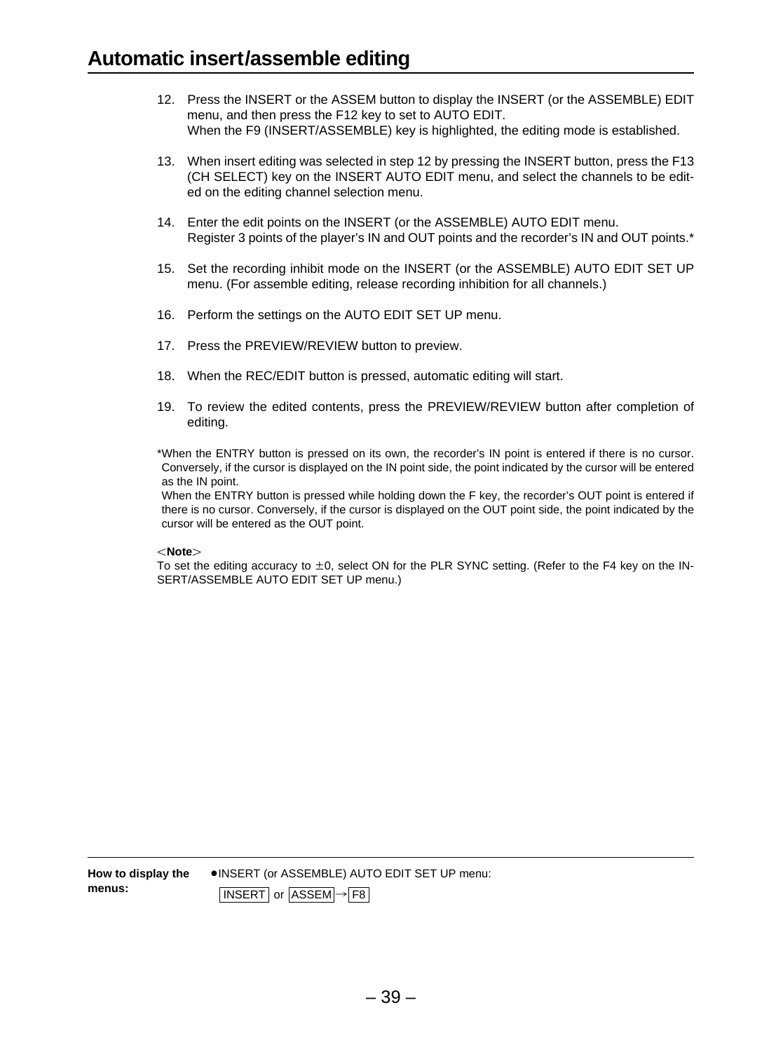# Automatic insert/assemble editing

12. Press the INSERT or the ASSEM button to display the INSERT (or the ASSEMBLE) EDIT menu, and then press the F12 key to set to AUTO EDIT.
    When the F9 (INSERT/ASSEMBLE) key is highlighted, the editing mode is established.

13. When insert editing was selected in step 12 by pressing the INSERT button, press the F13 (CH SELECT) key on the INSERT AUTO EDIT menu, and select the channels to be edited on the editing channel selection menu.

14. Enter the edit points on the INSERT (or the ASSEMBLE) AUTO EDIT menu.
    Register 3 points of the player's IN and OUT points and the recorder's IN and OUT points.*

15. Set the recording inhibit mode on the INSERT (or the ASSEMBLE) AUTO EDIT SET UP menu. (For assemble editing, release recording inhibition for all channels.)

16. Perform the settings on the AUTO EDIT SET UP menu.

17. Press the PREVIEW/REVIEW button to preview.

18. When the REC/EDIT button is pressed, automatic editing will start.

19. To review the edited contents, press the PREVIEW/REVIEW button after completion of editing.

*When the ENTRY button is pressed on its own, the recorder's IN point is entered if there is no cursor. Conversely, if the cursor is displayed on the IN point side, the point indicated by the cursor will be entered as the IN point.
When the ENTRY button is pressed while holding down the F key, the recorder's OUT point is entered if there is no cursor. Conversely, if the cursor is displayed on the OUT point side, the point indicated by the cursor will be entered as the OUT point.

<**Note**>
To set the editing accuracy to ±0, select ON for the PLR SYNC setting. (Refer to the F4 key on the INSERT/ASSEMBLE AUTO EDIT SET UP menu.)

---

**How to display the menus:**
- INSERT (or ASSEMBLE) AUTO EDIT SET UP menu:
  INSERT or ASSEM → F8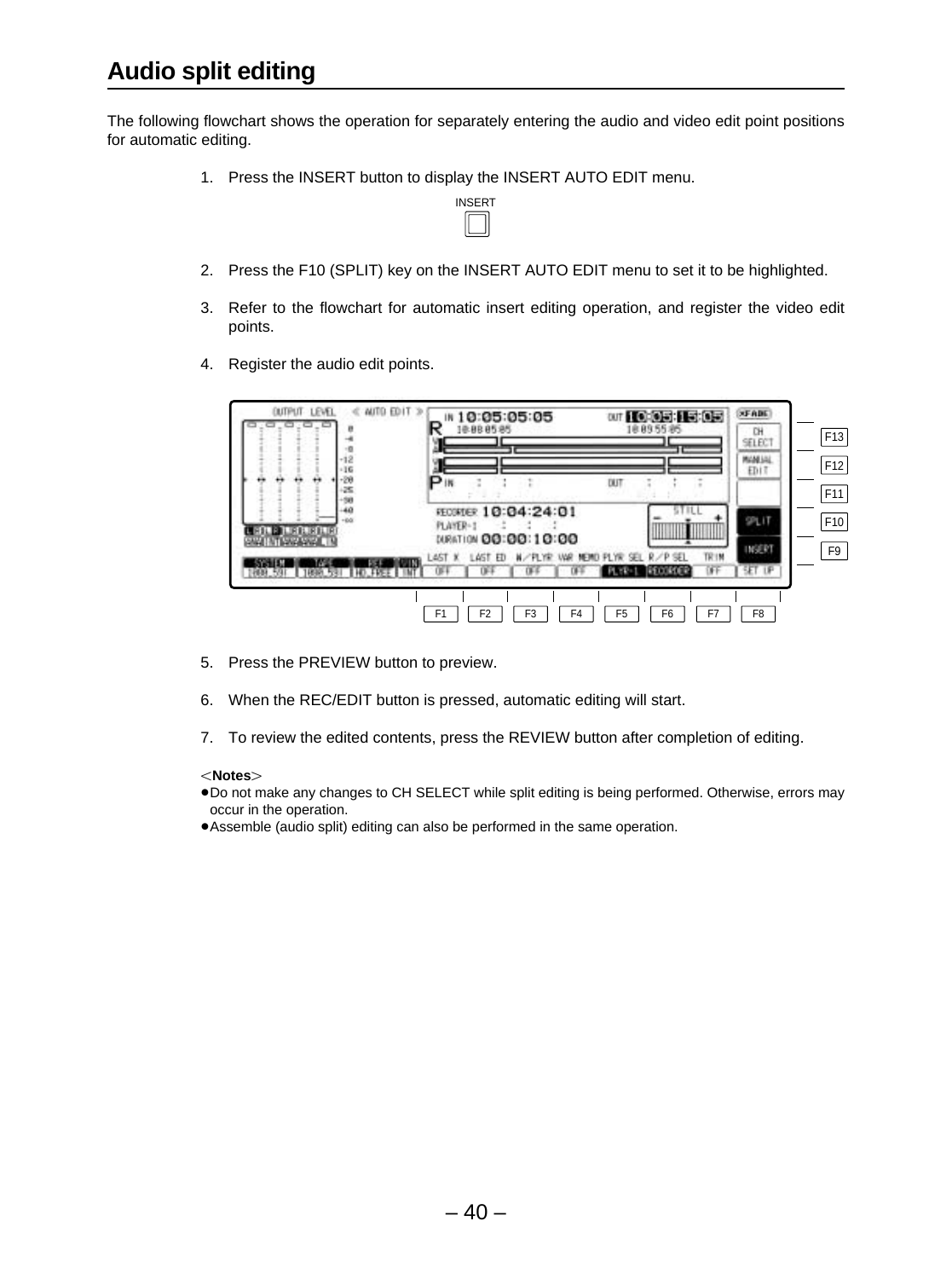# Audio split editing

The following flowchart shows the operation for separately entering the audio and video edit point positions for automatic editing.

1. Press the INSERT button to display the INSERT AUTO EDIT menu.

2. Press the F10 (SPLIT) key on the INSERT AUTO EDIT menu to set it to be highlighted.

3. Refer to the flowchart for automatic insert editing operation, and register the video edit points.

4. Register the audio edit points.

5. Press the PREVIEW button to preview.

6. When the REC/EDIT button is pressed, automatic editing will start.

7. To review the edited contents, press the REVIEW button after completion of editing.

<**Notes**>

- Do not make any changes to CH SELECT while split editing is being performed. Otherwise, errors may occur in the operation.
- Assemble (audio split) editing can also be performed in the same operation.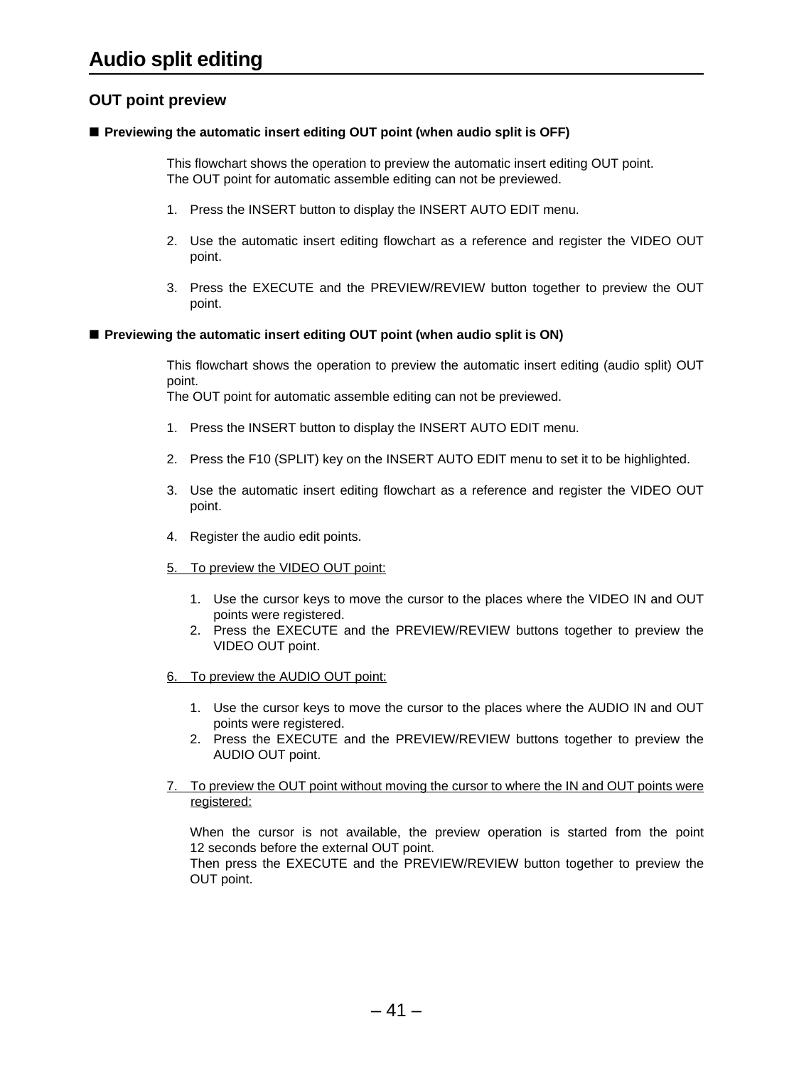# Audio split editing

## OUT point preview

### ■ Previewing the automatic insert editing OUT point (when audio split is OFF)

This flowchart shows the operation to preview the automatic insert editing OUT point.
The OUT point for automatic assemble editing can not be previewed.

1. Press the INSERT button to display the INSERT AUTO EDIT menu.

2. Use the automatic insert editing flowchart as a reference and register the VIDEO OUT point.

3. Press the EXECUTE and the PREVIEW/REVIEW button together to preview the OUT point.

### ■ Previewing the automatic insert editing OUT point (when audio split is ON)

This flowchart shows the operation to preview the automatic insert editing (audio split) OUT point.
The OUT point for automatic assemble editing can not be previewed.

1. Press the INSERT button to display the INSERT AUTO EDIT menu.

2. Press the F10 (SPLIT) key on the INSERT AUTO EDIT menu to set it to be highlighted.

3. Use the automatic insert editing flowchart as a reference and register the VIDEO OUT point.

4. Register the audio edit points.

5. <u>To preview the VIDEO OUT point:</u>

    1. Use the cursor keys to move the cursor to the places where the VIDEO IN and OUT points were registered.
    2. Press the EXECUTE and the PREVIEW/REVIEW buttons together to preview the VIDEO OUT point.

6. <u>To preview the AUDIO OUT point:</u>

    1. Use the cursor keys to move the cursor to the places where the AUDIO IN and OUT points were registered.
    2. Press the EXECUTE and the PREVIEW/REVIEW buttons together to preview the AUDIO OUT point.

7. <u>To preview the OUT point without moving the cursor to where the IN and OUT points were registered:</u>

    When the cursor is not available, the preview operation is started from the point 12 seconds before the external OUT point.
    Then press the EXECUTE and the PREVIEW/REVIEW button together to preview the OUT point.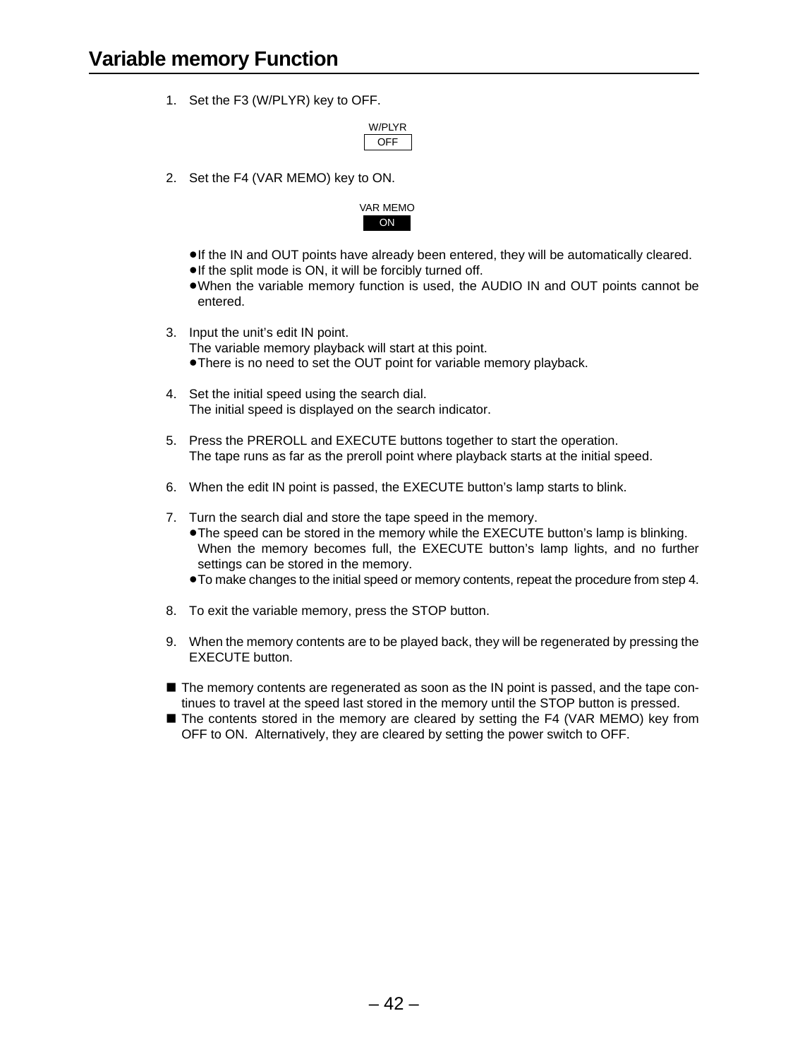# Variable memory Function

1. Set the F3 (W/PLYR) key to OFF.

   W/PLYR
   OFF

2. Set the F4 (VAR MEMO) key to ON.

   VAR MEMO
   ON

   - If the IN and OUT points have already been entered, they will be automatically cleared.
   - If the split mode is ON, it will be forcibly turned off.
   - When the variable memory function is used, the AUDIO IN and OUT points cannot be entered.

3. Input the unit's edit IN point.
   The variable memory playback will start at this point.
   - There is no need to set the OUT point for variable memory playback.

4. Set the initial speed using the search dial.
   The initial speed is displayed on the search indicator.

5. Press the PREROLL and EXECUTE buttons together to start the operation.
   The tape runs as far as the preroll point where playback starts at the initial speed.

6. When the edit IN point is passed, the EXECUTE button's lamp starts to blink.

7. Turn the search dial and store the tape speed in the memory.
   - The speed can be stored in the memory while the EXECUTE button's lamp is blinking. When the memory becomes full, the EXECUTE button's lamp lights, and no further settings can be stored in the memory.
   - To make changes to the initial speed or memory contents, repeat the procedure from step 4.

8. To exit the variable memory, press the STOP button.

9. When the memory contents are to be played back, they will be regenerated by pressing the EXECUTE button.

■ The memory contents are regenerated as soon as the IN point is passed, and the tape continues to travel at the speed last stored in the memory until the STOP button is pressed.

■ The contents stored in the memory are cleared by setting the F4 (VAR MEMO) key from OFF to ON. Alternatively, they are cleared by setting the power switch to OFF.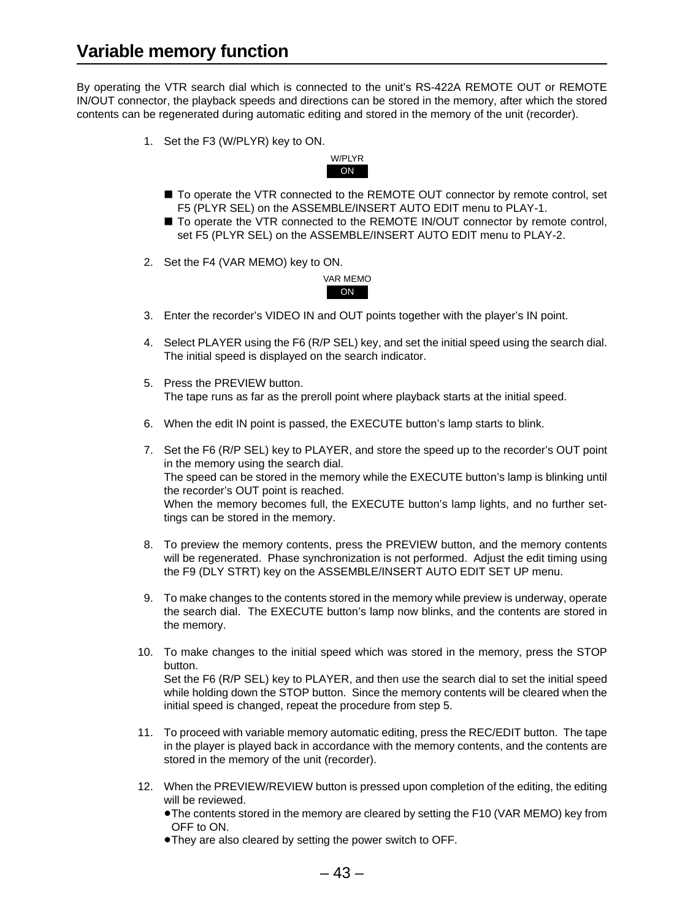# Variable memory function

By operating the VTR search dial which is connected to the unit's RS-422A REMOTE OUT or REMOTE IN/OUT connector, the playback speeds and directions can be stored in the memory, after which the stored contents can be regenerated during automatic editing and stored in the memory of the unit (recorder).

1. Set the F3 (W/PLYR) key to ON.

   W/PLYR
   ON

   - To operate the VTR connected to the REMOTE OUT connector by remote control, set F5 (PLYR SEL) on the ASSEMBLE/INSERT AUTO EDIT menu to PLAY-1.
   - To operate the VTR connected to the REMOTE IN/OUT connector by remote control, set F5 (PLYR SEL) on the ASSEMBLE/INSERT AUTO EDIT menu to PLAY-2.

2. Set the F4 (VAR MEMO) key to ON.

   VAR MEMO
   ON

3. Enter the recorder's VIDEO IN and OUT points together with the player's IN point.

4. Select PLAYER using the F6 (R/P SEL) key, and set the initial speed using the search dial. The initial speed is displayed on the search indicator.

5. Press the PREVIEW button.
   The tape runs as far as the preroll point where playback starts at the initial speed.

6. When the edit IN point is passed, the EXECUTE button's lamp starts to blink.

7. Set the F6 (R/P SEL) key to PLAYER, and store the speed up to the recorder's OUT point in the memory using the search dial.
   The speed can be stored in the memory while the EXECUTE button's lamp is blinking until the recorder's OUT point is reached.
   When the memory becomes full, the EXECUTE button's lamp lights, and no further settings can be stored in the memory.

8. To preview the memory contents, press the PREVIEW button, and the memory contents will be regenerated. Phase synchronization is not performed. Adjust the edit timing using the F9 (DLY STRT) key on the ASSEMBLE/INSERT AUTO EDIT SET UP menu.

9. To make changes to the contents stored in the memory while preview is underway, operate the search dial. The EXECUTE button's lamp now blinks, and the contents are stored in the memory.

10. To make changes to the initial speed which was stored in the memory, press the STOP button.
    Set the F6 (R/P SEL) key to PLAYER, and then use the search dial to set the initial speed while holding down the STOP button. Since the memory contents will be cleared when the initial speed is changed, repeat the procedure from step 5.

11. To proceed with variable memory automatic editing, press the REC/EDIT button. The tape in the player is played back in accordance with the memory contents, and the contents are stored in the memory of the unit (recorder).

12. When the PREVIEW/REVIEW button is pressed upon completion of the editing, the editing will be reviewed.
    - The contents stored in the memory are cleared by setting the F10 (VAR MEMO) key from OFF to ON.
    - They are also cleared by setting the power switch to OFF.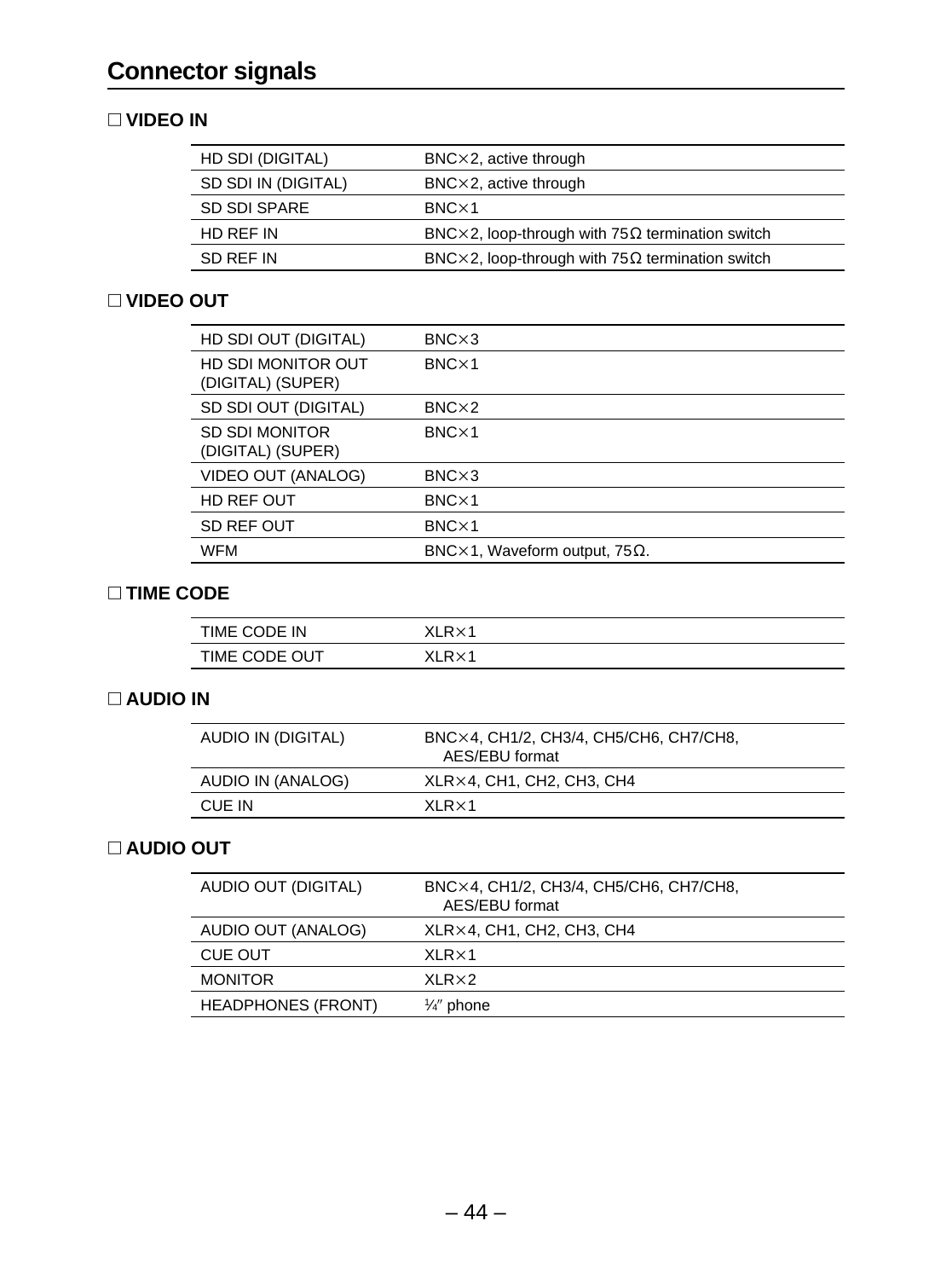# Connector signals

## ☐ VIDEO IN

| | |
|---|---|
| HD SDI (DIGITAL) | BNC×2, active through |
| SD SDI IN (DIGITAL) | BNC×2, active through |
| SD SDI SPARE | BNC×1 |
| HD REF IN | BNC×2, loop-through with 75Ω termination switch |
| SD REF IN | BNC×2, loop-through with 75Ω termination switch |

## ☐ VIDEO OUT

| | |
|---|---|
| HD SDI OUT (DIGITAL) | BNC×3 |
| HD SDI MONITOR OUT (DIGITAL) (SUPER) | BNC×1 |
| SD SDI OUT (DIGITAL) | BNC×2 |
| SD SDI MONITOR (DIGITAL) (SUPER) | BNC×1 |
| VIDEO OUT (ANALOG) | BNC×3 |
| HD REF OUT | BNC×1 |
| SD REF OUT | BNC×1 |
| WFM | BNC×1, Waveform output, 75Ω. |

## ☐ TIME CODE

| | |
|---|---|
| TIME CODE IN | XLR×1 |
| TIME CODE OUT | XLR×1 |

## ☐ AUDIO IN

| | |
|---|---|
| AUDIO IN (DIGITAL) | BNC×4, CH1/2, CH3/4, CH5/CH6, CH7/CH8, AES/EBU format |
| AUDIO IN (ANALOG) | XLR×4, CH1, CH2, CH3, CH4 |
| CUE IN | XLR×1 |

## ☐ AUDIO OUT

| | |
|---|---|
| AUDIO OUT (DIGITAL) | BNC×4, CH1/2, CH3/4, CH5/CH6, CH7/CH8, AES/EBU format |
| AUDIO OUT (ANALOG) | XLR×4, CH1, CH2, CH3, CH4 |
| CUE OUT | XLR×1 |
| MONITOR | XLR×2 |
| HEADPHONES (FRONT) | ¼″ phone |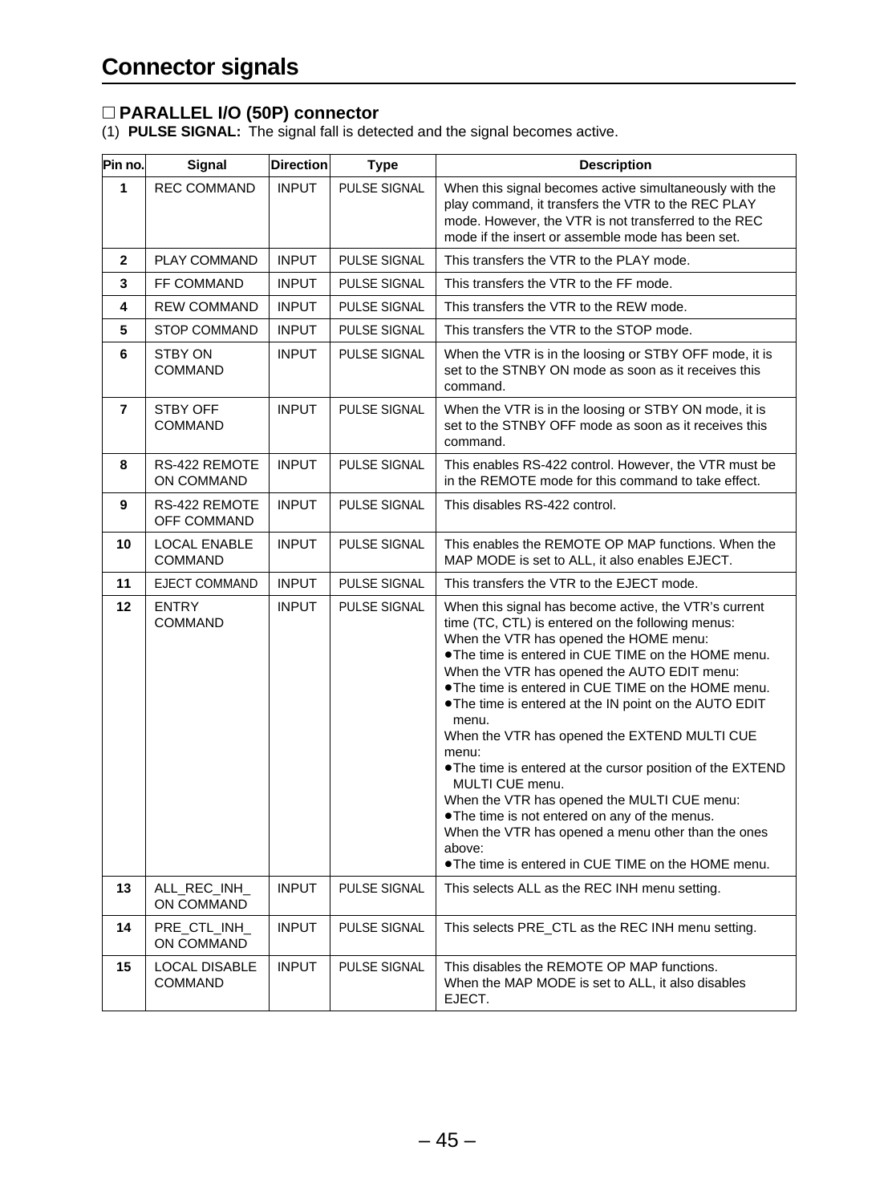# Connector signals

## □ PARALLEL I/O (50P) connector

(1) **PULSE SIGNAL:** The signal fall is detected and the signal becomes active.

| Pin no. | Signal | Direction | Type | Description |
|---|---|---|---|---|
| **1** | REC COMMAND | INPUT | PULSE SIGNAL | When this signal becomes active simultaneously with the play command, it transfers the VTR to the REC PLAY mode. However, the VTR is not transferred to the REC mode if the insert or assemble mode has been set. |
| **2** | PLAY COMMAND | INPUT | PULSE SIGNAL | This transfers the VTR to the PLAY mode. |
| **3** | FF COMMAND | INPUT | PULSE SIGNAL | This transfers the VTR to the FF mode. |
| **4** | REW COMMAND | INPUT | PULSE SIGNAL | This transfers the VTR to the REW mode. |
| **5** | STOP COMMAND | INPUT | PULSE SIGNAL | This transfers the VTR to the STOP mode. |
| **6** | STBY ON COMMAND | INPUT | PULSE SIGNAL | When the VTR is in the loosing or STBY OFF mode, it is set to the STNBY ON mode as soon as it receives this command. |
| **7** | STBY OFF COMMAND | INPUT | PULSE SIGNAL | When the VTR is in the loosing or STBY ON mode, it is set to the STNBY OFF mode as soon as it receives this command. |
| **8** | RS-422 REMOTE ON COMMAND | INPUT | PULSE SIGNAL | This enables RS-422 control. However, the VTR must be in the REMOTE mode for this command to take effect. |
| **9** | RS-422 REMOTE OFF COMMAND | INPUT | PULSE SIGNAL | This disables RS-422 control. |
| **10** | LOCAL ENABLE COMMAND | INPUT | PULSE SIGNAL | This enables the REMOTE OP MAP functions. When the MAP MODE is set to ALL, it also enables EJECT. |
| **11** | EJECT COMMAND | INPUT | PULSE SIGNAL | This transfers the VTR to the EJECT mode. |
| **12** | ENTRY COMMAND | INPUT | PULSE SIGNAL | When this signal has become active, the VTR's current time (TC, CTL) is entered on the following menus:<br>When the VTR has opened the HOME menu:<br>●The time is entered in CUE TIME on the HOME menu.<br>When the VTR has opened the AUTO EDIT menu:<br>●The time is entered in CUE TIME on the HOME menu.<br>●The time is entered at the IN point on the AUTO EDIT menu.<br>When the VTR has opened the EXTEND MULTI CUE menu:<br>●The time is entered at the cursor position of the EXTEND MULTI CUE menu.<br>When the VTR has opened the MULTI CUE menu:<br>●The time is not entered on any of the menus.<br>When the VTR has opened a menu other than the ones above:<br>●The time is entered in CUE TIME on the HOME menu. |
| **13** | ALL_REC_INH_ ON COMMAND | INPUT | PULSE SIGNAL | This selects ALL as the REC INH menu setting. |
| **14** | PRE_CTL_INH_ ON COMMAND | INPUT | PULSE SIGNAL | This selects PRE_CTL as the REC INH menu setting. |
| **15** | LOCAL DISABLE COMMAND | INPUT | PULSE SIGNAL | This disables the REMOTE OP MAP functions.<br>When the MAP MODE is set to ALL, it also disables EJECT. |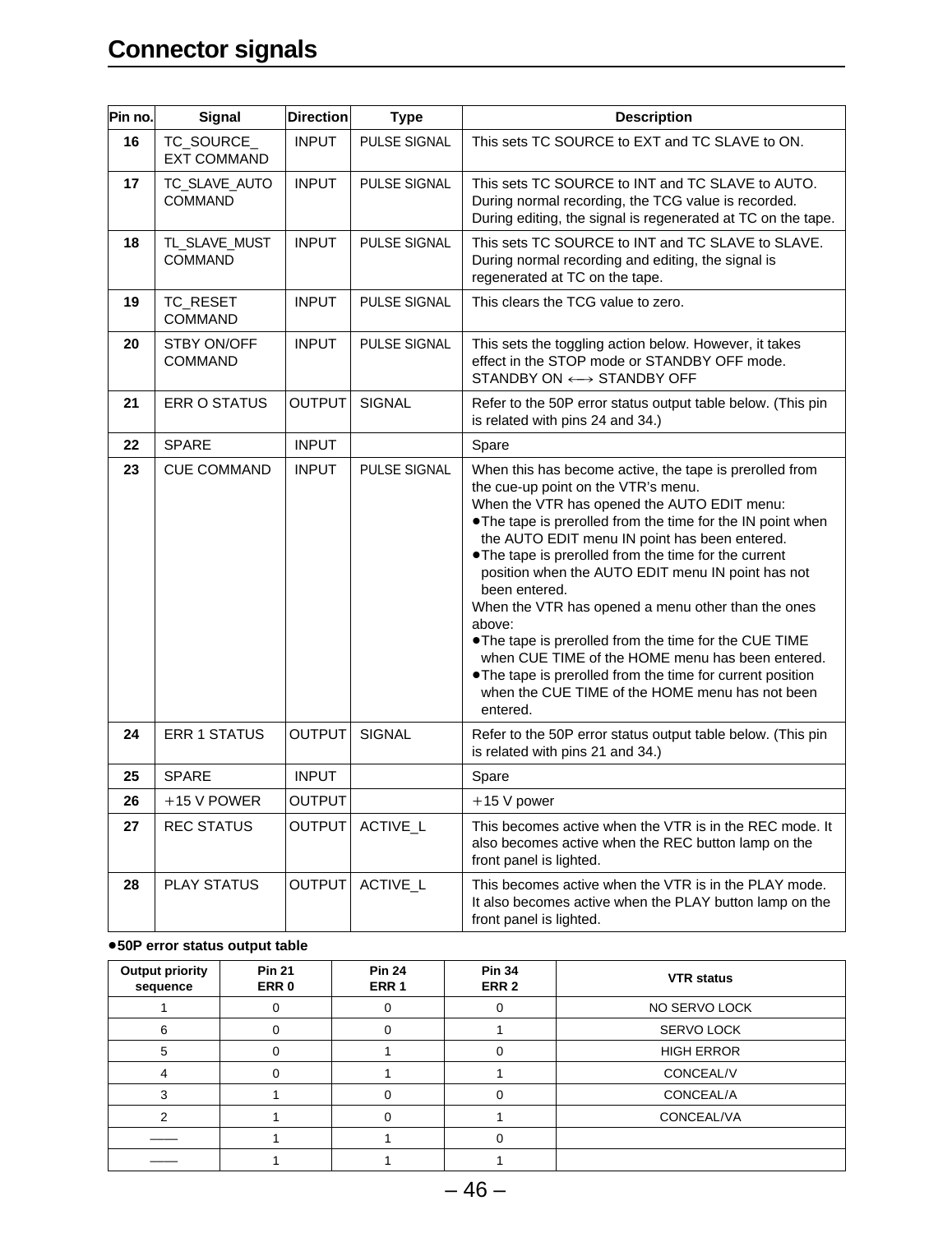# Connector signals

| Pin no. | Signal | Direction | Type | Description |
|---|---|---|---|---|
| **16** | TC_SOURCE_ EXT COMMAND | INPUT | PULSE SIGNAL | This sets TC SOURCE to EXT and TC SLAVE to ON. |
| **17** | TC_SLAVE_AUTO COMMAND | INPUT | PULSE SIGNAL | This sets TC SOURCE to INT and TC SLAVE to AUTO. During normal recording, the TCG value is recorded. During editing, the signal is regenerated at TC on the tape. |
| **18** | TL_SLAVE_MUST COMMAND | INPUT | PULSE SIGNAL | This sets TC SOURCE to INT and TC SLAVE to SLAVE. During normal recording and editing, the signal is regenerated at TC on the tape. |
| **19** | TC_RESET COMMAND | INPUT | PULSE SIGNAL | This clears the TCG value to zero. |
| **20** | STBY ON/OFF COMMAND | INPUT | PULSE SIGNAL | This sets the toggling action below. However, it takes effect in the STOP mode or STANDBY OFF mode.<br>STANDBY ON ←→ STANDBY OFF |
| **21** | ERR O STATUS | OUTPUT | SIGNAL | Refer to the 50P error status output table below. (This pin is related with pins 24 and 34.) |
| **22** | SPARE | INPUT | | Spare |
| **23** | CUE COMMAND | INPUT | PULSE SIGNAL | When this has become active, the tape is prerolled from the cue-up point on the VTR's menu.<br>When the VTR has opened the AUTO EDIT menu:<br>●The tape is prerolled from the time for the IN point when the AUTO EDIT menu IN point has been entered.<br>●The tape is prerolled from the time for the current position when the AUTO EDIT menu IN point has not been entered.<br>When the VTR has opened a menu other than the ones above:<br>●The tape is prerolled from the time for the CUE TIME when CUE TIME of the HOME menu has been entered.<br>●The tape is prerolled from the time for current position when the CUE TIME of the HOME menu has not been entered. |
| **24** | ERR 1 STATUS | OUTPUT | SIGNAL | Refer to the 50P error status output table below. (This pin is related with pins 21 and 34.) |
| **25** | SPARE | INPUT | | Spare |
| **26** | +15 V POWER | OUTPUT | | +15 V power |
| **27** | REC STATUS | OUTPUT | ACTIVE_L | This becomes active when the VTR is in the REC mode. It also becomes active when the REC button lamp on the front panel is lighted. |
| **28** | PLAY STATUS | OUTPUT | ACTIVE_L | This becomes active when the VTR is in the PLAY mode. It also becomes active when the PLAY button lamp on the front panel is lighted. |

**●50P error status output table**

| Output priority sequence | Pin 21 ERR 0 | Pin 24 ERR 1 | Pin 34 ERR 2 | VTR status |
|---|---|---|---|---|
| 1 | 0 | 0 | 0 | NO SERVO LOCK |
| 6 | 0 | 0 | 1 | SERVO LOCK |
| 5 | 0 | 1 | 0 | HIGH ERROR |
| 4 | 0 | 1 | 1 | CONCEAL/V |
| 3 | 1 | 0 | 0 | CONCEAL/A |
| 2 | 1 | 0 | 1 | CONCEAL/VA |
| —— | 1 | 1 | 0 | |
| —— | 1 | 1 | 1 | |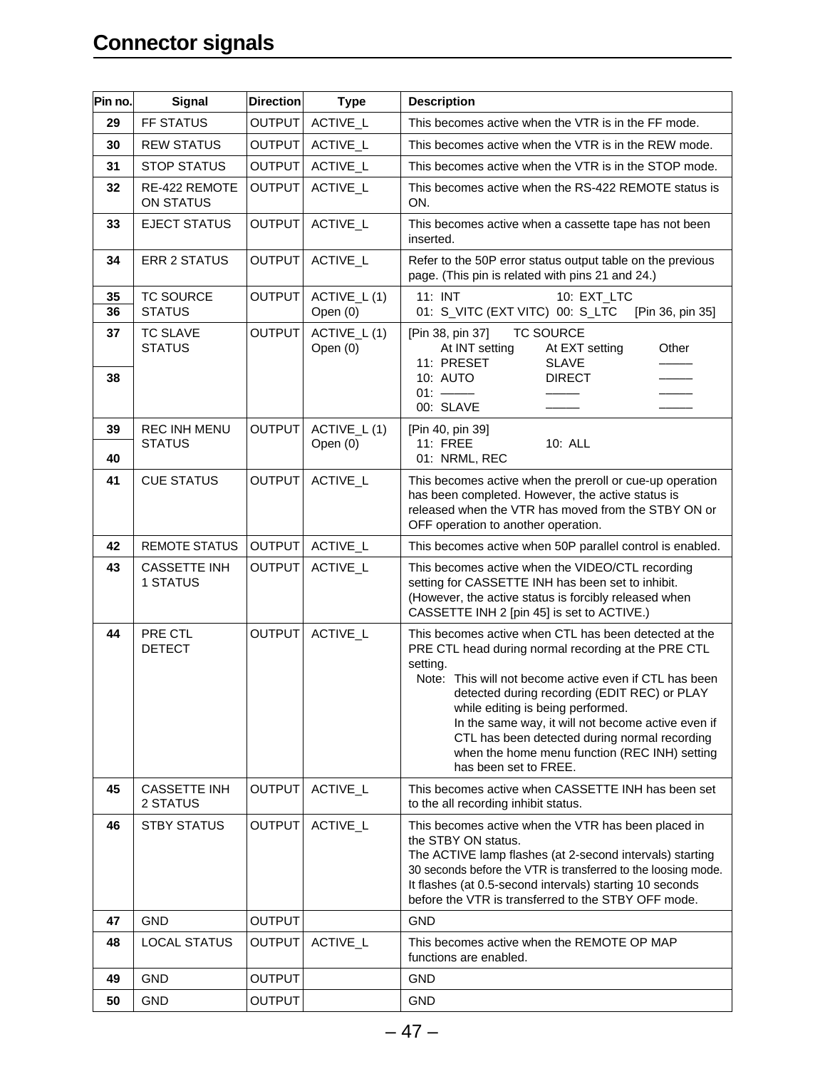# Connector signals

| Pin no. | Signal | Direction | Type | Description |
|---|---|---|---|---|
| 29 | FF STATUS | OUTPUT | ACTIVE_L | This becomes active when the VTR is in the FF mode. |
| 30 | REW STATUS | OUTPUT | ACTIVE_L | This becomes active when the VTR is in the REW mode. |
| 31 | STOP STATUS | OUTPUT | ACTIVE_L | This becomes active when the VTR is in the STOP mode. |
| 32 | RE-422 REMOTE ON STATUS | OUTPUT | ACTIVE_L | This becomes active when the RS-422 REMOTE status is ON. |
| 33 | EJECT STATUS | OUTPUT | ACTIVE_L | This becomes active when a cassette tape has not been inserted. |
| 34 | ERR 2 STATUS | OUTPUT | ACTIVE_L | Refer to the 50P error status output table on the previous page. (This pin is related with pins 21 and 24.) |
| 35<br>36 | TC SOURCE STATUS | OUTPUT | ACTIVE_L (1)<br>Open (0) | 11: INT 10: EXT_LTC<br>01: S_VITC (EXT VITC) 00: S_LTC [Pin 36, pin 35] |
| 37<br>38 | TC SLAVE STATUS | OUTPUT | ACTIVE_L (1)<br>Open (0) | [Pin 38, pin 37] TC SOURCE<br>At INT setting / At EXT setting / Other<br>11: PRESET / SLAVE / ———<br>10: AUTO / DIRECT / ———<br>01: ——— / ——— / ———<br>00: SLAVE / ——— / ——— |
| 39<br>40 | REC INH MENU STATUS | OUTPUT | ACTIVE_L (1)<br>Open (0) | [Pin 40, pin 39]<br>11: FREE 10: ALL<br>01: NRML, REC |
| 41 | CUE STATUS | OUTPUT | ACTIVE_L | This becomes active when the preroll or cue-up operation has been completed. However, the active status is released when the VTR has moved from the STBY ON or OFF operation to another operation. |
| 42 | REMOTE STATUS | OUTPUT | ACTIVE_L | This becomes active when 50P parallel control is enabled. |
| 43 | CASSETTE INH 1 STATUS | OUTPUT | ACTIVE_L | This becomes active when the VIDEO/CTL recording setting for CASSETTE INH has been set to inhibit. (However, the active status is forcibly released when CASSETTE INH 2 [pin 45] is set to ACTIVE.) |
| 44 | PRE CTL DETECT | OUTPUT | ACTIVE_L | This becomes active when CTL has been detected at the PRE CTL head during normal recording at the PRE CTL setting.<br>Note: This will not become active even if CTL has been detected during recording (EDIT REC) or PLAY while editing is being performed.<br>In the same way, it will not become active even if CTL has been detected during normal recording when the home menu function (REC INH) setting has been set to FREE. |
| 45 | CASSETTE INH 2 STATUS | OUTPUT | ACTIVE_L | This becomes active when CASSETTE INH has been set to the all recording inhibit status. |
| 46 | STBY STATUS | OUTPUT | ACTIVE_L | This becomes active when the VTR has been placed in the STBY ON status.<br>The ACTIVE lamp flashes (at 2-second intervals) starting 30 seconds before the VTR is transferred to the loosing mode. It flashes (at 0.5-second intervals) starting 10 seconds before the VTR is transferred to the STBY OFF mode. |
| 47 | GND | OUTPUT | | GND |
| 48 | LOCAL STATUS | OUTPUT | ACTIVE_L | This becomes active when the REMOTE OP MAP functions are enabled. |
| 49 | GND | OUTPUT | | GND |
| 50 | GND | OUTPUT | | GND |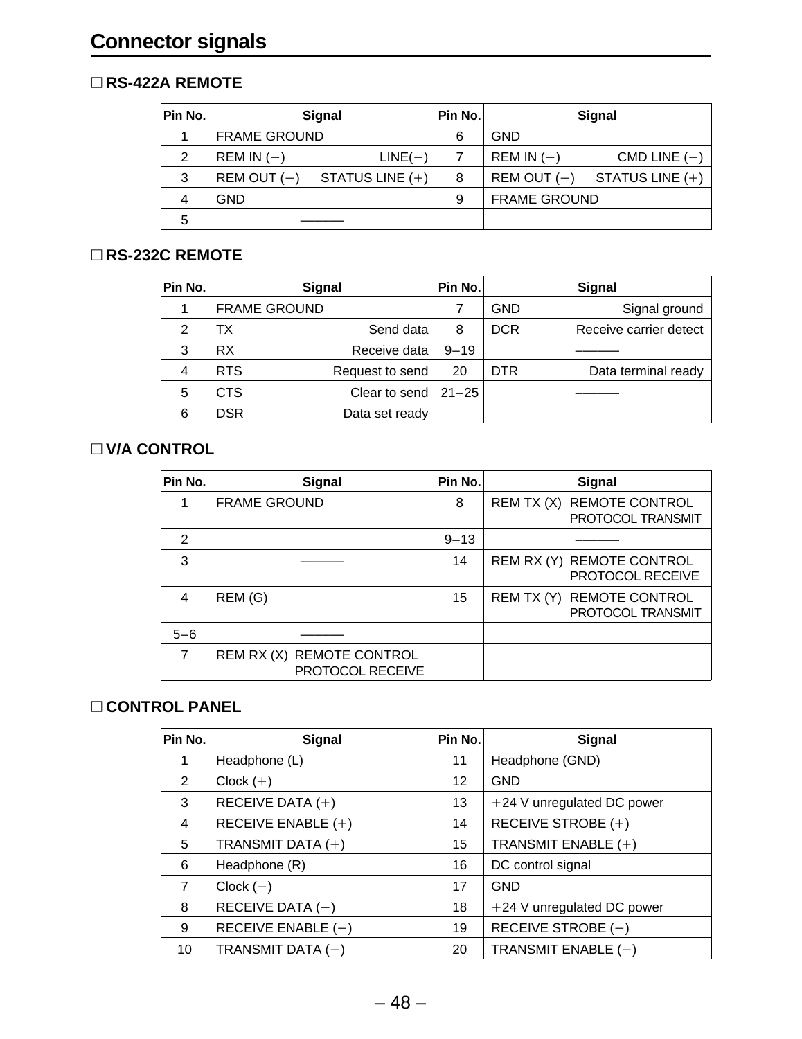# Connector signals

## □ RS-422A REMOTE

| Pin No. | Signal | Pin No. | Signal |
|---|---|---|---|
| 1 | FRAME GROUND | 6 | GND |
| 2 | REM IN (−) LINE(−) | 7 | REM IN (−) CMD LINE (−) |
| 3 | REM OUT (−) STATUS LINE (+) | 8 | REM OUT (−) STATUS LINE (+) |
| 4 | GND | 9 | FRAME GROUND |
| 5 | ——— | | |

## □ RS-232C REMOTE

| Pin No. | Signal | Pin No. | Signal |
|---|---|---|---|
| 1 | FRAME GROUND | 7 | GND Signal ground |
| 2 | TX Send data | 8 | DCR Receive carrier detect |
| 3 | RX Receive data | 9−19 | ——— |
| 4 | RTS Request to send | 20 | DTR Data terminal ready |
| 5 | CTS Clear to send | 21−25 | ——— |
| 6 | DSR Data set ready | | |

## □ V/A CONTROL

| Pin No. | Signal | Pin No. | Signal |
|---|---|---|---|
| 1 | FRAME GROUND | 8 | REM TX (X) REMOTE CONTROL PROTOCOL TRANSMIT |
| 2 | | 9−13 | ——— |
| 3 | ——— | 14 | REM RX (Y) REMOTE CONTROL PROTOCOL RECEIVE |
| 4 | REM (G) | 15 | REM TX (Y) REMOTE CONTROL PROTOCOL TRANSMIT |
| 5−6 | ——— | | |
| 7 | REM RX (X) REMOTE CONTROL PROTOCOL RECEIVE | | |

## □ CONTROL PANEL

| Pin No. | Signal | Pin No. | Signal |
|---|---|---|---|
| 1 | Headphone (L) | 11 | Headphone (GND) |
| 2 | Clock (+) | 12 | GND |
| 3 | RECEIVE DATA (+) | 13 | +24 V unregulated DC power |
| 4 | RECEIVE ENABLE (+) | 14 | RECEIVE STROBE (+) |
| 5 | TRANSMIT DATA (+) | 15 | TRANSMIT ENABLE (+) |
| 6 | Headphone (R) | 16 | DC control signal |
| 7 | Clock (−) | 17 | GND |
| 8 | RECEIVE DATA (−) | 18 | +24 V unregulated DC power |
| 9 | RECEIVE ENABLE (−) | 19 | RECEIVE STROBE (−) |
| 10 | TRANSMIT DATA (−) | 20 | TRANSMIT ENABLE (−) |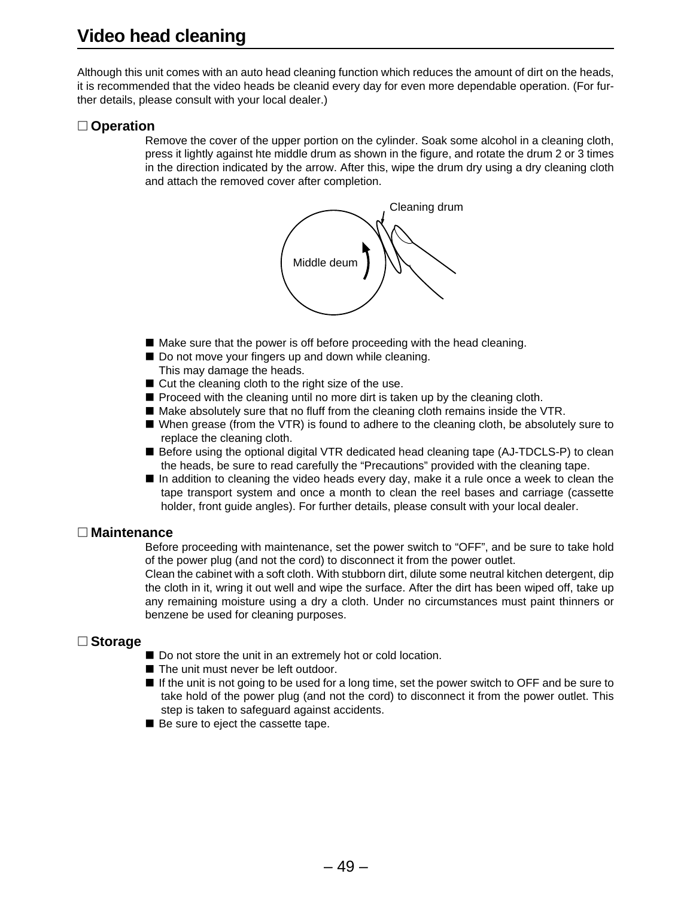# Video head cleaning

Although this unit comes with an auto head cleaning function which reduces the amount of dirt on the heads, it is recommended that the video heads be cleanid every day for even more dependable operation. (For further details, please consult with your local dealer.)

## □ Operation

Remove the cover of the upper portion on the cylinder. Soak some alcohol in a cleaning cloth, press it lightly against hte middle drum as shown in the figure, and rotate the drum 2 or 3 times in the direction indicated by the arrow. After this, wipe the drum dry using a dry cleaning cloth and attach the removed cover after completion.

Cleaning drum

Middle deum

- Make sure that the power is off before proceeding with the head cleaning.
- Do not move your fingers up and down while cleaning.
  This may damage the heads.
- Cut the cleaning cloth to the right size of the use.
- Proceed with the cleaning until no more dirt is taken up by the cleaning cloth.
- Make absolutely sure that no fluff from the cleaning cloth remains inside the VTR.
- When grease (from the VTR) is found to adhere to the cleaning cloth, be absolutely sure to replace the cleaning cloth.
- Before using the optional digital VTR dedicated head cleaning tape (AJ-TDCLS-P) to clean the heads, be sure to read carefully the “Precautions” provided with the cleaning tape.
- In addition to cleaning the video heads every day, make it a rule once a week to clean the tape transport system and once a month to clean the reel bases and carriage (cassette holder, front guide angles). For further details, please consult with your local dealer.

## □ Maintenance

Before proceeding with maintenance, set the power switch to “OFF”, and be sure to take hold of the power plug (and not the cord) to disconnect it from the power outlet.

Clean the cabinet with a soft cloth. With stubborn dirt, dilute some neutral kitchen detergent, dip the cloth in it, wring it out well and wipe the surface. After the dirt has been wiped off, take up any remaining moisture using a dry a cloth. Under no circumstances must paint thinners or benzene be used for cleaning purposes.

## □ Storage

- Do not store the unit in an extremely hot or cold location.
- The unit must never be left outdoor.
- If the unit is not going to be used for a long time, set the power switch to OFF and be sure to take hold of the power plug (and not the cord) to disconnect it from the power outlet. This step is taken to safeguard against accidents.
- Be sure to eject the cassette tape.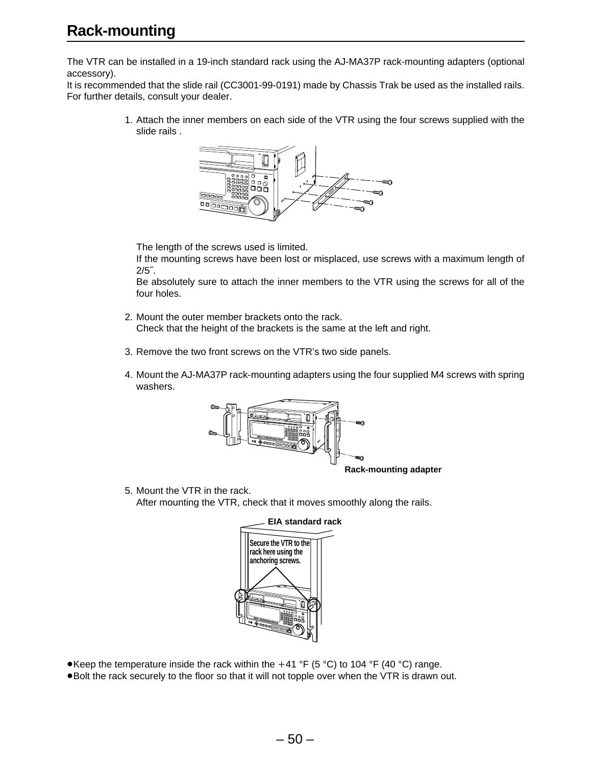# Rack-mounting

The VTR can be installed in a 19-inch standard rack using the AJ-MA37P rack-mounting adapters (optional accessory).
It is recommended that the slide rail (CC3001-99-0191) made by Chassis Trak be used as the installed rails. For further details, consult your dealer.

1. Attach the inner members on each side of the VTR using the four screws supplied with the slide rails .

   The length of the screws used is limited.
   If the mounting screws have been lost or misplaced, use screws with a maximum length of 2/5″.
   Be absolutely sure to attach the inner members to the VTR using the screws for all of the four holes.

2. Mount the outer member brackets onto the rack.
   Check that the height of the brackets is the same at the left and right.

3. Remove the two front screws on the VTR's two side panels.

4. Mount the AJ-MA37P rack-mounting adapters using the four supplied M4 screws with spring washers.

   **Rack-mounting adapter**

5. Mount the VTR in the rack.
   After mounting the VTR, check that it moves smoothly along the rails.

   **EIA standard rack**

   **Secure the VTR to the rack here using the anchoring screws.**

- Keep the temperature inside the rack within the +41 °F (5 °C) to 104 °F (40 °C) range.
- Bolt the rack securely to the floor so that it will not topple over when the VTR is drawn out.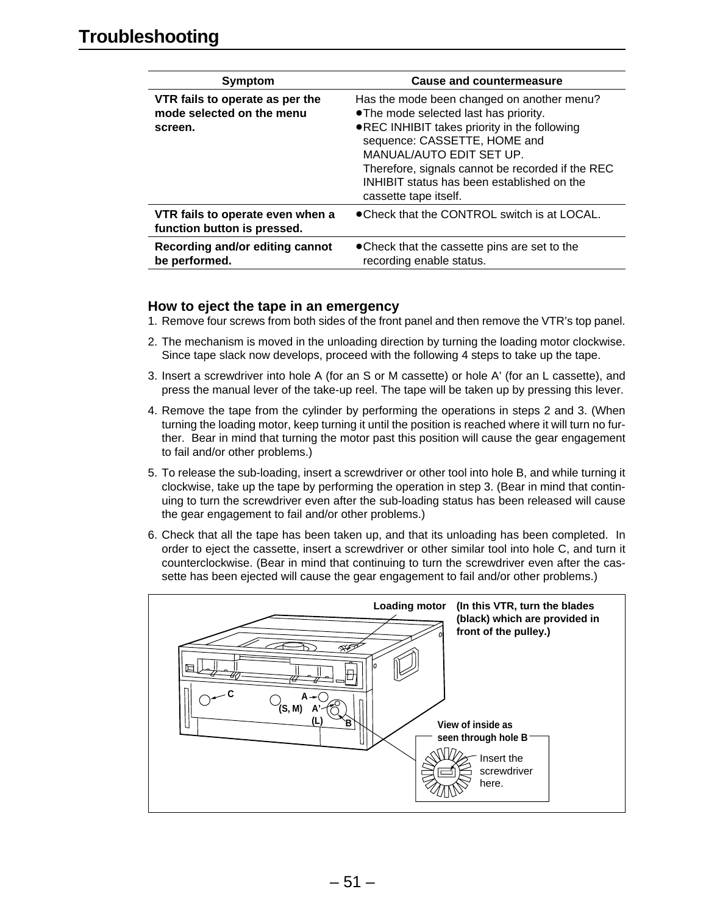# Troubleshooting

| Symptom | Cause and countermeasure |
|---|---|
| **VTR fails to operate as per the mode selected on the menu screen.** | Has the mode been changed on another menu?<br>● The mode selected last has priority.<br>● REC INHIBIT takes priority in the following sequence: CASSETTE, HOME and MANUAL/AUTO EDIT SET UP. Therefore, signals cannot be recorded if the REC INHIBIT status has been established on the cassette tape itself. |
| **VTR fails to operate even when a function button is pressed.** | ● Check that the CONTROL switch is at LOCAL. |
| **Recording and/or editing cannot be performed.** | ● Check that the cassette pins are set to the recording enable status. |

### How to eject the tape in an emergency

1. Remove four screws from both sides of the front panel and then remove the VTR's top panel.
2. The mechanism is moved in the unloading direction by turning the loading motor clockwise. Since tape slack now develops, proceed with the following 4 steps to take up the tape.
3. Insert a screwdriver into hole A (for an S or M cassette) or hole A' (for an L cassette), and press the manual lever of the take-up reel. The tape will be taken up by pressing this lever.
4. Remove the tape from the cylinder by performing the operations in steps 2 and 3. (When turning the loading motor, keep turning it until the position is reached where it will turn no further. Bear in mind that turning the motor past this position will cause the gear engagement to fail and/or other problems.)
5. To release the sub-loading, insert a screwdriver or other tool into hole B, and while turning it clockwise, take up the tape by performing the operation in step 3. (Bear in mind that continuing to turn the screwdriver even after the sub-loading status has been released will cause the gear engagement to fail and/or other problems.)
6. Check that all the tape has been taken up, and that its unloading has been completed. In order to eject the cassette, insert a screwdriver or other similar tool into hole C, and turn it counterclockwise. (Bear in mind that continuing to turn the screwdriver even after the cassette has been ejected will cause the gear engagement to fail and/or other problems.)

Loading motor **(In this VTR, turn the blades (black) which are provided in front of the pulley.)**

C, A, A', (S, M), (L), B

View of inside as seen through hole B — Insert the screwdriver here.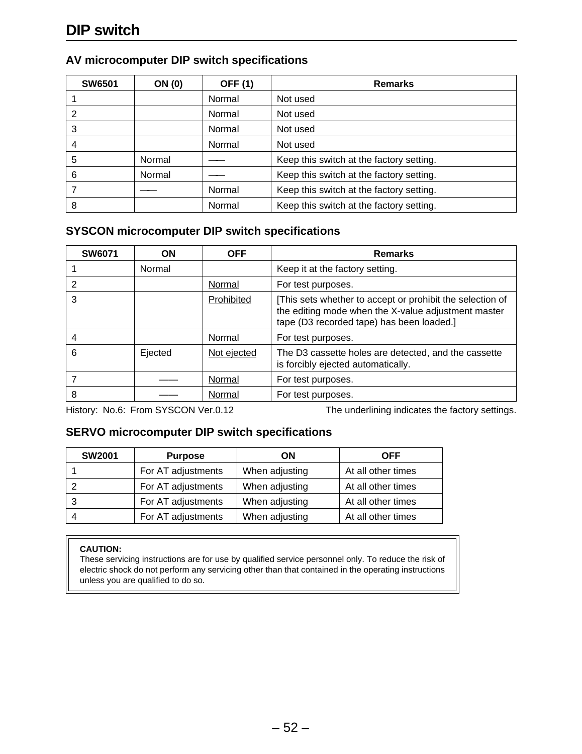# DIP switch

## AV microcomputer DIP switch specifications

| SW6501 | ON (0) | OFF (1) | Remarks |
|---|---|---|---|
| 1 | | Normal | Not used |
| 2 | | Normal | Not used |
| 3 | | Normal | Not used |
| 4 | | Normal | Not used |
| 5 | Normal | —— | Keep this switch at the factory setting. |
| 6 | Normal | —— | Keep this switch at the factory setting. |
| 7 | —— | Normal | Keep this switch at the factory setting. |
| 8 | | Normal | Keep this switch at the factory setting. |

## SYSCON microcomputer DIP switch specifications

| SW6071 | ON | OFF | Remarks |
|---|---|---|---|
| 1 | Normal | | Keep it at the factory setting. |
| 2 | | <u>Normal</u> | For test purposes. |
| 3 | | <u>Prohibited</u> | [This sets whether to accept or prohibit the selection of the editing mode when the X-value adjustment master tape (D3 recorded tape) has been loaded.] |
| 4 | | Normal | For test purposes. |
| 6 | Ejected | <u>Not ejected</u> | The D3 cassette holes are detected, and the cassette is forcibly ejected automatically. |
| 7 | —— | <u>Normal</u> | For test purposes. |
| 8 | —— | <u>Normal</u> | For test purposes. |

History: No.6: From SYSCON Ver.0.12

The underlining indicates the factory settings.

## SERVO microcomputer DIP switch specifications

| SW2001 | Purpose | ON | OFF |
|---|---|---|---|
| 1 | For AT adjustments | When adjusting | At all other times |
| 2 | For AT adjustments | When adjusting | At all other times |
| 3 | For AT adjustments | When adjusting | At all other times |
| 4 | For AT adjustments | When adjusting | At all other times |

**CAUTION:**
These servicing instructions are for use by qualified service personnel only. To reduce the risk of electric shock do not perform any servicing other than that contained in the operating instructions unless you are qualified to do so.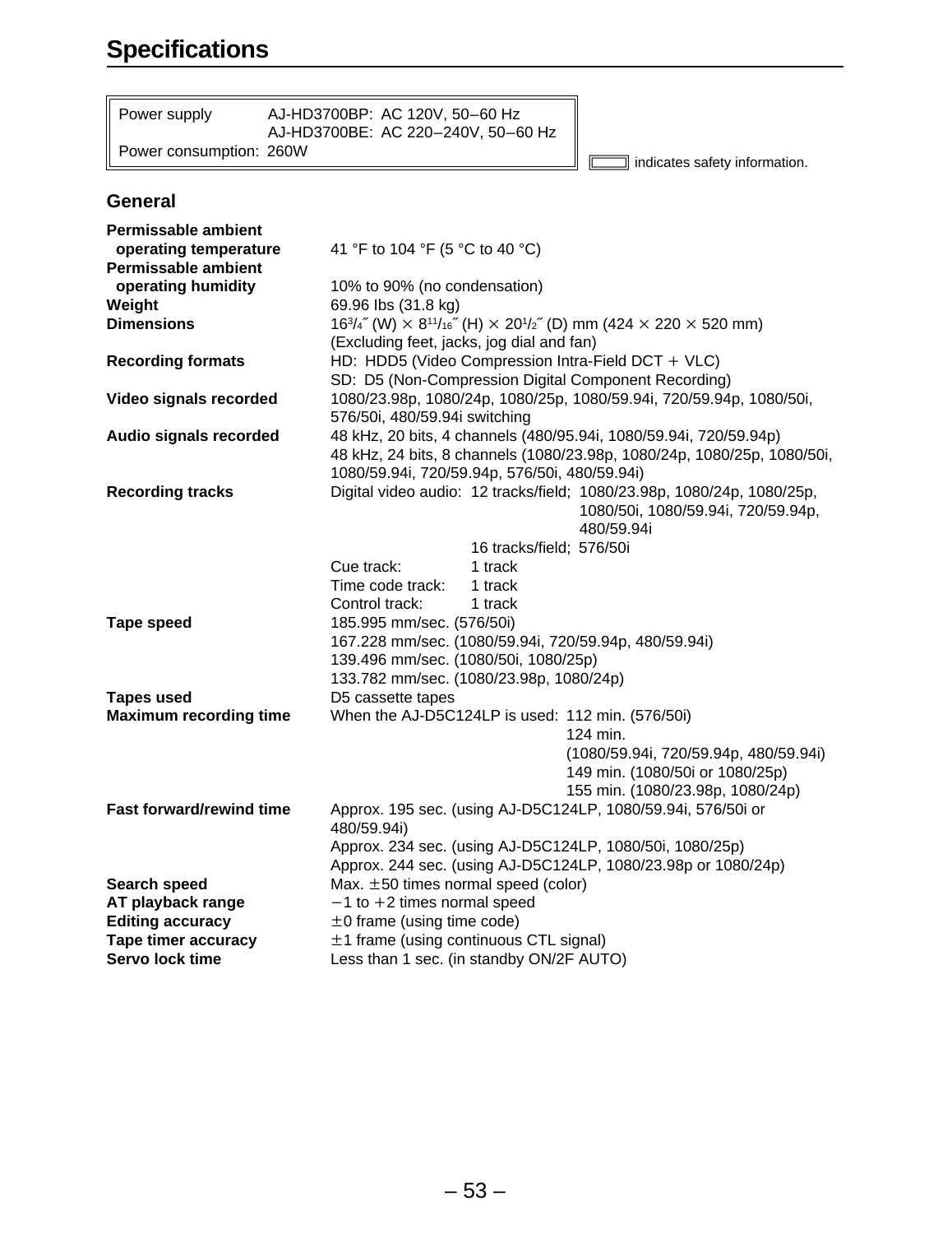# Specifications

| Power supply | AJ-HD3700BP: AC 120V, 50–60 Hz<br>AJ-HD3700BE: AC 220–240V, 50–60 Hz |
|---|---|
| Power consumption: | 260W |

▭ indicates safety information.

## General

**Permissable ambient operating temperature**
41 °F to 104 °F (5 °C to 40 °C)

**Permissable ambient operating humidity**
10% to 90% (no condensation)

**Weight**
69.96 lbs (31.8 kg)

**Dimensions**
16 3/4˝ (W) × 8 11/16˝ (H) × 20 1/2˝ (D) mm (424 × 220 × 520 mm)
(Excluding feet, jacks, jog dial and fan)

**Recording formats**
HD: HDD5 (Video Compression Intra-Field DCT + VLC)
SD: D5 (Non-Compression Digital Component Recording)

**Video signals recorded**
1080/23.98p, 1080/24p, 1080/25p, 1080/59.94i, 720/59.94p, 1080/50i, 576/50i, 480/59.94i switching

**Audio signals recorded**
48 kHz, 20 bits, 4 channels (480/95.94i, 1080/59.94i, 720/59.94p)
48 kHz, 24 bits, 8 channels (1080/23.98p, 1080/24p, 1080/25p, 1080/50i, 1080/59.94i, 720/59.94p, 576/50i, 480/59.94i)

**Recording tracks**
Digital video audio: 12 tracks/field; 1080/23.98p, 1080/24p, 1080/25p, 1080/50i, 1080/59.94i, 720/59.94p, 480/59.94i
16 tracks/field; 576/50i
Cue track: 1 track
Time code track: 1 track
Control track: 1 track

**Tape speed**
185.995 mm/sec. (576/50i)
167.228 mm/sec. (1080/59.94i, 720/59.94p, 480/59.94i)
139.496 mm/sec. (1080/50i, 1080/25p)
133.782 mm/sec. (1080/23.98p, 1080/24p)

**Tapes used**
D5 cassette tapes

**Maximum recording time**
When the AJ-D5C124LP is used: 112 min. (576/50i)
124 min. (1080/59.94i, 720/59.94p, 480/59.94i)
149 min. (1080/50i or 1080/25p)
155 min. (1080/23.98p, 1080/24p)

**Fast forward/rewind time**
Approx. 195 sec. (using AJ-D5C124LP, 1080/59.94i, 576/50i or 480/59.94i)
Approx. 234 sec. (using AJ-D5C124LP, 1080/50i, 1080/25p)
Approx. 244 sec. (using AJ-D5C124LP, 1080/23.98p or 1080/24p)

**Search speed**
Max. ±50 times normal speed (color)

**AT playback range**
−1 to +2 times normal speed

**Editing accuracy**
±0 frame (using time code)

**Tape timer accuracy**
±1 frame (using continuous CTL signal)

**Servo lock time**
Less than 1 sec. (in standby ON/2F AUTO)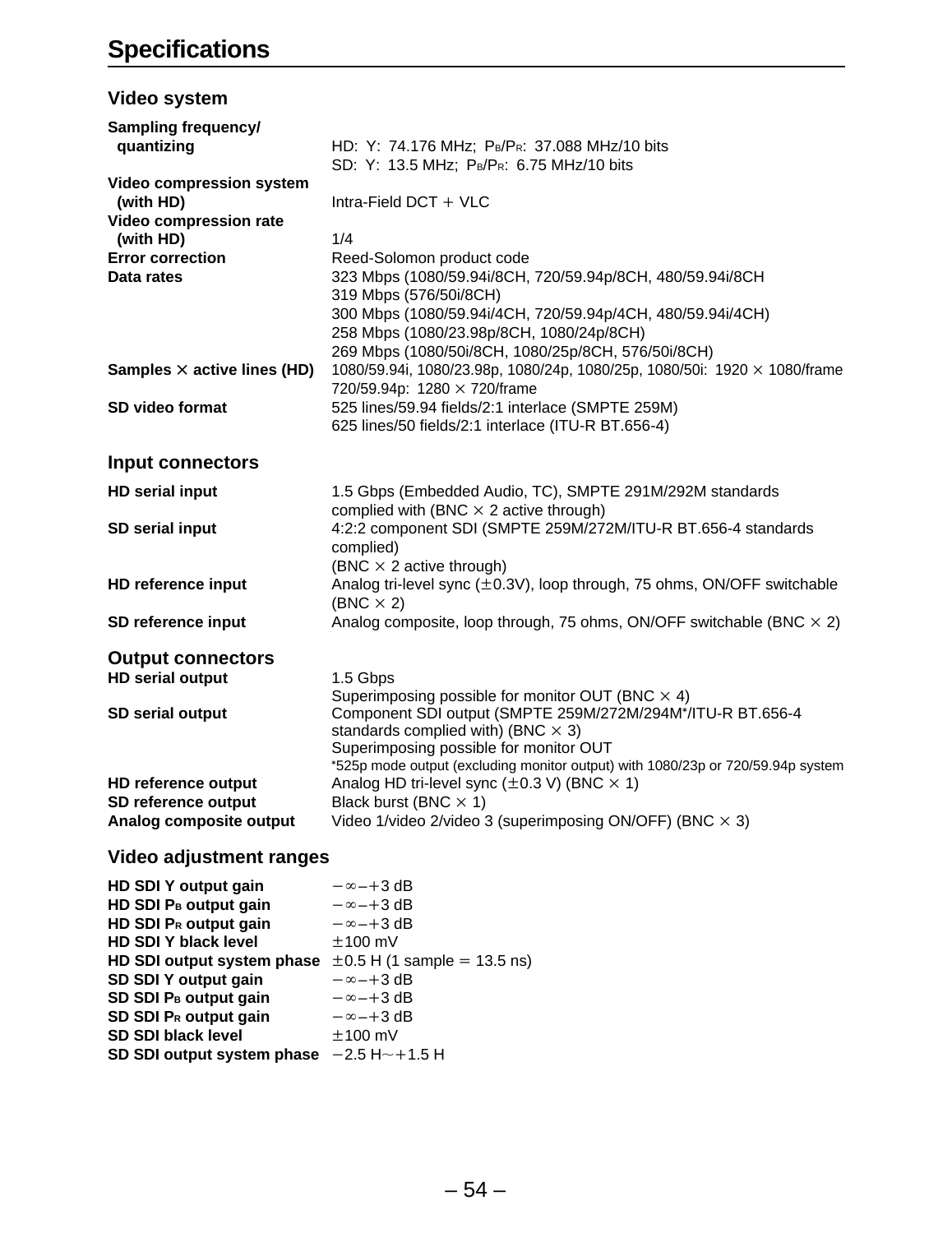# Specifications

## Video system

| | |
|---|---|
| **Sampling frequency/ quantizing** | HD: Y: 74.176 MHz; $P_B/P_R$: 37.088 MHz/10 bits<br>SD: Y: 13.5 MHz; $P_B/P_R$: 6.75 MHz/10 bits |
| **Video compression system (with HD)** | Intra-Field DCT + VLC |
| **Video compression rate (with HD)** | 1/4 |
| **Error correction** | Reed-Solomon product code |
| **Data rates** | 323 Mbps (1080/59.94i/8CH, 720/59.94p/8CH, 480/59.94i/8CH<br>319 Mbps (576/50i/8CH)<br>300 Mbps (1080/59.94i/4CH, 720/59.94p/4CH, 480/59.94i/4CH)<br>258 Mbps (1080/23.98p/8CH, 1080/24p/8CH)<br>269 Mbps (1080/50i/8CH, 1080/25p/8CH, 576/50i/8CH) |
| **Samples × active lines (HD)** | 1080/59.94i, 1080/23.98p, 1080/24p, 1080/25p, 1080/50i: 1920 × 1080/frame<br>720/59.94p: 1280 × 720/frame |
| **SD video format** | 525 lines/59.94 fields/2:1 interlace (SMPTE 259M)<br>625 lines/50 fields/2:1 interlace (ITU-R BT.656-4) |

## Input connectors

| | |
|---|---|
| **HD serial input** | 1.5 Gbps (Embedded Audio, TC), SMPTE 291M/292M standards complied with (BNC × 2 active through) |
| **SD serial input** | 4:2:2 component SDI (SMPTE 259M/272M/ITU-R BT.656-4 standards complied)<br>(BNC × 2 active through) |
| **HD reference input** | Analog tri-level sync (±0.3V), loop through, 75 ohms, ON/OFF switchable (BNC × 2) |
| **SD reference input** | Analog composite, loop through, 75 ohms, ON/OFF switchable (BNC × 2) |

## Output connectors

| | |
|---|---|
| **HD serial output** | 1.5 Gbps<br>Superimposing possible for monitor OUT (BNC × 4) |
| **SD serial output** | Component SDI output (SMPTE 259M/272M/294M*/ITU-R BT.656-4 standards complied with) (BNC × 3)<br>Superimposing possible for monitor OUT<br>*525p mode output (excluding monitor output) with 1080/23p or 720/59.94p system |
| **HD reference output** | Analog HD tri-level sync (±0.3 V) (BNC × 1) |
| **SD reference output** | Black burst (BNC × 1) |
| **Analog composite output** | Video 1/video 2/video 3 (superimposing ON/OFF) (BNC × 3) |

## Video adjustment ranges

| | |
|---|---|
| **HD SDI Y output gain** | −∞–+3 dB |
| **HD SDI $P_B$ output gain** | −∞–+3 dB |
| **HD SDI $P_R$ output gain** | −∞–+3 dB |
| **HD SDI Y black level** | ±100 mV |
| **HD SDI output system phase** | ±0.5 H (1 sample = 13.5 ns) |
| **SD SDI Y output gain** | −∞–+3 dB |
| **SD SDI $P_B$ output gain** | −∞–+3 dB |
| **SD SDI $P_R$ output gain** | −∞–+3 dB |
| **SD SDI black level** | ±100 mV |
| **SD SDI output system phase** | −2.5 H~+1.5 H |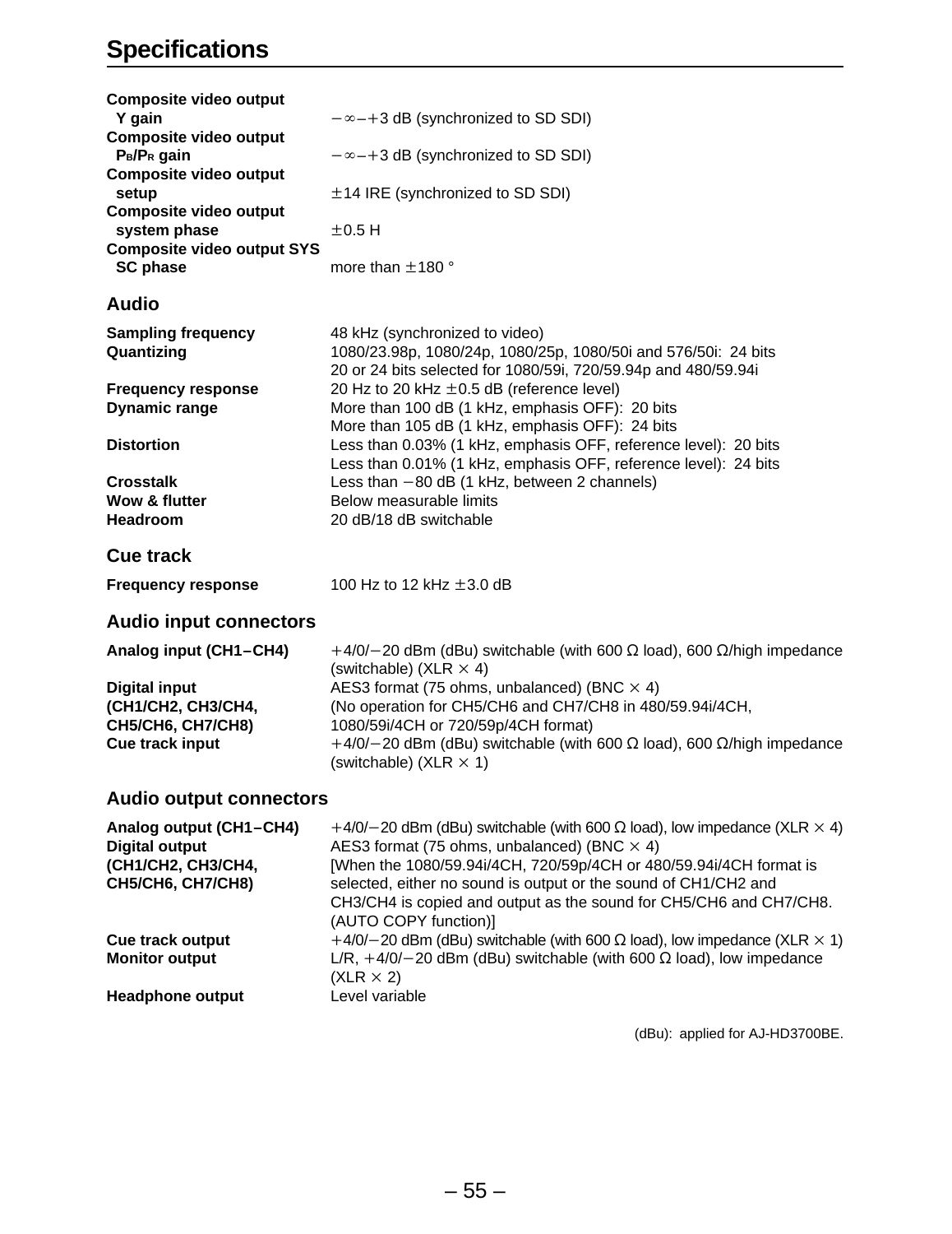# Specifications

| | |
|---|---|
| **Composite video output Y gain** | −∞–+3 dB (synchronized to SD SDI) |
| **Composite video output $P_B$/$P_R$ gain** | −∞–+3 dB (synchronized to SD SDI) |
| **Composite video output setup** | ±14 IRE (synchronized to SD SDI) |
| **Composite video output system phase** | ±0.5 H |
| **Composite video output SYS SC phase** | more than ±180 ° |

## Audio

| | |
|---|---|
| **Sampling frequency** | 48 kHz (synchronized to video) |
| **Quantizing** | 1080/23.98p, 1080/24p, 1080/25p, 1080/50i and 576/50i: 24 bits<br>20 or 24 bits selected for 1080/59i, 720/59.94p and 480/59.94i |
| **Frequency response** | 20 Hz to 20 kHz ±0.5 dB (reference level) |
| **Dynamic range** | More than 100 dB (1 kHz, emphasis OFF): 20 bits<br>More than 105 dB (1 kHz, emphasis OFF): 24 bits |
| **Distortion** | Less than 0.03% (1 kHz, emphasis OFF, reference level): 20 bits<br>Less than 0.01% (1 kHz, emphasis OFF, reference level): 24 bits |
| **Crosstalk** | Less than −80 dB (1 kHz, between 2 channels) |
| **Wow & flutter** | Below measurable limits |
| **Headroom** | 20 dB/18 dB switchable |

## Cue track

| | |
|---|---|
| **Frequency response** | 100 Hz to 12 kHz ±3.0 dB |

## Audio input connectors

| | |
|---|---|
| **Analog input (CH1–CH4)** | +4/0/−20 dBm (dBu) switchable (with 600 Ω load), 600 Ω/high impedance (switchable) (XLR × 4) |
| **Digital input (CH1/CH2, CH3/CH4, CH5/CH6, CH7/CH8)** | AES3 format (75 ohms, unbalanced) (BNC × 4)<br>(No operation for CH5/CH6 and CH7/CH8 in 480/59.94i/4CH, 1080/59i/4CH or 720/59p/4CH format) |
| **Cue track input** | +4/0/−20 dBm (dBu) switchable (with 600 Ω load), 600 Ω/high impedance (switchable) (XLR × 1) |

## Audio output connectors

| | |
|---|---|
| **Analog output (CH1–CH4)** | +4/0/−20 dBm (dBu) switchable (with 600 Ω load), low impedance (XLR × 4) |
| **Digital output (CH1/CH2, CH3/CH4, CH5/CH6, CH7/CH8)** | AES3 format (75 ohms, unbalanced) (BNC × 4)<br>[When the 1080/59.94i/4CH, 720/59p/4CH or 480/59.94i/4CH format is selected, either no sound is output or the sound of CH1/CH2 and CH3/CH4 is copied and output as the sound for CH5/CH6 and CH7/CH8. (AUTO COPY function)] |
| **Cue track output** | +4/0/−20 dBm (dBu) switchable (with 600 Ω load), low impedance (XLR × 1) |
| **Monitor output** | L/R, +4/0/−20 dBm (dBu) switchable (with 600 Ω load), low impedance (XLR × 2) |
| **Headphone output** | Level variable |

(dBu): applied for AJ-HD3700BE.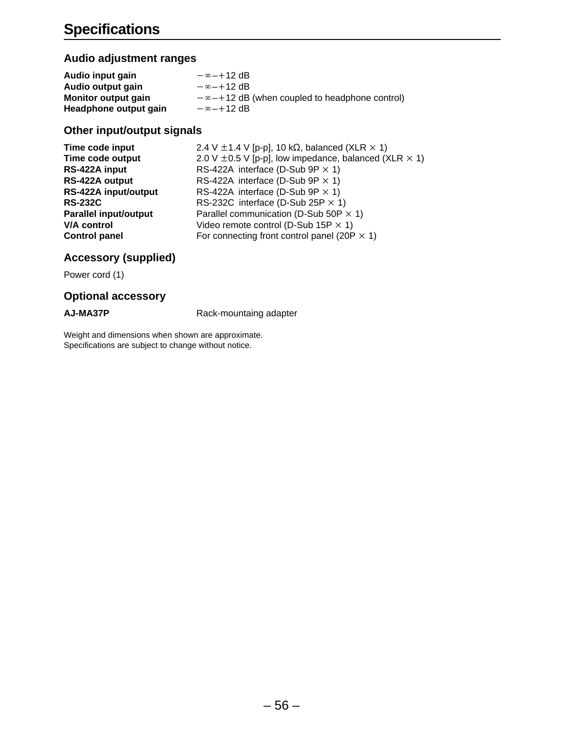# Specifications

## Audio adjustment ranges

| | |
|---|---|
| **Audio input gain** | $-\infty$–$+12$ dB |
| **Audio output gain** | $-\infty$–$+12$ dB |
| **Monitor output gain** | $-\infty$–$+12$ dB (when coupled to headphone control) |
| **Headphone output gain** | $-\infty$–$+12$ dB |

## Other input/output signals

| | |
|---|---|
| **Time code input** | 2.4 V $\pm$1.4 V [p-p], 10 kΩ, balanced (XLR × 1) |
| **Time code output** | 2.0 V $\pm$0.5 V [p-p], low impedance, balanced (XLR × 1) |
| **RS-422A input** | RS-422A interface (D-Sub 9P × 1) |
| **RS-422A output** | RS-422A interface (D-Sub 9P × 1) |
| **RS-422A input/output** | RS-422A interface (D-Sub 9P × 1) |
| **RS-232C** | RS-232C interface (D-Sub 25P × 1) |
| **Parallel input/output** | Parallel communication (D-Sub 50P × 1) |
| **V/A control** | Video remote control (D-Sub 15P × 1) |
| **Control panel** | For connecting front control panel (20P × 1) |

## Accessory (supplied)

Power cord (1)

## Optional accessory

| | |
|---|---|
| **AJ-MA37P** | Rack-mountaing adapter |

Weight and dimensions when shown are approximate.
Specifications are subject to change without notice.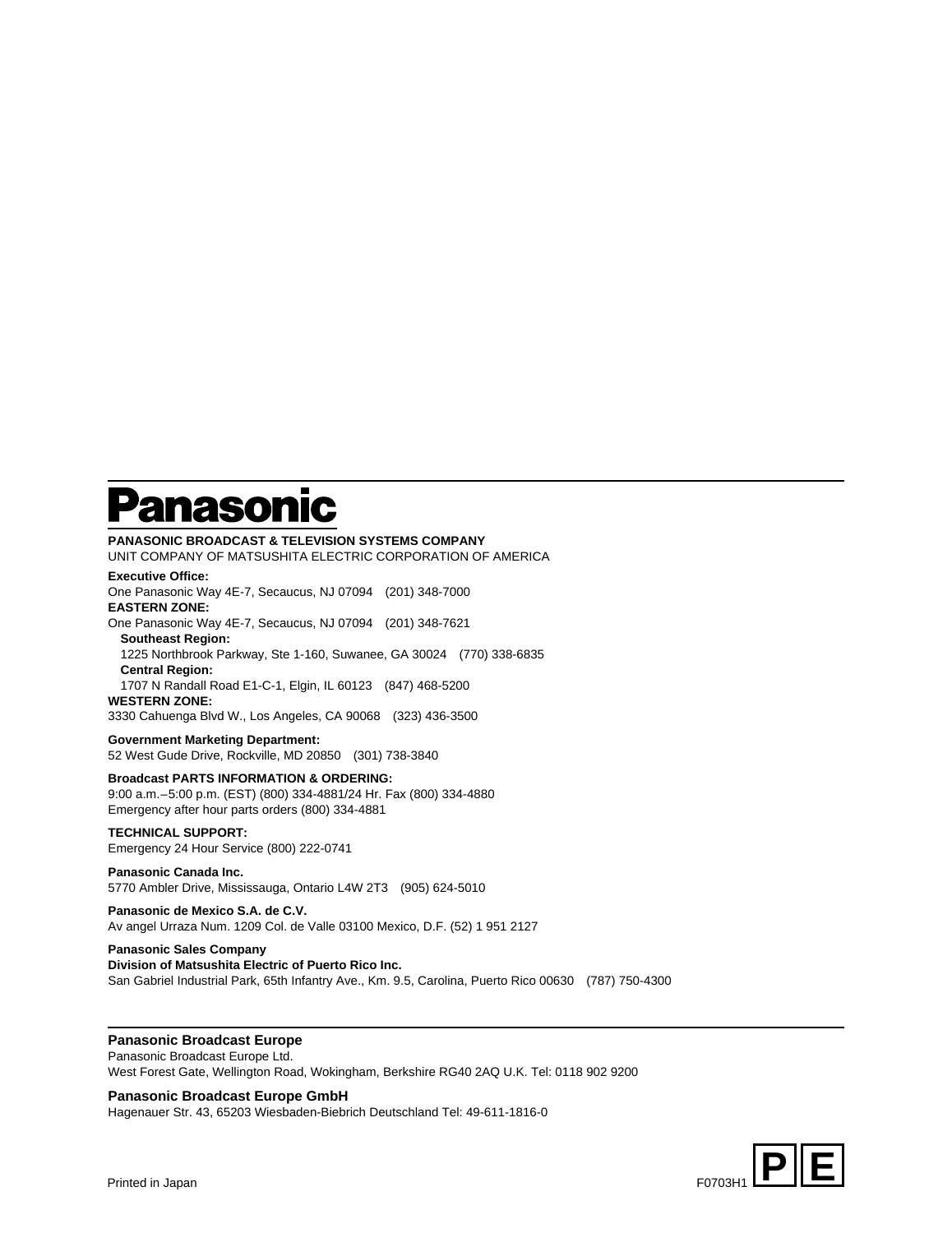# Panasonic

**PANASONIC BROADCAST & TELEVISION SYSTEMS COMPANY**
UNIT COMPANY OF MATSUSHITA ELECTRIC CORPORATION OF AMERICA

**Executive Office:**
One Panasonic Way 4E-7, Secaucus, NJ 07094 (201) 348-7000

**EASTERN ZONE:**
One Panasonic Way 4E-7, Secaucus, NJ 07094 (201) 348-7621

**Southeast Region:**
1225 Northbrook Parkway, Ste 1-160, Suwanee, GA 30024 (770) 338-6835

**Central Region:**
1707 N Randall Road E1-C-1, Elgin, IL 60123 (847) 468-5200

**WESTERN ZONE:**
3330 Cahuenga Blvd W., Los Angeles, CA 90068 (323) 436-3500

**Government Marketing Department:**
52 West Gude Drive, Rockville, MD 20850 (301) 738-3840

**Broadcast PARTS INFORMATION & ORDERING:**
9:00 a.m.–5:00 p.m. (EST) (800) 334-4881/24 Hr. Fax (800) 334-4880
Emergency after hour parts orders (800) 334-4881

**TECHNICAL SUPPORT:**
Emergency 24 Hour Service (800) 222-0741

**Panasonic Canada Inc.**
5770 Ambler Drive, Mississauga, Ontario L4W 2T3 (905) 624-5010

**Panasonic de Mexico S.A. de C.V.**
Av angel Urraza Num. 1209 Col. de Valle 03100 Mexico, D.F. (52) 1 951 2127

**Panasonic Sales Company**
**Division of Matsushita Electric of Puerto Rico Inc.**
San Gabriel Industrial Park, 65th Infantry Ave., Km. 9.5, Carolina, Puerto Rico 00630 (787) 750-4300

**Panasonic Broadcast Europe**
Panasonic Broadcast Europe Ltd.
West Forest Gate, Wellington Road, Wokingham, Berkshire RG40 2AQ U.K. Tel: 0118 902 9200

**Panasonic Broadcast Europe GmbH**
Hagenauer Str. 43, 65203 Wiesbaden-Biebrich Deutschland Tel: 49-611-1816-0

Printed in Japan

F0703H1 P E